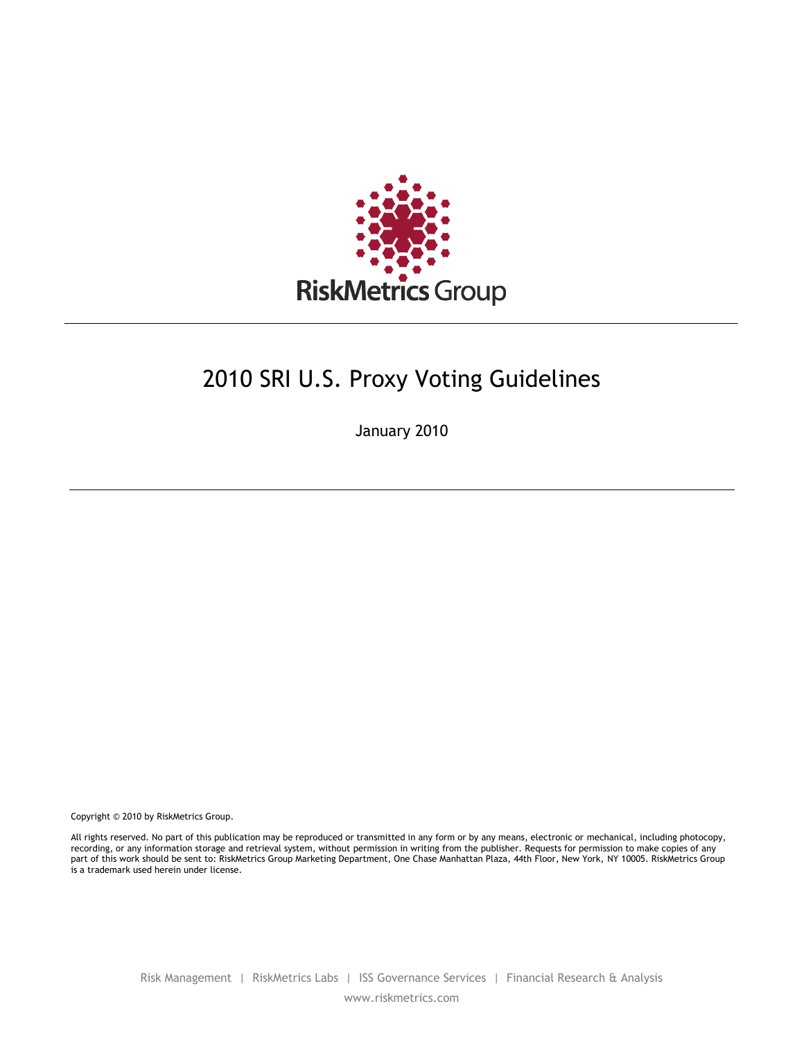RiskMetrics Group

# 2010 SRI U.S. Proxy Voting Guidelines

January 2010

Copyright © 2010 by RiskMetrics Group.

All rights reserved. No part of this publication may be reproduced or transmitted in any form or by any means, electronic or mechanical, including photocopy, recording, or any information storage and retrieval system, without permission in writing from the publisher. Requests for permission to make copies of any part of this work should be sent to: RiskMetrics Group Marketing Department, One Chase Manhattan Plaza, 44th Floor, New York, NY 10005. RiskMetrics Group is a trademark used herein under license.

Risk Management | RiskMetrics Labs | ISS Governance Services | Financial Research & Analysis

www.riskmetrics.com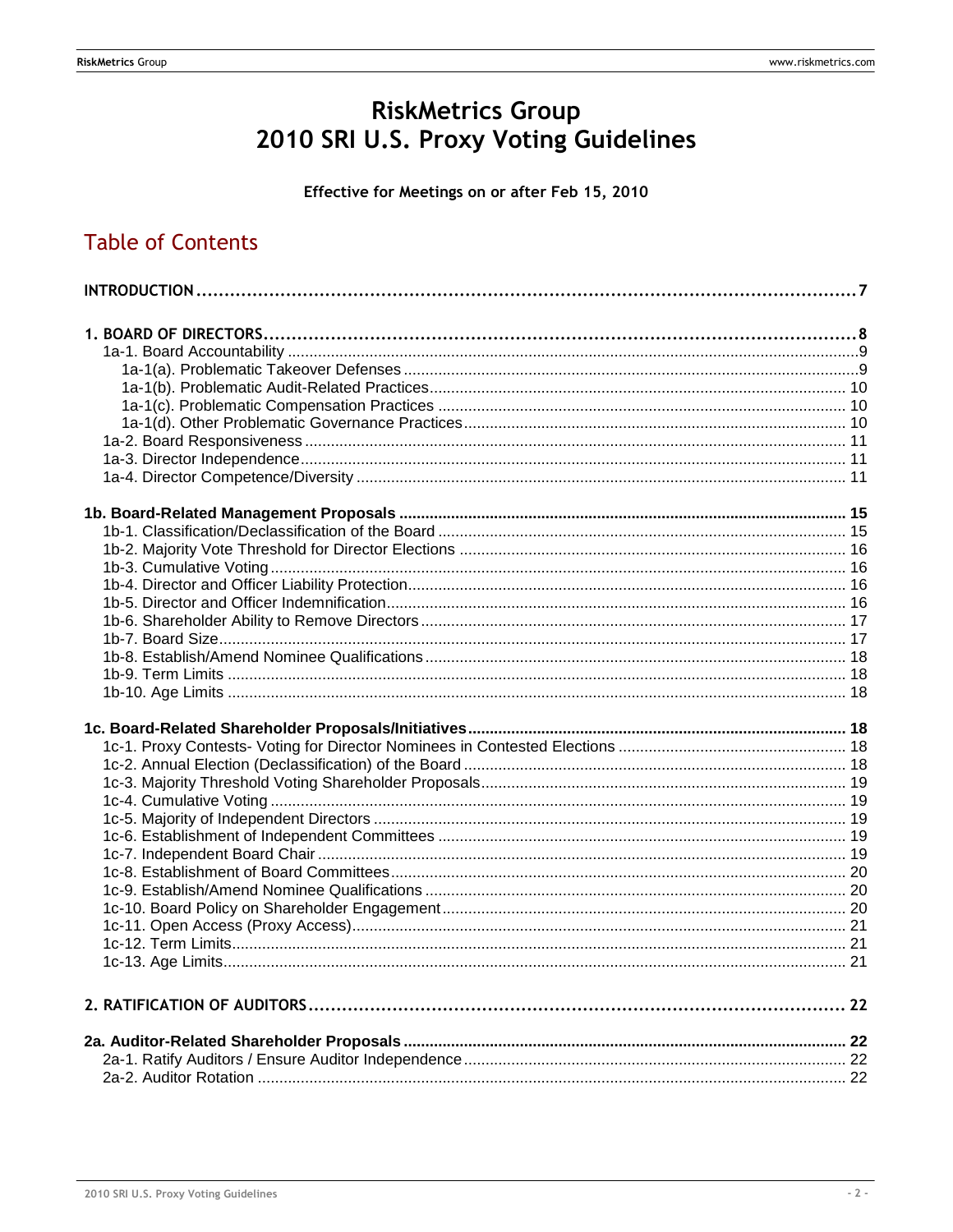# RiskMetrics Group
# 2010 SRI U.S. Proxy Voting Guidelines

**Effective for Meetings on or after Feb 15, 2010**

## Table of Contents

**INTRODUCTION** ........ 7

**1. BOARD OF DIRECTORS** ........ 8
- 1a-1. Board Accountability ........ 9
  - 1a-1(a). Problematic Takeover Defenses ........ 9
  - 1a-1(b). Problematic Audit-Related Practices ........ 10
  - 1a-1(c). Problematic Compensation Practices ........ 10
  - 1a-1(d). Other Problematic Governance Practices ........ 10
- 1a-2. Board Responsiveness ........ 11
- 1a-3. Director Independence ........ 11
- 1a-4. Director Competence/Diversity ........ 11

**1b. Board-Related Management Proposals** ........ 15
- 1b-1. Classification/Declassification of the Board ........ 15
- 1b-2. Majority Vote Threshold for Director Elections ........ 16
- 1b-3. Cumulative Voting ........ 16
- 1b-4. Director and Officer Liability Protection ........ 16
- 1b-5. Director and Officer Indemnification ........ 16
- 1b-6. Shareholder Ability to Remove Directors ........ 17
- 1b-7. Board Size ........ 17
- 1b-8. Establish/Amend Nominee Qualifications ........ 18
- 1b-9. Term Limits ........ 18
- 1b-10. Age Limits ........ 18

**1c. Board-Related Shareholder Proposals/Initiatives** ........ 18
- 1c-1. Proxy Contests- Voting for Director Nominees in Contested Elections ........ 18
- 1c-2. Annual Election (Declassification) of the Board ........ 18
- 1c-3. Majority Threshold Voting Shareholder Proposals ........ 19
- 1c-4. Cumulative Voting ........ 19
- 1c-5. Majority of Independent Directors ........ 19
- 1c-6. Establishment of Independent Committees ........ 19
- 1c-7. Independent Board Chair ........ 19
- 1c-8. Establishment of Board Committees ........ 20
- 1c-9. Establish/Amend Nominee Qualifications ........ 20
- 1c-10. Board Policy on Shareholder Engagement ........ 20
- 1c-11. Open Access (Proxy Access) ........ 21
- 1c-12. Term Limits ........ 21
- 1c-13. Age Limits ........ 21

**2. RATIFICATION OF AUDITORS** ........ 22

**2a. Auditor-Related Shareholder Proposals** ........ 22
- 2a-1. Ratify Auditors / Ensure Auditor Independence ........ 22
- 2a-2. Auditor Rotation ........ 22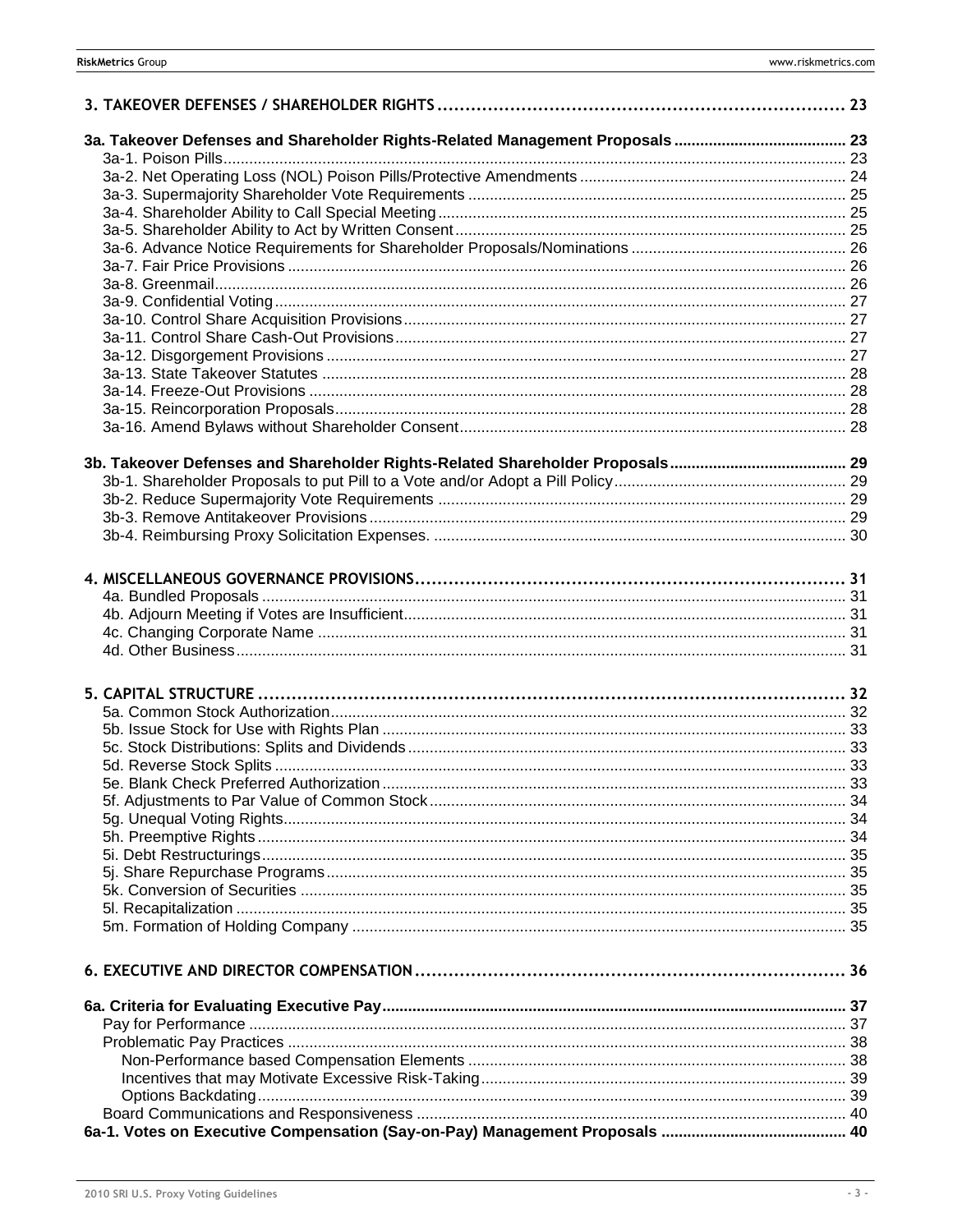**3. TAKEOVER DEFENSES / SHAREHOLDER RIGHTS** .......... 23

**3a. Takeover Defenses and Shareholder Rights-Related Management Proposals** .......... 23
- 3a-1. Poison Pills .......... 23
- 3a-2. Net Operating Loss (NOL) Poison Pills/Protective Amendments .......... 24
- 3a-3. Supermajority Shareholder Vote Requirements .......... 25
- 3a-4. Shareholder Ability to Call Special Meeting .......... 25
- 3a-5. Shareholder Ability to Act by Written Consent .......... 25
- 3a-6. Advance Notice Requirements for Shareholder Proposals/Nominations .......... 26
- 3a-7. Fair Price Provisions .......... 26
- 3a-8. Greenmail .......... 26
- 3a-9. Confidential Voting .......... 27
- 3a-10. Control Share Acquisition Provisions .......... 27
- 3a-11. Control Share Cash-Out Provisions .......... 27
- 3a-12. Disgorgement Provisions .......... 27
- 3a-13. State Takeover Statutes .......... 28
- 3a-14. Freeze-Out Provisions .......... 28
- 3a-15. Reincorporation Proposals .......... 28
- 3a-16. Amend Bylaws without Shareholder Consent .......... 28

**3b. Takeover Defenses and Shareholder Rights-Related Shareholder Proposals** .......... 29
- 3b-1. Shareholder Proposals to put Pill to a Vote and/or Adopt a Pill Policy .......... 29
- 3b-2. Reduce Supermajority Vote Requirements .......... 29
- 3b-3. Remove Antitakeover Provisions .......... 29
- 3b-4. Reimbursing Proxy Solicitation Expenses. .......... 30

**4. MISCELLANEOUS GOVERNANCE PROVISIONS** .......... 31
- 4a. Bundled Proposals .......... 31
- 4b. Adjourn Meeting if Votes are Insufficient .......... 31
- 4c. Changing Corporate Name .......... 31
- 4d. Other Business .......... 31

**5. CAPITAL STRUCTURE** .......... 32
- 5a. Common Stock Authorization .......... 32
- 5b. Issue Stock for Use with Rights Plan .......... 33
- 5c. Stock Distributions: Splits and Dividends .......... 33
- 5d. Reverse Stock Splits .......... 33
- 5e. Blank Check Preferred Authorization .......... 33
- 5f. Adjustments to Par Value of Common Stock .......... 34
- 5g. Unequal Voting Rights .......... 34
- 5h. Preemptive Rights .......... 34
- 5i. Debt Restructurings .......... 35
- 5j. Share Repurchase Programs .......... 35
- 5k. Conversion of Securities .......... 35
- 5l. Recapitalization .......... 35
- 5m. Formation of Holding Company .......... 35

**6. EXECUTIVE AND DIRECTOR COMPENSATION** .......... 36

**6a. Criteria for Evaluating Executive Pay** .......... 37
- Pay for Performance .......... 37
- Problematic Pay Practices .......... 38
  - Non-Performance based Compensation Elements .......... 38
  - Incentives that may Motivate Excessive Risk-Taking .......... 39
  - Options Backdating .......... 39
- Board Communications and Responsiveness .......... 40

**6a-1. Votes on Executive Compensation (Say-on-Pay) Management Proposals** .......... 40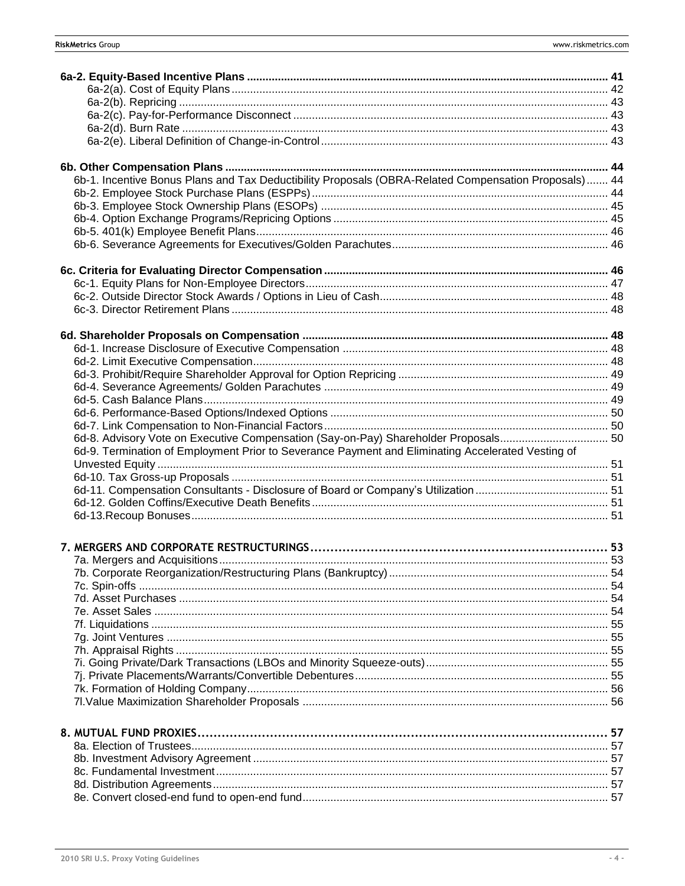**6a-2. Equity-Based Incentive Plans** ..... 41
- 6a-2(a). Cost of Equity Plans ..... 42
- 6a-2(b). Repricing ..... 43
- 6a-2(c). Pay-for-Performance Disconnect ..... 43
- 6a-2(d). Burn Rate ..... 43
- 6a-2(e). Liberal Definition of Change-in-Control ..... 43

**6b. Other Compensation Plans** ..... 44
- 6b-1. Incentive Bonus Plans and Tax Deductibility Proposals (OBRA-Related Compensation Proposals) ..... 44
- 6b-2. Employee Stock Purchase Plans (ESPPs) ..... 44
- 6b-3. Employee Stock Ownership Plans (ESOPs) ..... 45
- 6b-4. Option Exchange Programs/Repricing Options ..... 45
- 6b-5. 401(k) Employee Benefit Plans ..... 46
- 6b-6. Severance Agreements for Executives/Golden Parachutes ..... 46

**6c. Criteria for Evaluating Director Compensation** ..... 46
- 6c-1. Equity Plans for Non-Employee Directors ..... 47
- 6c-2. Outside Director Stock Awards / Options in Lieu of Cash ..... 48
- 6c-3. Director Retirement Plans ..... 48

**6d. Shareholder Proposals on Compensation** ..... 48
- 6d-1. Increase Disclosure of Executive Compensation ..... 48
- 6d-2. Limit Executive Compensation ..... 48
- 6d-3. Prohibit/Require Shareholder Approval for Option Repricing ..... 49
- 6d-4. Severance Agreements/ Golden Parachutes ..... 49
- 6d-5. Cash Balance Plans ..... 49
- 6d-6. Performance-Based Options/Indexed Options ..... 50
- 6d-7. Link Compensation to Non-Financial Factors ..... 50
- 6d-8. Advisory Vote on Executive Compensation (Say-on-Pay) Shareholder Proposals ..... 50
- 6d-9. Termination of Employment Prior to Severance Payment and Eliminating Accelerated Vesting of Unvested Equity ..... 51
- 6d-10. Tax Gross-up Proposals ..... 51
- 6d-11. Compensation Consultants - Disclosure of Board or Company's Utilization ..... 51
- 6d-12. Golden Coffins/Executive Death Benefits ..... 51
- 6d-13.Recoup Bonuses ..... 51

**7. MERGERS AND CORPORATE RESTRUCTURINGS** ..... 53
- 7a. Mergers and Acquisitions ..... 53
- 7b. Corporate Reorganization/Restructuring Plans (Bankruptcy) ..... 54
- 7c. Spin-offs ..... 54
- 7d. Asset Purchases ..... 54
- 7e. Asset Sales ..... 54
- 7f. Liquidations ..... 55
- 7g. Joint Ventures ..... 55
- 7h. Appraisal Rights ..... 55
- 7i. Going Private/Dark Transactions (LBOs and Minority Squeeze-outs) ..... 55
- 7j. Private Placements/Warrants/Convertible Debentures ..... 55
- 7k. Formation of Holding Company ..... 56
- 7l.Value Maximization Shareholder Proposals ..... 56

**8. MUTUAL FUND PROXIES** ..... 57
- 8a. Election of Trustees ..... 57
- 8b. Investment Advisory Agreement ..... 57
- 8c. Fundamental Investment ..... 57
- 8d. Distribution Agreements ..... 57
- 8e. Convert closed-end fund to open-end fund ..... 57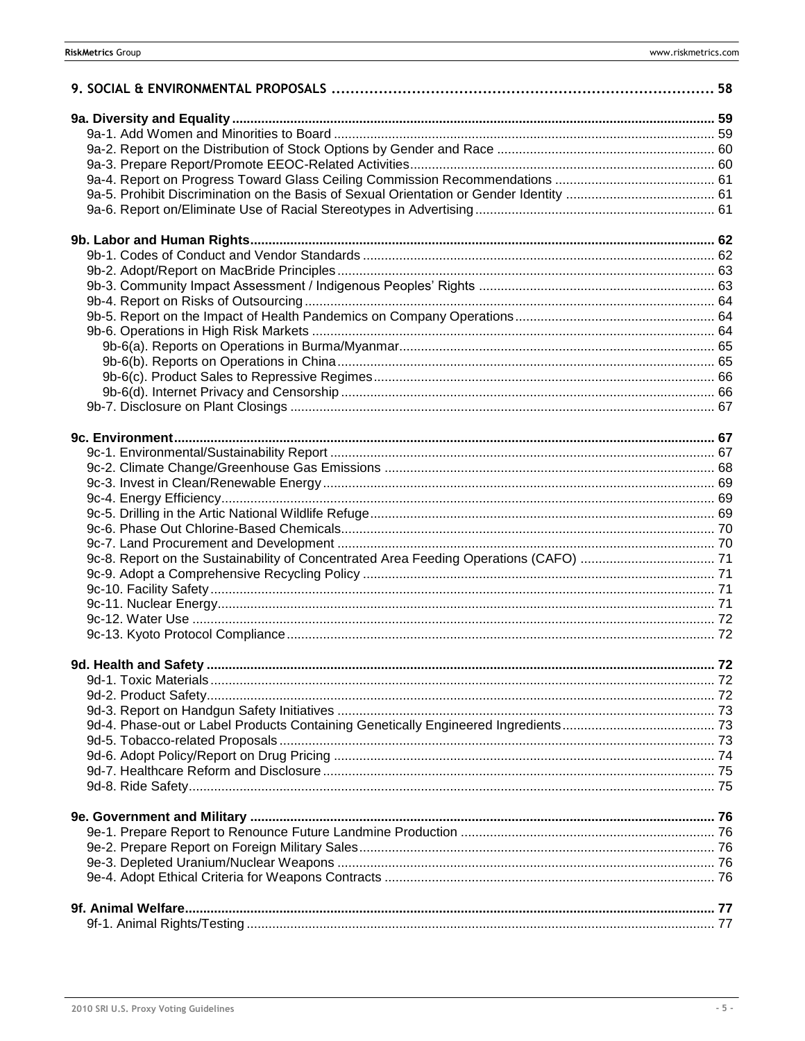**9. SOCIAL & ENVIRONMENTAL PROPOSALS ........................................................................ 58**

**9a. Diversity and Equality ........................................................................ 59**
- 9a-1. Add Women and Minorities to Board ........................................................................ 59
- 9a-2. Report on the Distribution of Stock Options by Gender and Race ........................................................................ 60
- 9a-3. Prepare Report/Promote EEOC-Related Activities ........................................................................ 60
- 9a-4. Report on Progress Toward Glass Ceiling Commission Recommendations ........................................................................ 61
- 9a-5. Prohibit Discrimination on the Basis of Sexual Orientation or Gender Identity ........................................................................ 61
- 9a-6. Report on/Eliminate Use of Racial Stereotypes in Advertising ........................................................................ 61

**9b. Labor and Human Rights ........................................................................ 62**
- 9b-1. Codes of Conduct and Vendor Standards ........................................................................ 62
- 9b-2. Adopt/Report on MacBride Principles ........................................................................ 63
- 9b-3. Community Impact Assessment / Indigenous Peoples' Rights ........................................................................ 63
- 9b-4. Report on Risks of Outsourcing ........................................................................ 64
- 9b-5. Report on the Impact of Health Pandemics on Company Operations ........................................................................ 64
- 9b-6. Operations in High Risk Markets ........................................................................ 64
  - 9b-6(a). Reports on Operations in Burma/Myanmar ........................................................................ 65
  - 9b-6(b). Reports on Operations in China ........................................................................ 65
  - 9b-6(c). Product Sales to Repressive Regimes ........................................................................ 66
  - 9b-6(d). Internet Privacy and Censorship ........................................................................ 66
- 9b-7. Disclosure on Plant Closings ........................................................................ 67

**9c. Environment ........................................................................ 67**
- 9c-1. Environmental/Sustainability Report ........................................................................ 67
- 9c-2. Climate Change/Greenhouse Gas Emissions ........................................................................ 68
- 9c-3. Invest in Clean/Renewable Energy ........................................................................ 69
- 9c-4. Energy Efficiency ........................................................................ 69
- 9c-5. Drilling in the Artic National Wildlife Refuge ........................................................................ 69
- 9c-6. Phase Out Chlorine-Based Chemicals ........................................................................ 70
- 9c-7. Land Procurement and Development ........................................................................ 70
- 9c-8. Report on the Sustainability of Concentrated Area Feeding Operations (CAFO) ........................................................................ 71
- 9c-9. Adopt a Comprehensive Recycling Policy ........................................................................ 71
- 9c-10. Facility Safety ........................................................................ 71
- 9c-11. Nuclear Energy ........................................................................ 71
- 9c-12. Water Use ........................................................................ 72
- 9c-13. Kyoto Protocol Compliance ........................................................................ 72

**9d. Health and Safety ........................................................................ 72**
- 9d-1. Toxic Materials ........................................................................ 72
- 9d-2. Product Safety ........................................................................ 72
- 9d-3. Report on Handgun Safety Initiatives ........................................................................ 73
- 9d-4. Phase-out or Label Products Containing Genetically Engineered Ingredients ........................................................................ 73
- 9d-5. Tobacco-related Proposals ........................................................................ 73
- 9d-6. Adopt Policy/Report on Drug Pricing ........................................................................ 74
- 9d-7. Healthcare Reform and Disclosure ........................................................................ 75
- 9d-8. Ride Safety ........................................................................ 75

**9e. Government and Military ........................................................................ 76**
- 9e-1. Prepare Report to Renounce Future Landmine Production ........................................................................ 76
- 9e-2. Prepare Report on Foreign Military Sales ........................................................................ 76
- 9e-3. Depleted Uranium/Nuclear Weapons ........................................................................ 76
- 9e-4. Adopt Ethical Criteria for Weapons Contracts ........................................................................ 76

**9f. Animal Welfare ........................................................................ 77**
- 9f-1. Animal Rights/Testing ........................................................................ 77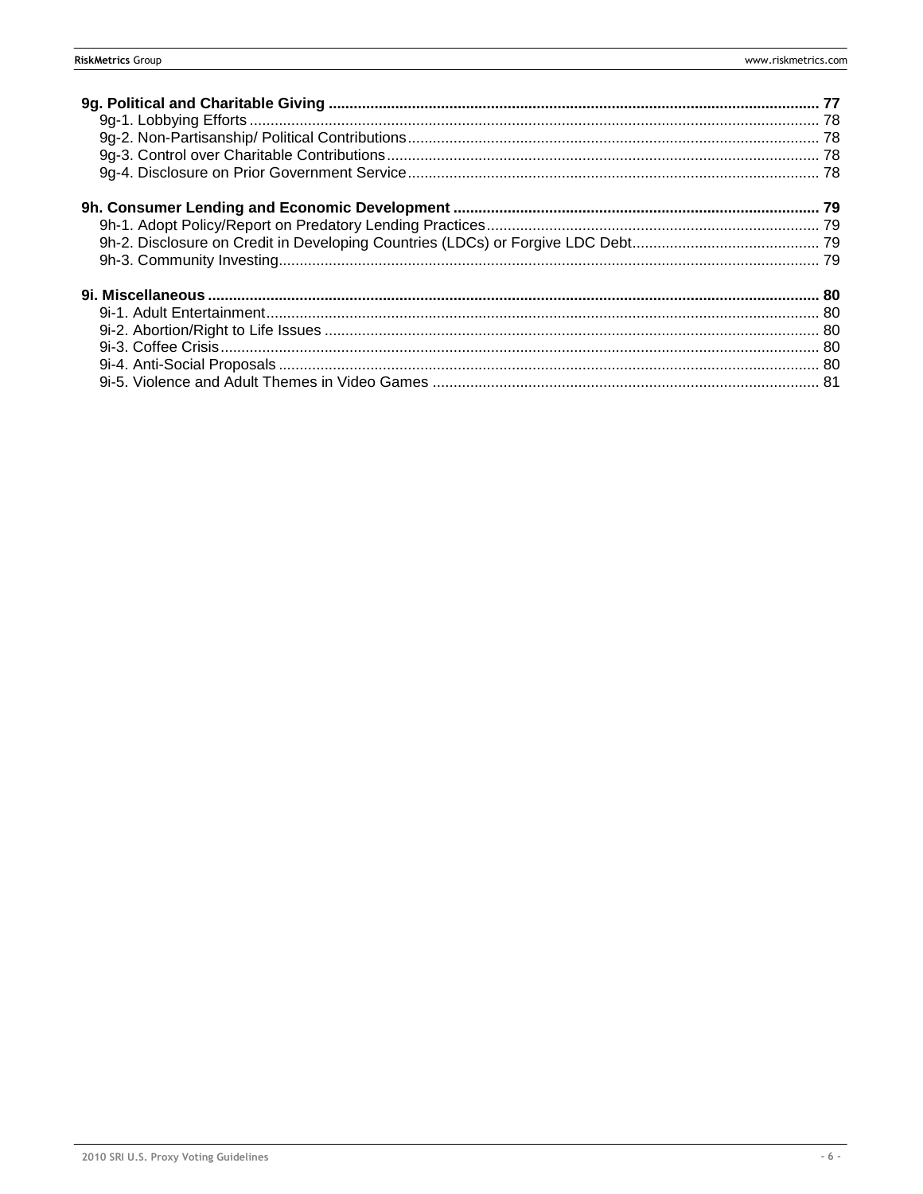**9g. Political and Charitable Giving .......... 77**

- 9g-1. Lobbying Efforts .......... 78
- 9g-2. Non-Partisanship/ Political Contributions .......... 78
- 9g-3. Control over Charitable Contributions .......... 78
- 9g-4. Disclosure on Prior Government Service .......... 78

**9h. Consumer Lending and Economic Development .......... 79**

- 9h-1. Adopt Policy/Report on Predatory Lending Practices .......... 79
- 9h-2. Disclosure on Credit in Developing Countries (LDCs) or Forgive LDC Debt .......... 79
- 9h-3. Community Investing .......... 79

**9i. Miscellaneous .......... 80**

- 9i-1. Adult Entertainment .......... 80
- 9i-2. Abortion/Right to Life Issues .......... 80
- 9i-3. Coffee Crisis .......... 80
- 9i-4. Anti-Social Proposals .......... 80
- 9i-5. Violence and Adult Themes in Video Games .......... 81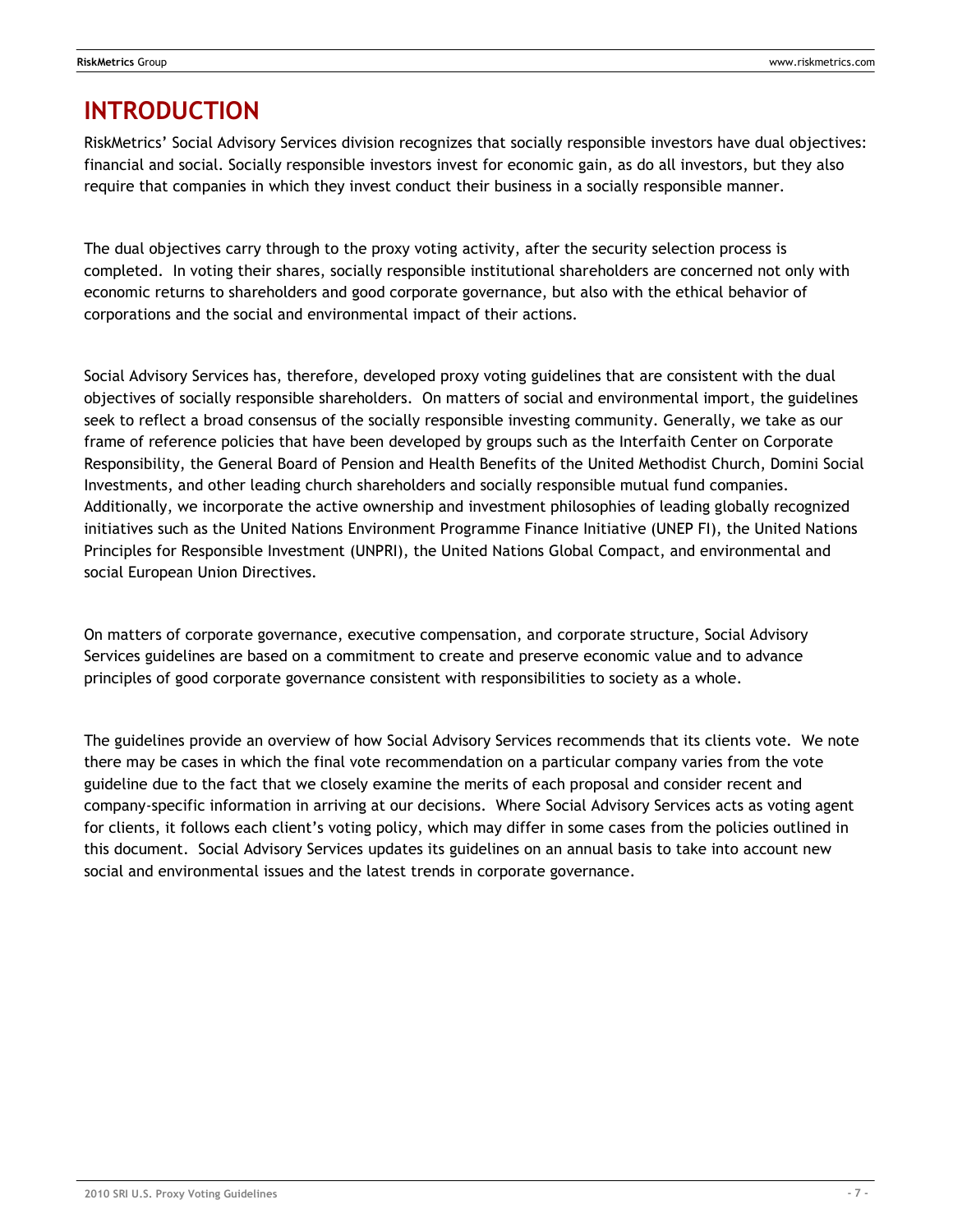# INTRODUCTION

RiskMetrics' Social Advisory Services division recognizes that socially responsible investors have dual objectives: financial and social. Socially responsible investors invest for economic gain, as do all investors, but they also require that companies in which they invest conduct their business in a socially responsible manner.

The dual objectives carry through to the proxy voting activity, after the security selection process is completed. In voting their shares, socially responsible institutional shareholders are concerned not only with economic returns to shareholders and good corporate governance, but also with the ethical behavior of corporations and the social and environmental impact of their actions.

Social Advisory Services has, therefore, developed proxy voting guidelines that are consistent with the dual objectives of socially responsible shareholders. On matters of social and environmental import, the guidelines seek to reflect a broad consensus of the socially responsible investing community. Generally, we take as our frame of reference policies that have been developed by groups such as the Interfaith Center on Corporate Responsibility, the General Board of Pension and Health Benefits of the United Methodist Church, Domini Social Investments, and other leading church shareholders and socially responsible mutual fund companies. Additionally, we incorporate the active ownership and investment philosophies of leading globally recognized initiatives such as the United Nations Environment Programme Finance Initiative (UNEP FI), the United Nations Principles for Responsible Investment (UNPRI), the United Nations Global Compact, and environmental and social European Union Directives.

On matters of corporate governance, executive compensation, and corporate structure, Social Advisory Services guidelines are based on a commitment to create and preserve economic value and to advance principles of good corporate governance consistent with responsibilities to society as a whole.

The guidelines provide an overview of how Social Advisory Services recommends that its clients vote. We note there may be cases in which the final vote recommendation on a particular company varies from the vote guideline due to the fact that we closely examine the merits of each proposal and consider recent and company-specific information in arriving at our decisions. Where Social Advisory Services acts as voting agent for clients, it follows each client's voting policy, which may differ in some cases from the policies outlined in this document. Social Advisory Services updates its guidelines on an annual basis to take into account new social and environmental issues and the latest trends in corporate governance.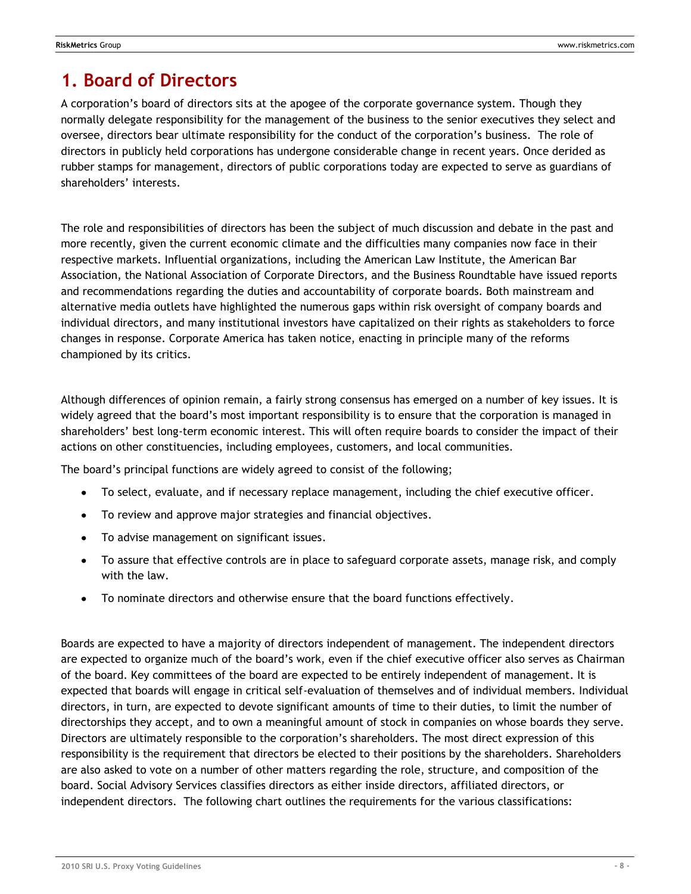# 1. Board of Directors

A corporation's board of directors sits at the apogee of the corporate governance system. Though they normally delegate responsibility for the management of the business to the senior executives they select and oversee, directors bear ultimate responsibility for the conduct of the corporation's business. The role of directors in publicly held corporations has undergone considerable change in recent years. Once derided as rubber stamps for management, directors of public corporations today are expected to serve as guardians of shareholders' interests.

The role and responsibilities of directors has been the subject of much discussion and debate in the past and more recently, given the current economic climate and the difficulties many companies now face in their respective markets. Influential organizations, including the American Law Institute, the American Bar Association, the National Association of Corporate Directors, and the Business Roundtable have issued reports and recommendations regarding the duties and accountability of corporate boards. Both mainstream and alternative media outlets have highlighted the numerous gaps within risk oversight of company boards and individual directors, and many institutional investors have capitalized on their rights as stakeholders to force changes in response. Corporate America has taken notice, enacting in principle many of the reforms championed by its critics.

Although differences of opinion remain, a fairly strong consensus has emerged on a number of key issues. It is widely agreed that the board's most important responsibility is to ensure that the corporation is managed in shareholders' best long-term economic interest. This will often require boards to consider the impact of their actions on other constituencies, including employees, customers, and local communities.

The board's principal functions are widely agreed to consist of the following;

- To select, evaluate, and if necessary replace management, including the chief executive officer.
- To review and approve major strategies and financial objectives.
- To advise management on significant issues.
- To assure that effective controls are in place to safeguard corporate assets, manage risk, and comply with the law.
- To nominate directors and otherwise ensure that the board functions effectively.

Boards are expected to have a majority of directors independent of management. The independent directors are expected to organize much of the board's work, even if the chief executive officer also serves as Chairman of the board. Key committees of the board are expected to be entirely independent of management. It is expected that boards will engage in critical self-evaluation of themselves and of individual members. Individual directors, in turn, are expected to devote significant amounts of time to their duties, to limit the number of directorships they accept, and to own a meaningful amount of stock in companies on whose boards they serve. Directors are ultimately responsible to the corporation's shareholders. The most direct expression of this responsibility is the requirement that directors be elected to their positions by the shareholders. Shareholders are also asked to vote on a number of other matters regarding the role, structure, and composition of the board. Social Advisory Services classifies directors as either inside directors, affiliated directors, or independent directors. The following chart outlines the requirements for the various classifications: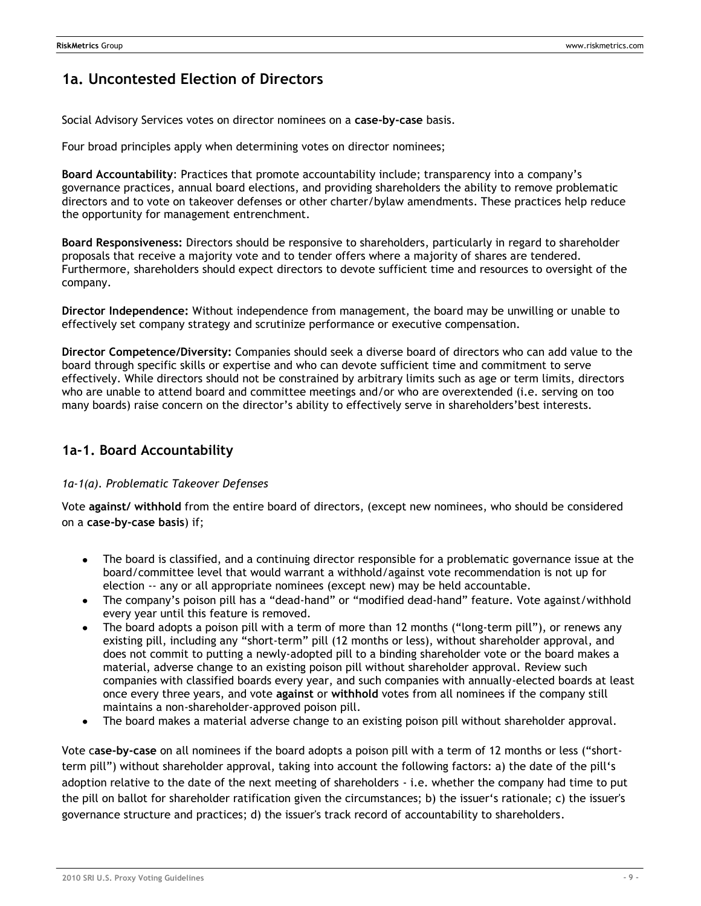## 1a. Uncontested Election of Directors

Social Advisory Services votes on director nominees on a **case-by-case** basis.

Four broad principles apply when determining votes on director nominees;

**Board Accountability**: Practices that promote accountability include; transparency into a company's governance practices, annual board elections, and providing shareholders the ability to remove problematic directors and to vote on takeover defenses or other charter/bylaw amendments. These practices help reduce the opportunity for management entrenchment.

**Board Responsiveness:** Directors should be responsive to shareholders, particularly in regard to shareholder proposals that receive a majority vote and to tender offers where a majority of shares are tendered. Furthermore, shareholders should expect directors to devote sufficient time and resources to oversight of the company.

**Director Independence:** Without independence from management, the board may be unwilling or unable to effectively set company strategy and scrutinize performance or executive compensation.

**Director Competence/Diversity:** Companies should seek a diverse board of directors who can add value to the board through specific skills or expertise and who can devote sufficient time and commitment to serve effectively. While directors should not be constrained by arbitrary limits such as age or term limits, directors who are unable to attend board and committee meetings and/or who are overextended (i.e. serving on too many boards) raise concern on the director's ability to effectively serve in shareholders'best interests.

## 1a-1. Board Accountability

*1a-1(a). Problematic Takeover Defenses*

Vote **against/ withhold** from the entire board of directors, (except new nominees, who should be considered on a **case-by-case basis**) if;

- The board is classified, and a continuing director responsible for a problematic governance issue at the board/committee level that would warrant a withhold/against vote recommendation is not up for election -- any or all appropriate nominees (except new) may be held accountable.
- The company's poison pill has a "dead-hand" or "modified dead-hand" feature. Vote against/withhold every year until this feature is removed.
- The board adopts a poison pill with a term of more than 12 months ("long-term pill"), or renews any existing pill, including any "short-term" pill (12 months or less), without shareholder approval, and does not commit to putting a newly-adopted pill to a binding shareholder vote or the board makes a material, adverse change to an existing poison pill without shareholder approval. Review such companies with classified boards every year, and such companies with annually-elected boards at least once every three years, and vote **against** or **withhold** votes from all nominees if the company still maintains a non-shareholder-approved poison pill.
- The board makes a material adverse change to an existing poison pill without shareholder approval.

Vote c**ase-by-case** on all nominees if the board adopts a poison pill with a term of 12 months or less ("short-term pill") without shareholder approval, taking into account the following factors: a) the date of the pill's adoption relative to the date of the next meeting of shareholders - i.e. whether the company had time to put the pill on ballot for shareholder ratification given the circumstances; b) the issuer's rationale; c) the issuer's governance structure and practices; d) the issuer's track record of accountability to shareholders.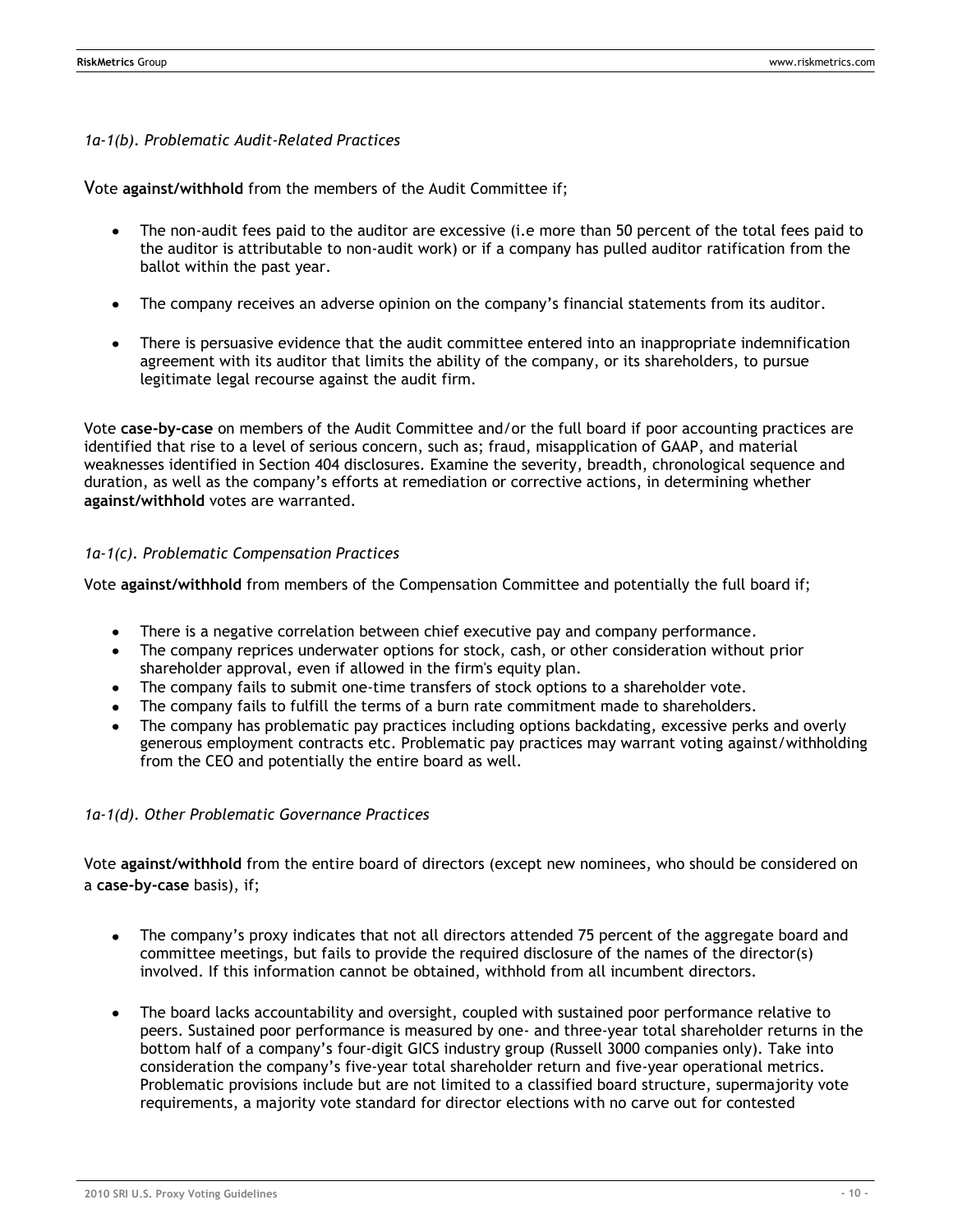*1a-1(b). Problematic Audit-Related Practices*

Vote **against/withhold** from the members of the Audit Committee if;

- The non-audit fees paid to the auditor are excessive (i.e more than 50 percent of the total fees paid to the auditor is attributable to non-audit work) or if a company has pulled auditor ratification from the ballot within the past year.
- The company receives an adverse opinion on the company's financial statements from its auditor.
- There is persuasive evidence that the audit committee entered into an inappropriate indemnification agreement with its auditor that limits the ability of the company, or its shareholders, to pursue legitimate legal recourse against the audit firm.

Vote **case-by-case** on members of the Audit Committee and/or the full board if poor accounting practices are identified that rise to a level of serious concern, such as; fraud, misapplication of GAAP, and material weaknesses identified in Section 404 disclosures. Examine the severity, breadth, chronological sequence and duration, as well as the company's efforts at remediation or corrective actions, in determining whether **against/withhold** votes are warranted.

*1a-1(c). Problematic Compensation Practices*

Vote **against/withhold** from members of the Compensation Committee and potentially the full board if;

- There is a negative correlation between chief executive pay and company performance.
- The company reprices underwater options for stock, cash, or other consideration without prior shareholder approval, even if allowed in the firm's equity plan.
- The company fails to submit one-time transfers of stock options to a shareholder vote.
- The company fails to fulfill the terms of a burn rate commitment made to shareholders.
- The company has problematic pay practices including options backdating, excessive perks and overly generous employment contracts etc. Problematic pay practices may warrant voting against/withholding from the CEO and potentially the entire board as well.

*1a-1(d). Other Problematic Governance Practices*

Vote **against/withhold** from the entire board of directors (except new nominees, who should be considered on a **case-by-case** basis), if;

- The company's proxy indicates that not all directors attended 75 percent of the aggregate board and committee meetings, but fails to provide the required disclosure of the names of the director(s) involved. If this information cannot be obtained, withhold from all incumbent directors.
- The board lacks accountability and oversight, coupled with sustained poor performance relative to peers. Sustained poor performance is measured by one- and three-year total shareholder returns in the bottom half of a company's four-digit GICS industry group (Russell 3000 companies only). Take into consideration the company's five-year total shareholder return and five-year operational metrics. Problematic provisions include but are not limited to a classified board structure, supermajority vote requirements, a majority vote standard for director elections with no carve out for contested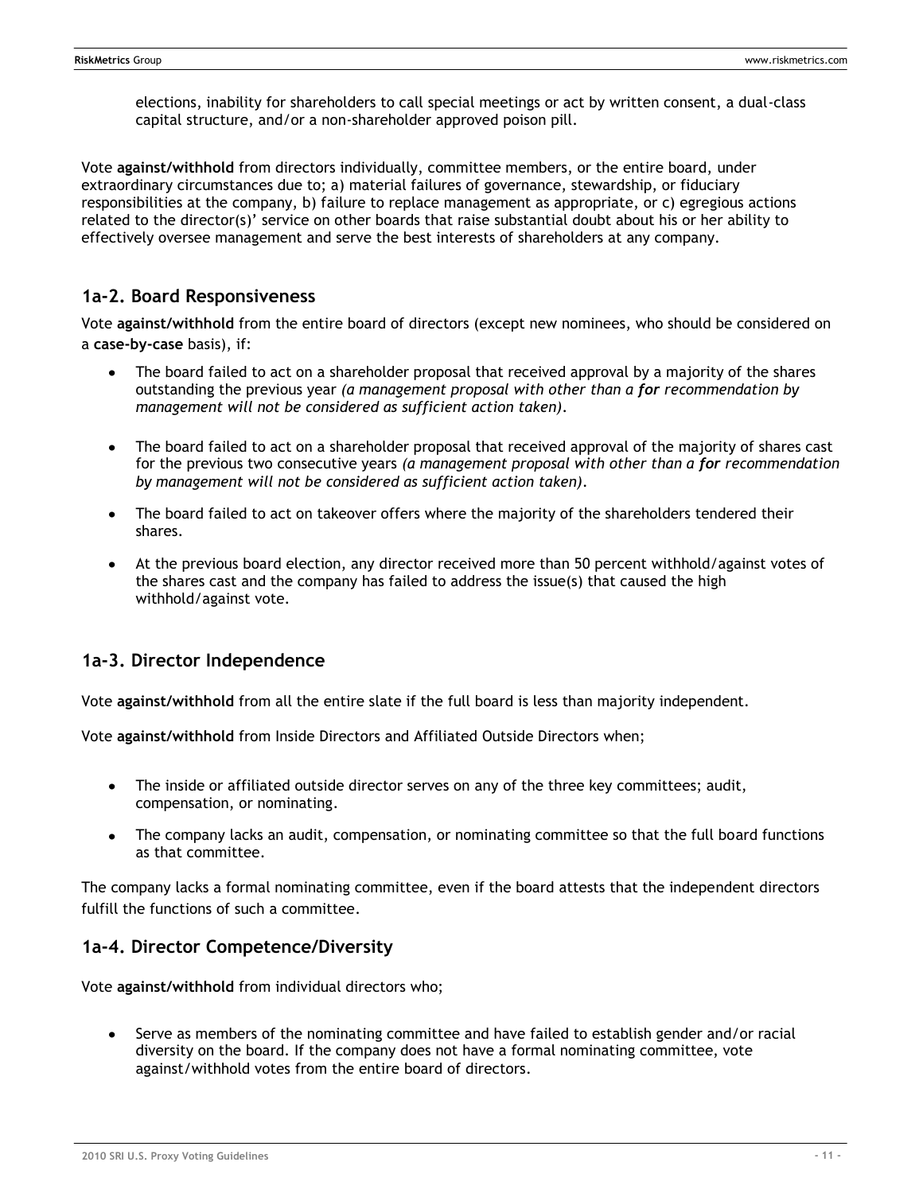elections, inability for shareholders to call special meetings or act by written consent, a dual-class capital structure, and/or a non-shareholder approved poison pill.

Vote **against/withhold** from directors individually, committee members, or the entire board, under extraordinary circumstances due to; a) material failures of governance, stewardship, or fiduciary responsibilities at the company, b) failure to replace management as appropriate, or c) egregious actions related to the director(s)' service on other boards that raise substantial doubt about his or her ability to effectively oversee management and serve the best interests of shareholders at any company.

## 1a-2. Board Responsiveness

Vote **against/withhold** from the entire board of directors (except new nominees, who should be considered on a **case-by-case** basis), if:

- The board failed to act on a shareholder proposal that received approval by a majority of the shares outstanding the previous year *(a management proposal with other than a **for** recommendation by management will not be considered as sufficient action taken).*
- The board failed to act on a shareholder proposal that received approval of the majority of shares cast for the previous two consecutive years *(a management proposal with other than a **for** recommendation by management will not be considered as sufficient action taken).*
- The board failed to act on takeover offers where the majority of the shareholders tendered their shares.
- At the previous board election, any director received more than 50 percent withhold/against votes of the shares cast and the company has failed to address the issue(s) that caused the high withhold/against vote.

## 1a-3. Director Independence

Vote **against/withhold** from all the entire slate if the full board is less than majority independent.

Vote **against/withhold** from Inside Directors and Affiliated Outside Directors when;

- The inside or affiliated outside director serves on any of the three key committees; audit, compensation, or nominating.
- The company lacks an audit, compensation, or nominating committee so that the full board functions as that committee.

The company lacks a formal nominating committee, even if the board attests that the independent directors fulfill the functions of such a committee.

## 1a-4. Director Competence/Diversity

Vote **against/withhold** from individual directors who;

- Serve as members of the nominating committee and have failed to establish gender and/or racial diversity on the board. If the company does not have a formal nominating committee, vote against/withhold votes from the entire board of directors.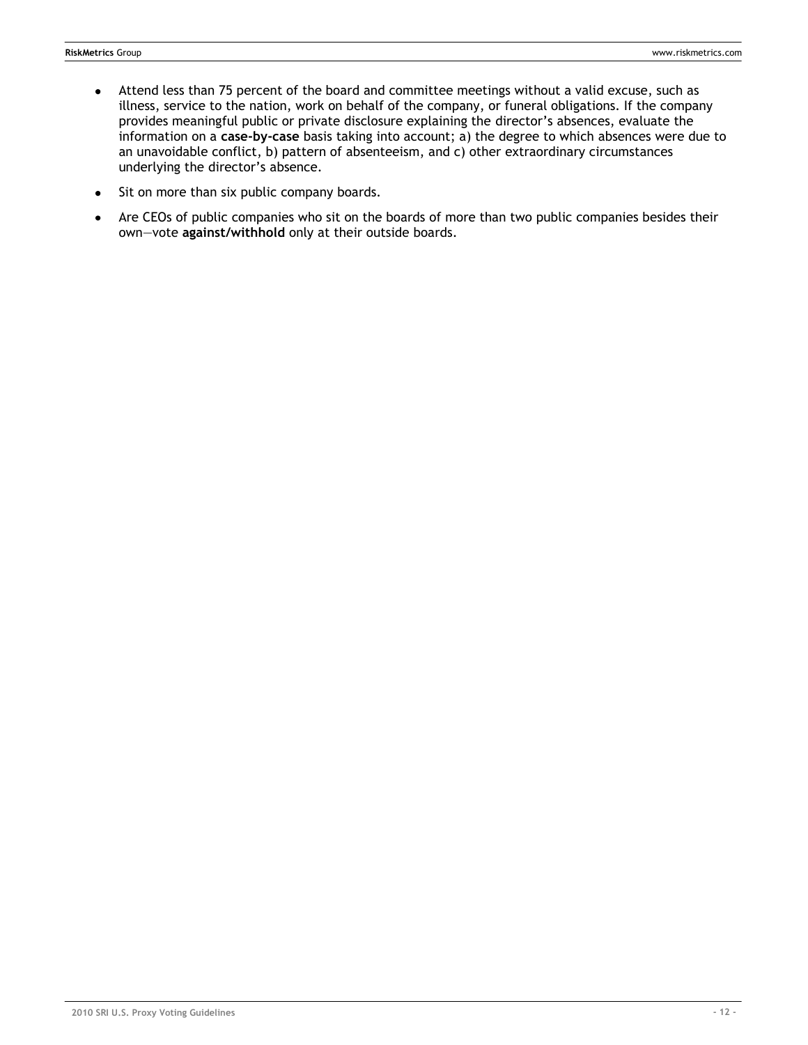- Attend less than 75 percent of the board and committee meetings without a valid excuse, such as illness, service to the nation, work on behalf of the company, or funeral obligations. If the company provides meaningful public or private disclosure explaining the director's absences, evaluate the information on a **case-by-case** basis taking into account; a) the degree to which absences were due to an unavoidable conflict, b) pattern of absenteeism, and c) other extraordinary circumstances underlying the director's absence.
- Sit on more than six public company boards.
- Are CEOs of public companies who sit on the boards of more than two public companies besides their own—vote **against/withhold** only at their outside boards.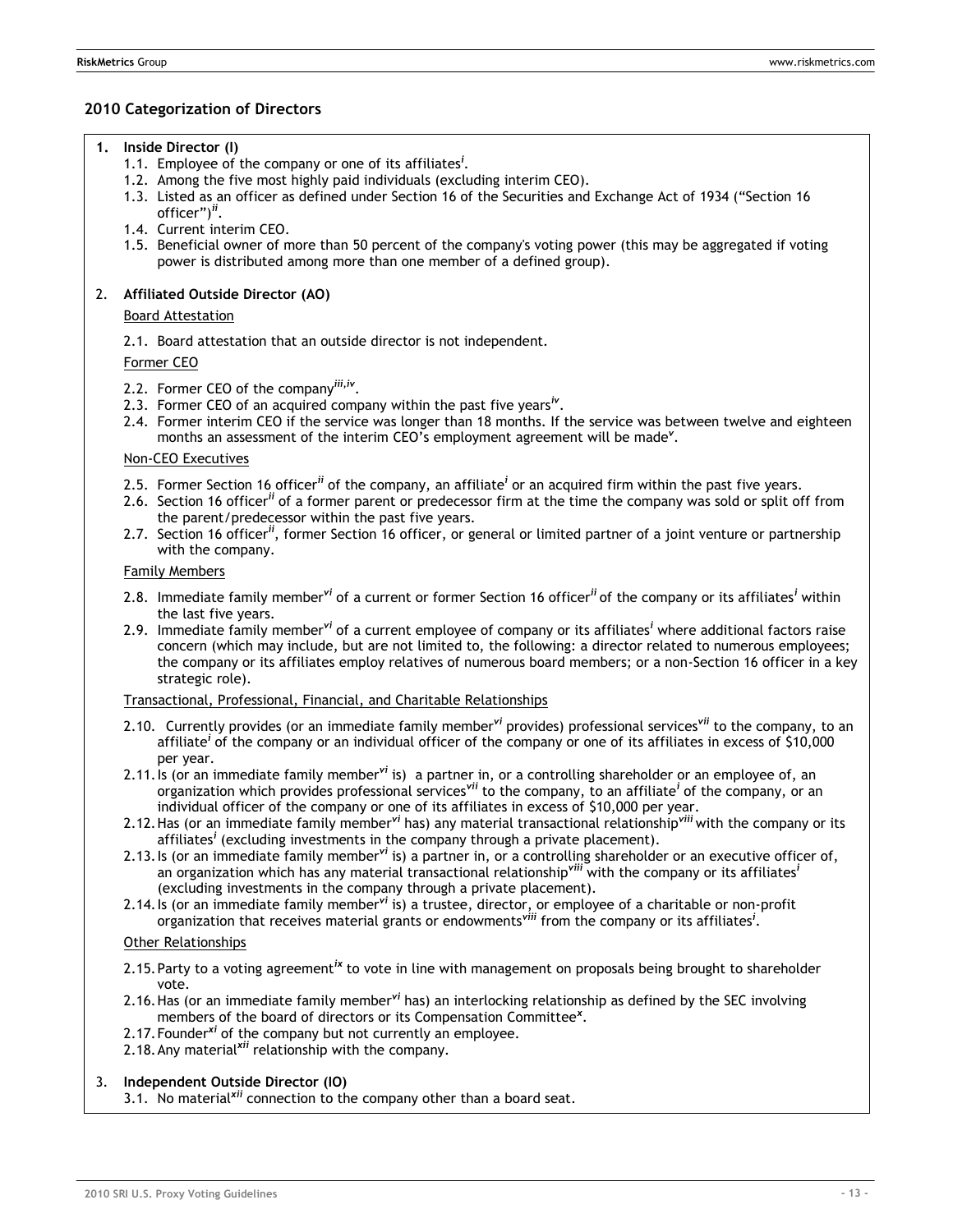## 2010 Categorization of Directors

1. **Inside Director (I)**
   - 1.1. Employee of the company or one of its affiliates[i].
   - 1.2. Among the five most highly paid individuals (excluding interim CEO).
   - 1.3. Listed as an officer as defined under Section 16 of the Securities and Exchange Act of 1934 ("Section 16 officer")[ii].
   - 1.4. Current interim CEO.
   - 1.5. Beneficial owner of more than 50 percent of the company's voting power (this may be aggregated if voting power is distributed among more than one member of a defined group).

2. **Affiliated Outside Director (AO)**

   <u>Board Attestation</u>

   - 2.1. Board attestation that an outside director is not independent.

   <u>Former CEO</u>

   - 2.2. Former CEO of the company[iii,iv].
   - 2.3. Former CEO of an acquired company within the past five years[iv].
   - 2.4. Former interim CEO if the service was longer than 18 months. If the service was between twelve and eighteen months an assessment of the interim CEO's employment agreement will be made[v].

   <u>Non-CEO Executives</u>

   - 2.5. Former Section 16 officer[ii] of the company, an affiliate[i] or an acquired firm within the past five years.
   - 2.6. Section 16 officer[ii] of a former parent or predecessor firm at the time the company was sold or split off from the parent/predecessor within the past five years.
   - 2.7. Section 16 officer[ii], former Section 16 officer, or general or limited partner of a joint venture or partnership with the company.

   <u>Family Members</u>

   - 2.8. Immediate family member[vi] of a current or former Section 16 officer[ii] of the company or its affiliates[i] within the last five years.
   - 2.9. Immediate family member[vi] of a current employee of company or its affiliates[i] where additional factors raise concern (which may include, but are not limited to, the following: a director related to numerous employees; the company or its affiliates employ relatives of numerous board members; or a non-Section 16 officer in a key strategic role).

   <u>Transactional, Professional, Financial, and Charitable Relationships</u>

   - 2.10. Currently provides (or an immediate family member[vi] provides) professional services[vii] to the company, to an affiliate[i] of the company or an individual officer of the company or one of its affiliates in excess of $10,000 per year.
   - 2.11. Is (or an immediate family member[vi] is) a partner in, or a controlling shareholder or an employee of, an organization which provides professional services[vii] to the company, to an affiliate[i] of the company, or an individual officer of the company or one of its affiliates in excess of $10,000 per year.
   - 2.12. Has (or an immediate family member[vi] has) any material transactional relationship[viii] with the company or its affiliates[i] (excluding investments in the company through a private placement).
   - 2.13. Is (or an immediate family member[vi] is) a partner in, or a controlling shareholder or an executive officer of, an organization which has any material transactional relationship[viii] with the company or its affiliates[i] (excluding investments in the company through a private placement).
   - 2.14. Is (or an immediate family member[vi] is) a trustee, director, or employee of a charitable or non-profit organization that receives material grants or endowments[viii] from the company or its affiliates[i].

   <u>Other Relationships</u>

   - 2.15. Party to a voting agreement[ix] to vote in line with management on proposals being brought to shareholder vote.
   - 2.16. Has (or an immediate family member[vi] has) an interlocking relationship as defined by the SEC involving members of the board of directors or its Compensation Committee[x].
   - 2.17. Founder[xi] of the company but not currently an employee.
   - 2.18. Any material[xii] relationship with the company.

3. **Independent Outside Director (IO)**
   - 3.1. No material[xii] connection to the company other than a board seat.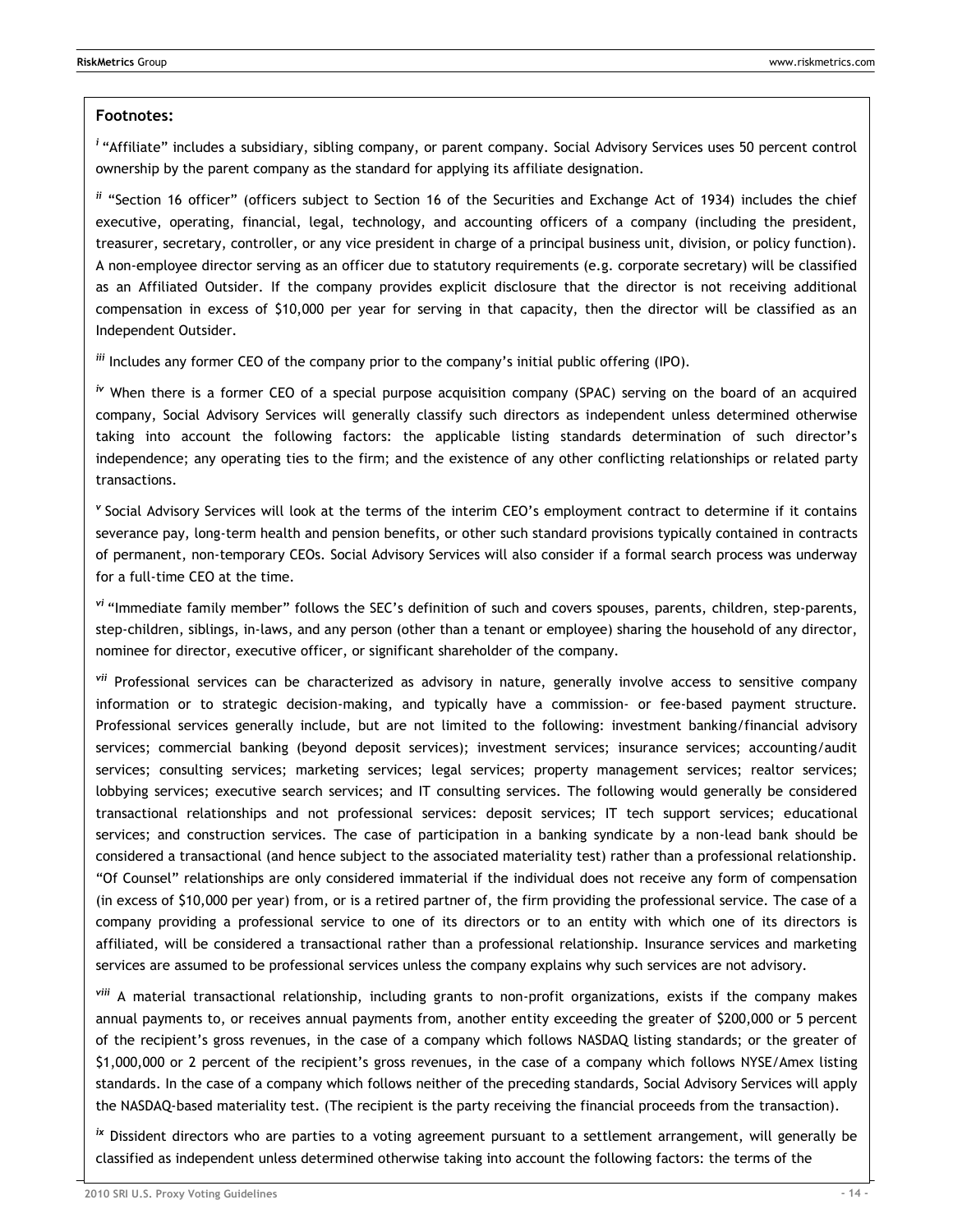**Footnotes:**

[i] "Affiliate" includes a subsidiary, sibling company, or parent company. Social Advisory Services uses 50 percent control ownership by the parent company as the standard for applying its affiliate designation.

[ii] "Section 16 officer" (officers subject to Section 16 of the Securities and Exchange Act of 1934) includes the chief executive, operating, financial, legal, technology, and accounting officers of a company (including the president, treasurer, secretary, controller, or any vice president in charge of a principal business unit, division, or policy function). A non-employee director serving as an officer due to statutory requirements (e.g. corporate secretary) will be classified as an Affiliated Outsider. If the company provides explicit disclosure that the director is not receiving additional compensation in excess of $10,000 per year for serving in that capacity, then the director will be classified as an Independent Outsider.

[iii] Includes any former CEO of the company prior to the company's initial public offering (IPO).

[iv] When there is a former CEO of a special purpose acquisition company (SPAC) serving on the board of an acquired company, Social Advisory Services will generally classify such directors as independent unless determined otherwise taking into account the following factors: the applicable listing standards determination of such director's independence; any operating ties to the firm; and the existence of any other conflicting relationships or related party transactions.

[v] Social Advisory Services will look at the terms of the interim CEO's employment contract to determine if it contains severance pay, long-term health and pension benefits, or other such standard provisions typically contained in contracts of permanent, non-temporary CEOs. Social Advisory Services will also consider if a formal search process was underway for a full-time CEO at the time.

[vi] "Immediate family member" follows the SEC's definition of such and covers spouses, parents, children, step-parents, step-children, siblings, in-laws, and any person (other than a tenant or employee) sharing the household of any director, nominee for director, executive officer, or significant shareholder of the company.

[vii] Professional services can be characterized as advisory in nature, generally involve access to sensitive company information or to strategic decision-making, and typically have a commission- or fee-based payment structure. Professional services generally include, but are not limited to the following: investment banking/financial advisory services; commercial banking (beyond deposit services); investment services; insurance services; accounting/audit services; consulting services; marketing services; legal services; property management services; realtor services; lobbying services; executive search services; and IT consulting services. The following would generally be considered transactional relationships and not professional services: deposit services; IT tech support services; educational services; and construction services. The case of participation in a banking syndicate by a non-lead bank should be considered a transactional (and hence subject to the associated materiality test) rather than a professional relationship. "Of Counsel" relationships are only considered immaterial if the individual does not receive any form of compensation (in excess of $10,000 per year) from, or is a retired partner of, the firm providing the professional service. The case of a company providing a professional service to one of its directors or to an entity with which one of its directors is affiliated, will be considered a transactional rather than a professional relationship. Insurance services and marketing services are assumed to be professional services unless the company explains why such services are not advisory.

[viii] A material transactional relationship, including grants to non-profit organizations, exists if the company makes annual payments to, or receives annual payments from, another entity exceeding the greater of $200,000 or 5 percent of the recipient's gross revenues, in the case of a company which follows NASDAQ listing standards; or the greater of $1,000,000 or 2 percent of the recipient's gross revenues, in the case of a company which follows NYSE/Amex listing standards. In the case of a company which follows neither of the preceding standards, Social Advisory Services will apply the NASDAQ-based materiality test. (The recipient is the party receiving the financial proceeds from the transaction).

[ix] Dissident directors who are parties to a voting agreement pursuant to a settlement arrangement, will generally be classified as independent unless determined otherwise taking into account the following factors: the terms of the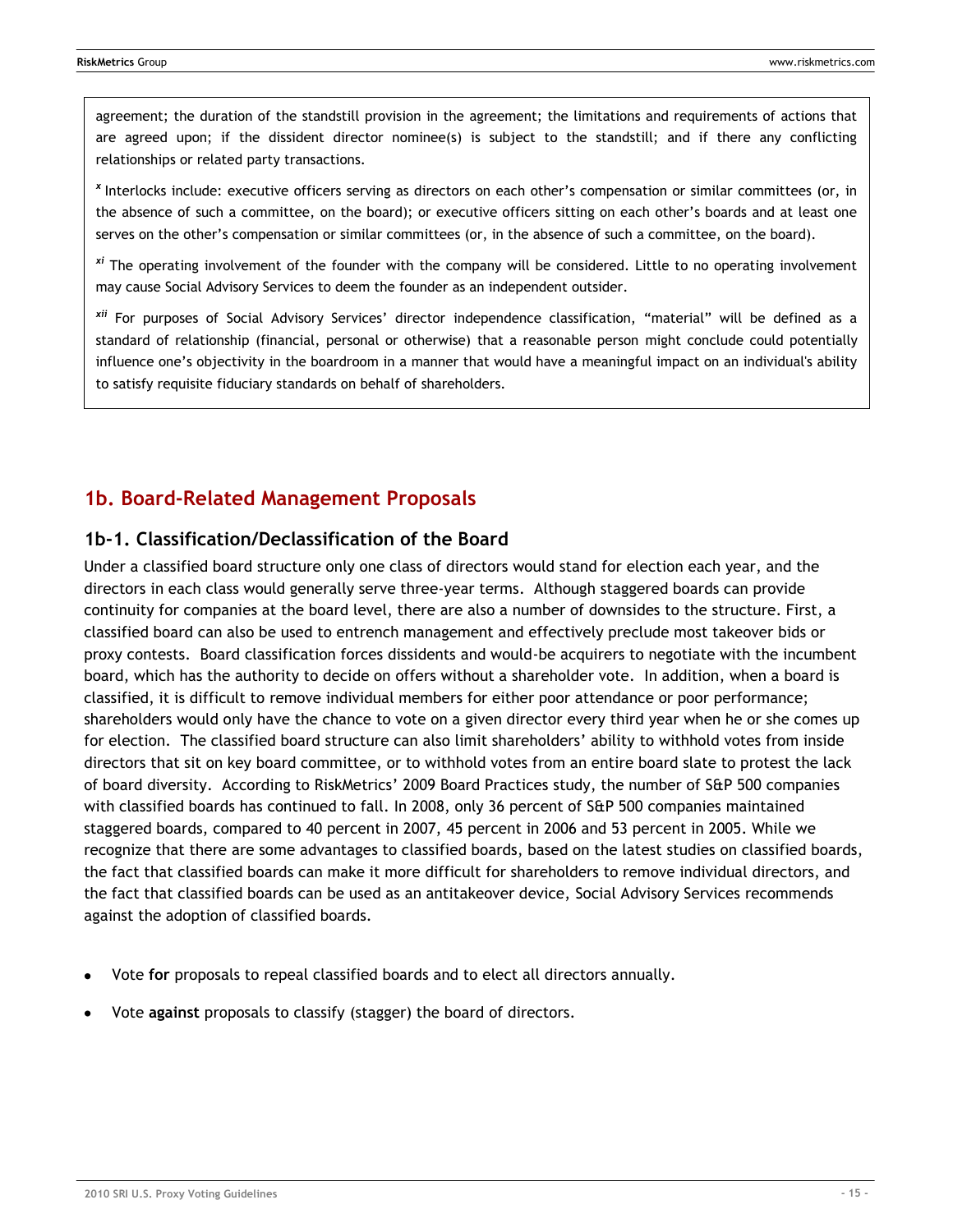agreement; the duration of the standstill provision in the agreement; the limitations and requirements of actions that are agreed upon; if the dissident director nominee(s) is subject to the standstill; and if there any conflicting relationships or related party transactions.

[x] Interlocks include: executive officers serving as directors on each other's compensation or similar committees (or, in the absence of such a committee, on the board); or executive officers sitting on each other's boards and at least one serves on the other's compensation or similar committees (or, in the absence of such a committee, on the board).

[xi] The operating involvement of the founder with the company will be considered. Little to no operating involvement may cause Social Advisory Services to deem the founder as an independent outsider.

[xii] For purposes of Social Advisory Services' director independence classification, "material" will be defined as a standard of relationship (financial, personal or otherwise) that a reasonable person might conclude could potentially influence one's objectivity in the boardroom in a manner that would have a meaningful impact on an individual's ability to satisfy requisite fiduciary standards on behalf of shareholders.

## 1b. Board-Related Management Proposals

### 1b-1. Classification/Declassification of the Board

Under a classified board structure only one class of directors would stand for election each year, and the directors in each class would generally serve three-year terms. Although staggered boards can provide continuity for companies at the board level, there are also a number of downsides to the structure. First, a classified board can also be used to entrench management and effectively preclude most takeover bids or proxy contests. Board classification forces dissidents and would-be acquirers to negotiate with the incumbent board, which has the authority to decide on offers without a shareholder vote. In addition, when a board is classified, it is difficult to remove individual members for either poor attendance or poor performance; shareholders would only have the chance to vote on a given director every third year when he or she comes up for election. The classified board structure can also limit shareholders' ability to withhold votes from inside directors that sit on key board committee, or to withhold votes from an entire board slate to protest the lack of board diversity. According to RiskMetrics' 2009 Board Practices study, the number of S&P 500 companies with classified boards has continued to fall. In 2008, only 36 percent of S&P 500 companies maintained staggered boards, compared to 40 percent in 2007, 45 percent in 2006 and 53 percent in 2005. While we recognize that there are some advantages to classified boards, based on the latest studies on classified boards, the fact that classified boards can make it more difficult for shareholders to remove individual directors, and the fact that classified boards can be used as an antitakeover device, Social Advisory Services recommends against the adoption of classified boards.

- Vote **for** proposals to repeal classified boards and to elect all directors annually.
- Vote **against** proposals to classify (stagger) the board of directors.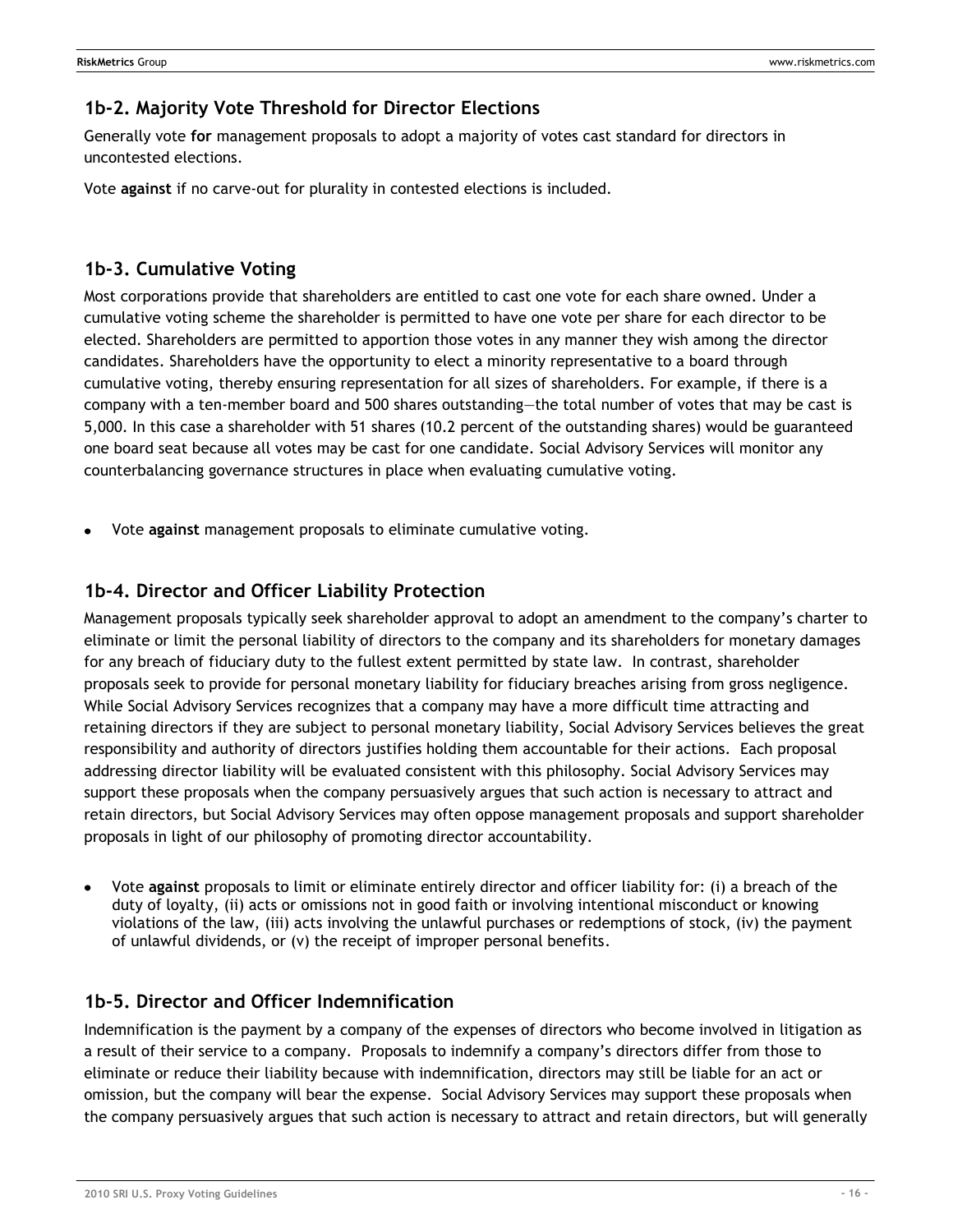## 1b-2. Majority Vote Threshold for Director Elections

Generally vote **for** management proposals to adopt a majority of votes cast standard for directors in uncontested elections.

Vote **against** if no carve-out for plurality in contested elections is included.

## 1b-3. Cumulative Voting

Most corporations provide that shareholders are entitled to cast one vote for each share owned. Under a cumulative voting scheme the shareholder is permitted to have one vote per share for each director to be elected. Shareholders are permitted to apportion those votes in any manner they wish among the director candidates. Shareholders have the opportunity to elect a minority representative to a board through cumulative voting, thereby ensuring representation for all sizes of shareholders. For example, if there is a company with a ten-member board and 500 shares outstanding—the total number of votes that may be cast is 5,000. In this case a shareholder with 51 shares (10.2 percent of the outstanding shares) would be guaranteed one board seat because all votes may be cast for one candidate. Social Advisory Services will monitor any counterbalancing governance structures in place when evaluating cumulative voting.

- Vote **against** management proposals to eliminate cumulative voting.

## 1b-4. Director and Officer Liability Protection

Management proposals typically seek shareholder approval to adopt an amendment to the company's charter to eliminate or limit the personal liability of directors to the company and its shareholders for monetary damages for any breach of fiduciary duty to the fullest extent permitted by state law. In contrast, shareholder proposals seek to provide for personal monetary liability for fiduciary breaches arising from gross negligence. While Social Advisory Services recognizes that a company may have a more difficult time attracting and retaining directors if they are subject to personal monetary liability, Social Advisory Services believes the great responsibility and authority of directors justifies holding them accountable for their actions. Each proposal addressing director liability will be evaluated consistent with this philosophy. Social Advisory Services may support these proposals when the company persuasively argues that such action is necessary to attract and retain directors, but Social Advisory Services may often oppose management proposals and support shareholder proposals in light of our philosophy of promoting director accountability.

- Vote **against** proposals to limit or eliminate entirely director and officer liability for: (i) a breach of the duty of loyalty, (ii) acts or omissions not in good faith or involving intentional misconduct or knowing violations of the law, (iii) acts involving the unlawful purchases or redemptions of stock, (iv) the payment of unlawful dividends, or (v) the receipt of improper personal benefits.

## 1b-5. Director and Officer Indemnification

Indemnification is the payment by a company of the expenses of directors who become involved in litigation as a result of their service to a company. Proposals to indemnify a company's directors differ from those to eliminate or reduce their liability because with indemnification, directors may still be liable for an act or omission, but the company will bear the expense. Social Advisory Services may support these proposals when the company persuasively argues that such action is necessary to attract and retain directors, but will generally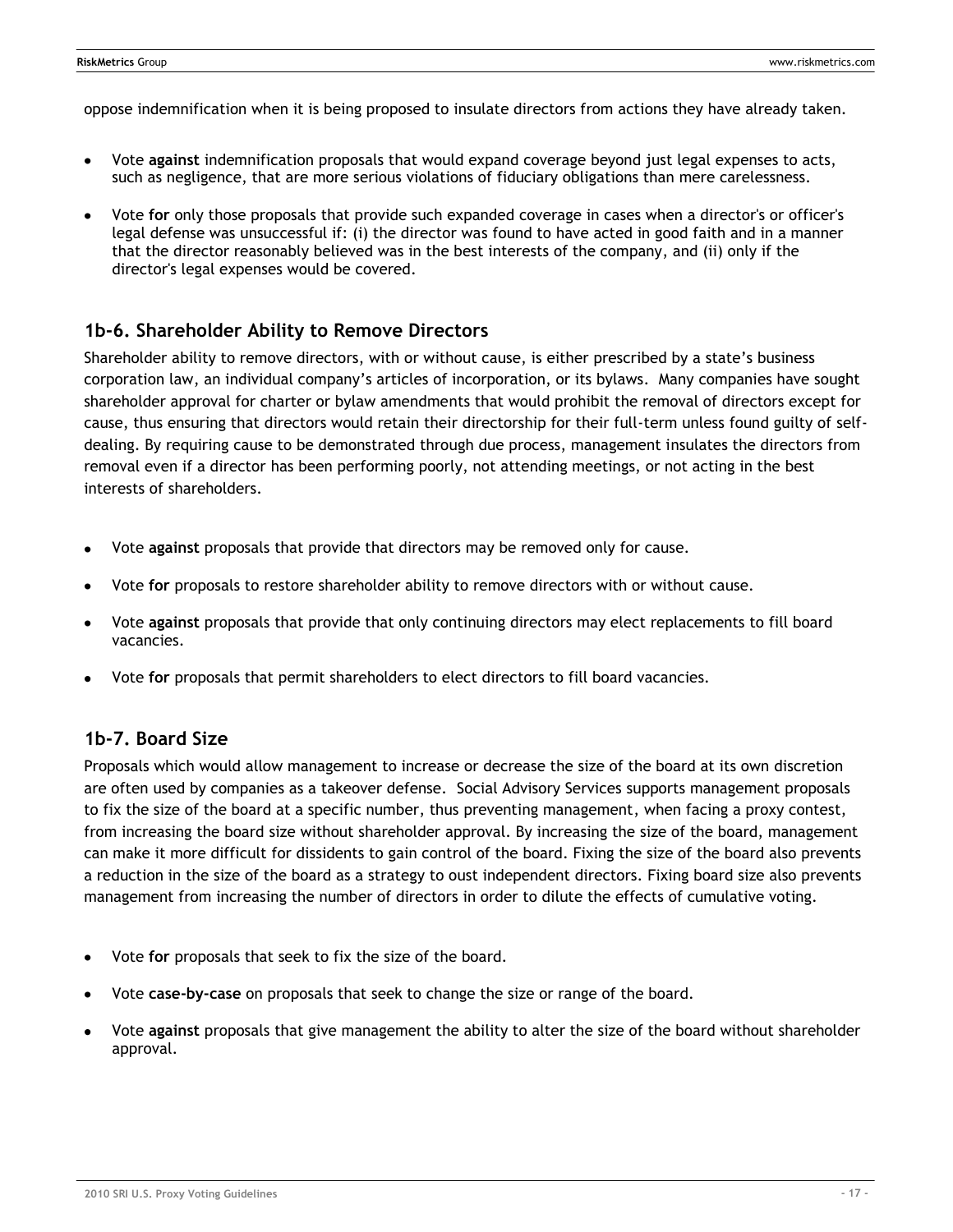oppose indemnification when it is being proposed to insulate directors from actions they have already taken.

- Vote **against** indemnification proposals that would expand coverage beyond just legal expenses to acts, such as negligence, that are more serious violations of fiduciary obligations than mere carelessness.
- Vote **for** only those proposals that provide such expanded coverage in cases when a director's or officer's legal defense was unsuccessful if: (i) the director was found to have acted in good faith and in a manner that the director reasonably believed was in the best interests of the company, and (ii) only if the director's legal expenses would be covered.

## 1b-6. Shareholder Ability to Remove Directors

Shareholder ability to remove directors, with or without cause, is either prescribed by a state's business corporation law, an individual company's articles of incorporation, or its bylaws. Many companies have sought shareholder approval for charter or bylaw amendments that would prohibit the removal of directors except for cause, thus ensuring that directors would retain their directorship for their full-term unless found guilty of self-dealing. By requiring cause to be demonstrated through due process, management insulates the directors from removal even if a director has been performing poorly, not attending meetings, or not acting in the best interests of shareholders.

- Vote **against** proposals that provide that directors may be removed only for cause.
- Vote **for** proposals to restore shareholder ability to remove directors with or without cause.
- Vote **against** proposals that provide that only continuing directors may elect replacements to fill board vacancies.
- Vote **for** proposals that permit shareholders to elect directors to fill board vacancies.

## 1b-7. Board Size

Proposals which would allow management to increase or decrease the size of the board at its own discretion are often used by companies as a takeover defense. Social Advisory Services supports management proposals to fix the size of the board at a specific number, thus preventing management, when facing a proxy contest, from increasing the board size without shareholder approval. By increasing the size of the board, management can make it more difficult for dissidents to gain control of the board. Fixing the size of the board also prevents a reduction in the size of the board as a strategy to oust independent directors. Fixing board size also prevents management from increasing the number of directors in order to dilute the effects of cumulative voting.

- Vote **for** proposals that seek to fix the size of the board.
- Vote **case-by-case** on proposals that seek to change the size or range of the board.
- Vote **against** proposals that give management the ability to alter the size of the board without shareholder approval.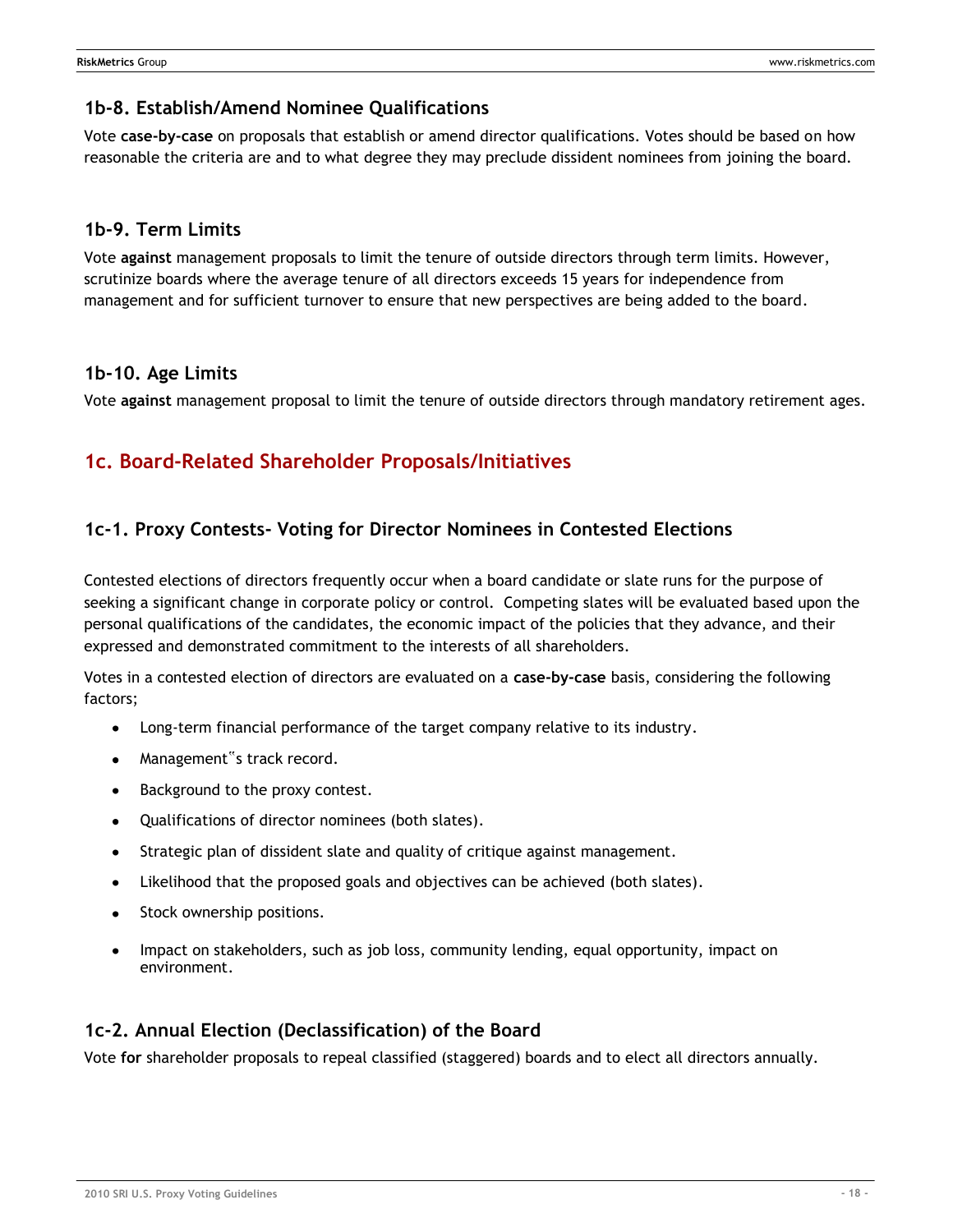### 1b-8. Establish/Amend Nominee Qualifications

Vote **case-by-case** on proposals that establish or amend director qualifications. Votes should be based on how reasonable the criteria are and to what degree they may preclude dissident nominees from joining the board.

### 1b-9. Term Limits

Vote **against** management proposals to limit the tenure of outside directors through term limits. However, scrutinize boards where the average tenure of all directors exceeds 15 years for independence from management and for sufficient turnover to ensure that new perspectives are being added to the board.

### 1b-10. Age Limits

Vote **against** management proposal to limit the tenure of outside directors through mandatory retirement ages.

## 1c. Board-Related Shareholder Proposals/Initiatives

### 1c-1. Proxy Contests- Voting for Director Nominees in Contested Elections

Contested elections of directors frequently occur when a board candidate or slate runs for the purpose of seeking a significant change in corporate policy or control. Competing slates will be evaluated based upon the personal qualifications of the candidates, the economic impact of the policies that they advance, and their expressed and demonstrated commitment to the interests of all shareholders.

Votes in a contested election of directors are evaluated on a **case-by-case** basis, considering the following factors;

- Long-term financial performance of the target company relative to its industry.
- Management"s track record.
- Background to the proxy contest.
- Qualifications of director nominees (both slates).
- Strategic plan of dissident slate and quality of critique against management.
- Likelihood that the proposed goals and objectives can be achieved (both slates).
- Stock ownership positions.
- Impact on stakeholders, such as job loss, community lending, equal opportunity, impact on environment.

### 1c-2. Annual Election (Declassification) of the Board

Vote **for** shareholder proposals to repeal classified (staggered) boards and to elect all directors annually.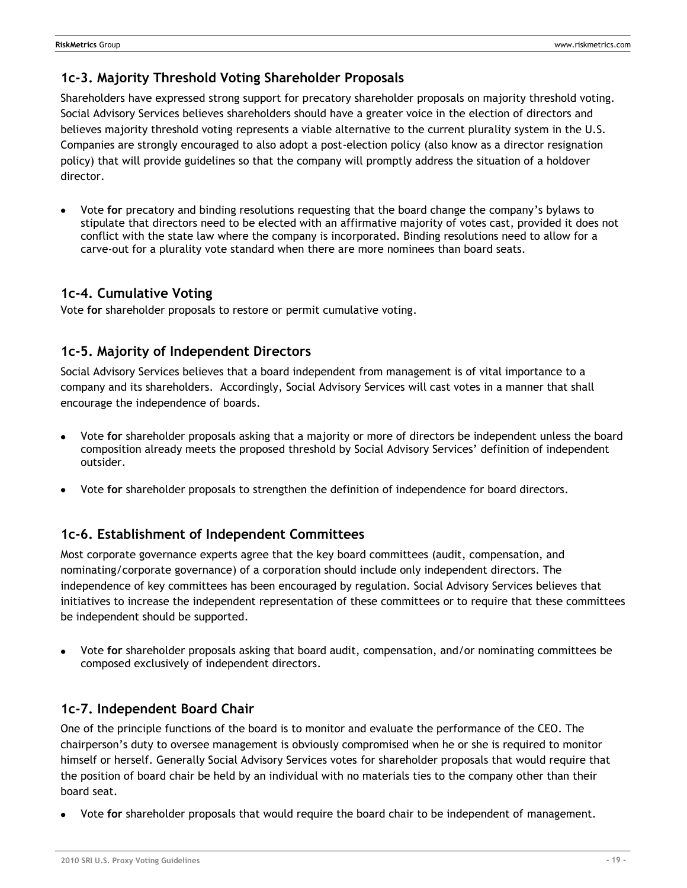## 1c-3. Majority Threshold Voting Shareholder Proposals

Shareholders have expressed strong support for precatory shareholder proposals on majority threshold voting. Social Advisory Services believes shareholders should have a greater voice in the election of directors and believes majority threshold voting represents a viable alternative to the current plurality system in the U.S. Companies are strongly encouraged to also adopt a post-election policy (also know as a director resignation policy) that will provide guidelines so that the company will promptly address the situation of a holdover director.

- Vote **for** precatory and binding resolutions requesting that the board change the company's bylaws to stipulate that directors need to be elected with an affirmative majority of votes cast, provided it does not conflict with the state law where the company is incorporated. Binding resolutions need to allow for a carve-out for a plurality vote standard when there are more nominees than board seats.

## 1c-4. Cumulative Voting

Vote **for** shareholder proposals to restore or permit cumulative voting.

## 1c-5. Majority of Independent Directors

Social Advisory Services believes that a board independent from management is of vital importance to a company and its shareholders. Accordingly, Social Advisory Services will cast votes in a manner that shall encourage the independence of boards.

- Vote **for** shareholder proposals asking that a majority or more of directors be independent unless the board composition already meets the proposed threshold by Social Advisory Services' definition of independent outsider.
- Vote **for** shareholder proposals to strengthen the definition of independence for board directors.

## 1c-6. Establishment of Independent Committees

Most corporate governance experts agree that the key board committees (audit, compensation, and nominating/corporate governance) of a corporation should include only independent directors. The independence of key committees has been encouraged by regulation. Social Advisory Services believes that initiatives to increase the independent representation of these committees or to require that these committees be independent should be supported.

- Vote **for** shareholder proposals asking that board audit, compensation, and/or nominating committees be composed exclusively of independent directors.

## 1c-7. Independent Board Chair

One of the principle functions of the board is to monitor and evaluate the performance of the CEO. The chairperson's duty to oversee management is obviously compromised when he or she is required to monitor himself or herself. Generally Social Advisory Services votes for shareholder proposals that would require that the position of board chair be held by an individual with no materials ties to the company other than their board seat.

- Vote **for** shareholder proposals that would require the board chair to be independent of management.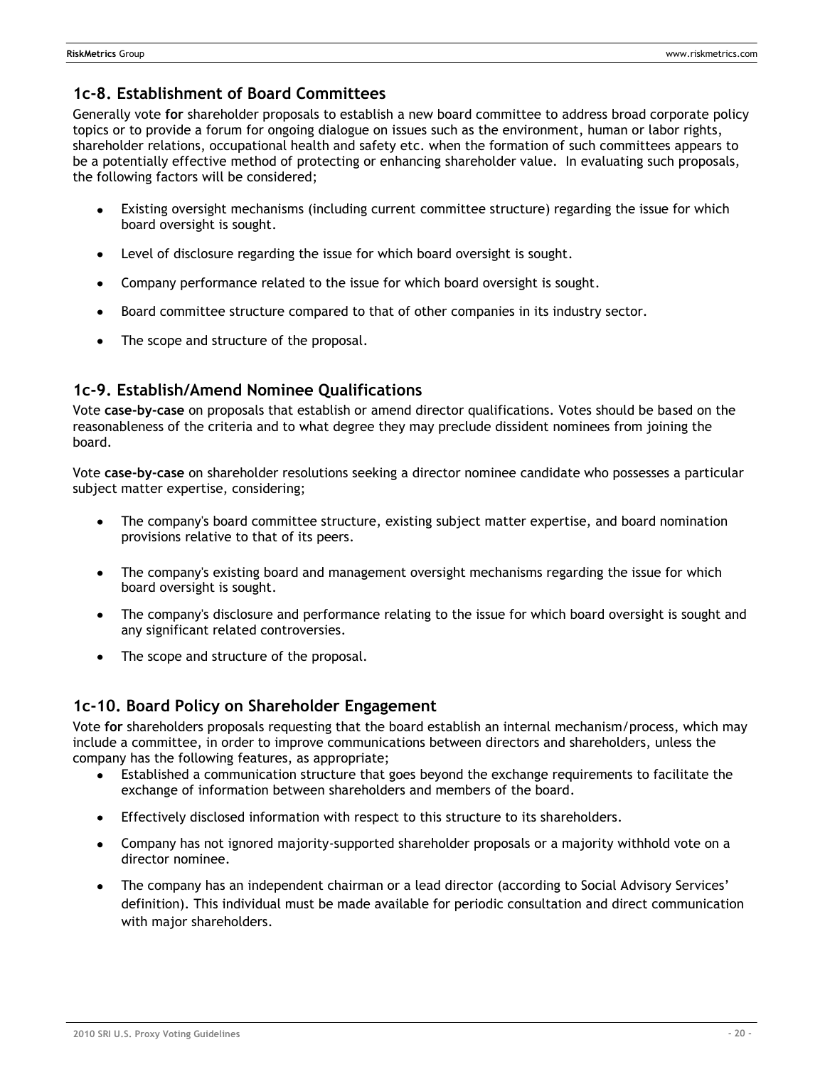## 1c-8. Establishment of Board Committees

Generally vote **for** shareholder proposals to establish a new board committee to address broad corporate policy topics or to provide a forum for ongoing dialogue on issues such as the environment, human or labor rights, shareholder relations, occupational health and safety etc. when the formation of such committees appears to be a potentially effective method of protecting or enhancing shareholder value. In evaluating such proposals, the following factors will be considered;

- Existing oversight mechanisms (including current committee structure) regarding the issue for which board oversight is sought.
- Level of disclosure regarding the issue for which board oversight is sought.
- Company performance related to the issue for which board oversight is sought.
- Board committee structure compared to that of other companies in its industry sector.
- The scope and structure of the proposal.

## 1c-9. Establish/Amend Nominee Qualifications

Vote **case-by-case** on proposals that establish or amend director qualifications. Votes should be based on the reasonableness of the criteria and to what degree they may preclude dissident nominees from joining the board.

Vote **case-by-case** on shareholder resolutions seeking a director nominee candidate who possesses a particular subject matter expertise, considering;

- The company's board committee structure, existing subject matter expertise, and board nomination provisions relative to that of its peers.
- The company's existing board and management oversight mechanisms regarding the issue for which board oversight is sought.
- The company's disclosure and performance relating to the issue for which board oversight is sought and any significant related controversies.
- The scope and structure of the proposal.

## 1c-10. Board Policy on Shareholder Engagement

Vote **for** shareholders proposals requesting that the board establish an internal mechanism/process, which may include a committee, in order to improve communications between directors and shareholders, unless the company has the following features, as appropriate;

- Established a communication structure that goes beyond the exchange requirements to facilitate the exchange of information between shareholders and members of the board.
- Effectively disclosed information with respect to this structure to its shareholders.
- Company has not ignored majority-supported shareholder proposals or a majority withhold vote on a director nominee.
- The company has an independent chairman or a lead director (according to Social Advisory Services' definition). This individual must be made available for periodic consultation and direct communication with major shareholders.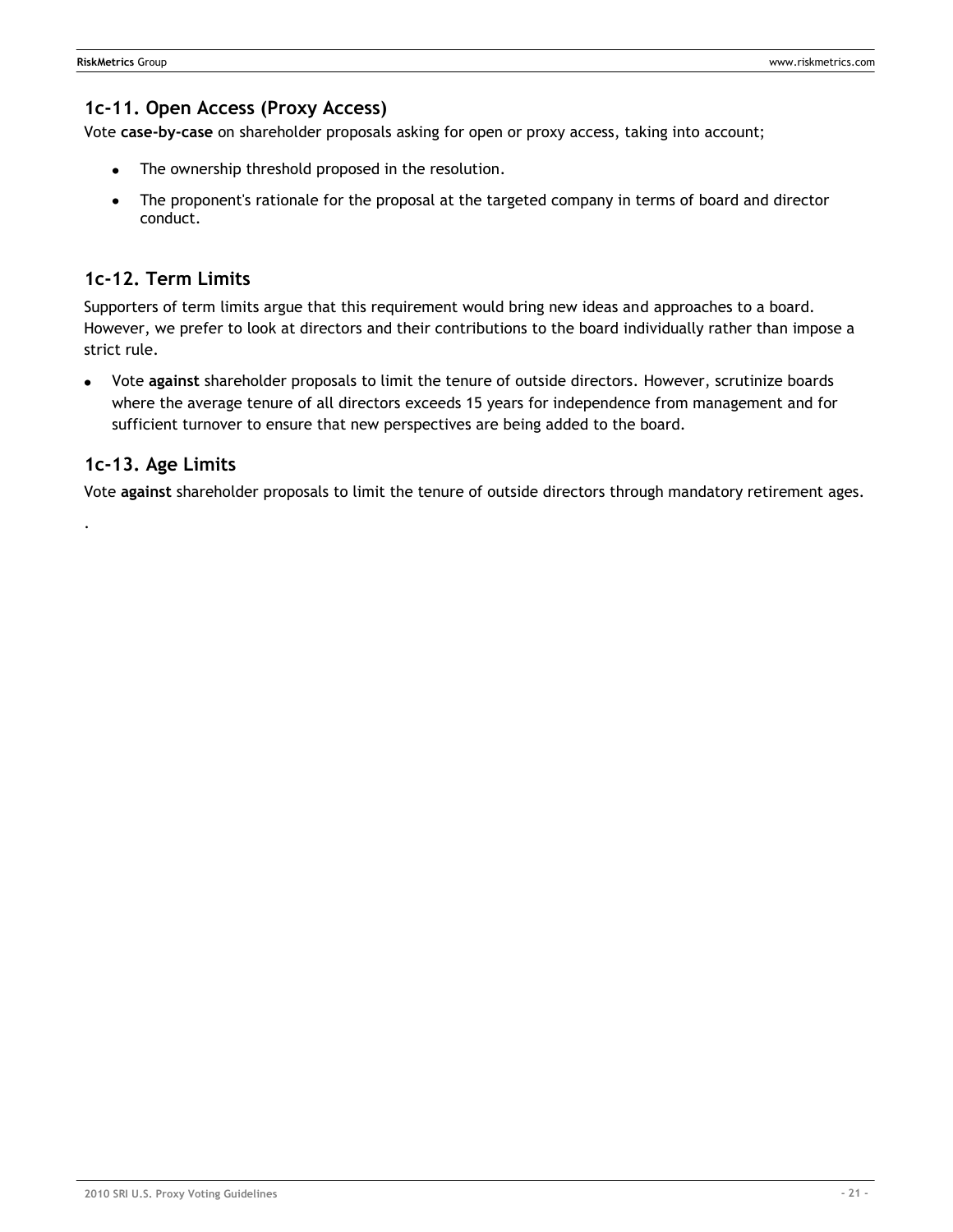## 1c-11. Open Access (Proxy Access)

Vote **case-by-case** on shareholder proposals asking for open or proxy access, taking into account;

- The ownership threshold proposed in the resolution.
- The proponent's rationale for the proposal at the targeted company in terms of board and director conduct.

## 1c-12. Term Limits

Supporters of term limits argue that this requirement would bring new ideas and approaches to a board. However, we prefer to look at directors and their contributions to the board individually rather than impose a strict rule.

- Vote **against** shareholder proposals to limit the tenure of outside directors. However, scrutinize boards where the average tenure of all directors exceeds 15 years for independence from management and for sufficient turnover to ensure that new perspectives are being added to the board.

## 1c-13. Age Limits

Vote **against** shareholder proposals to limit the tenure of outside directors through mandatory retirement ages.

.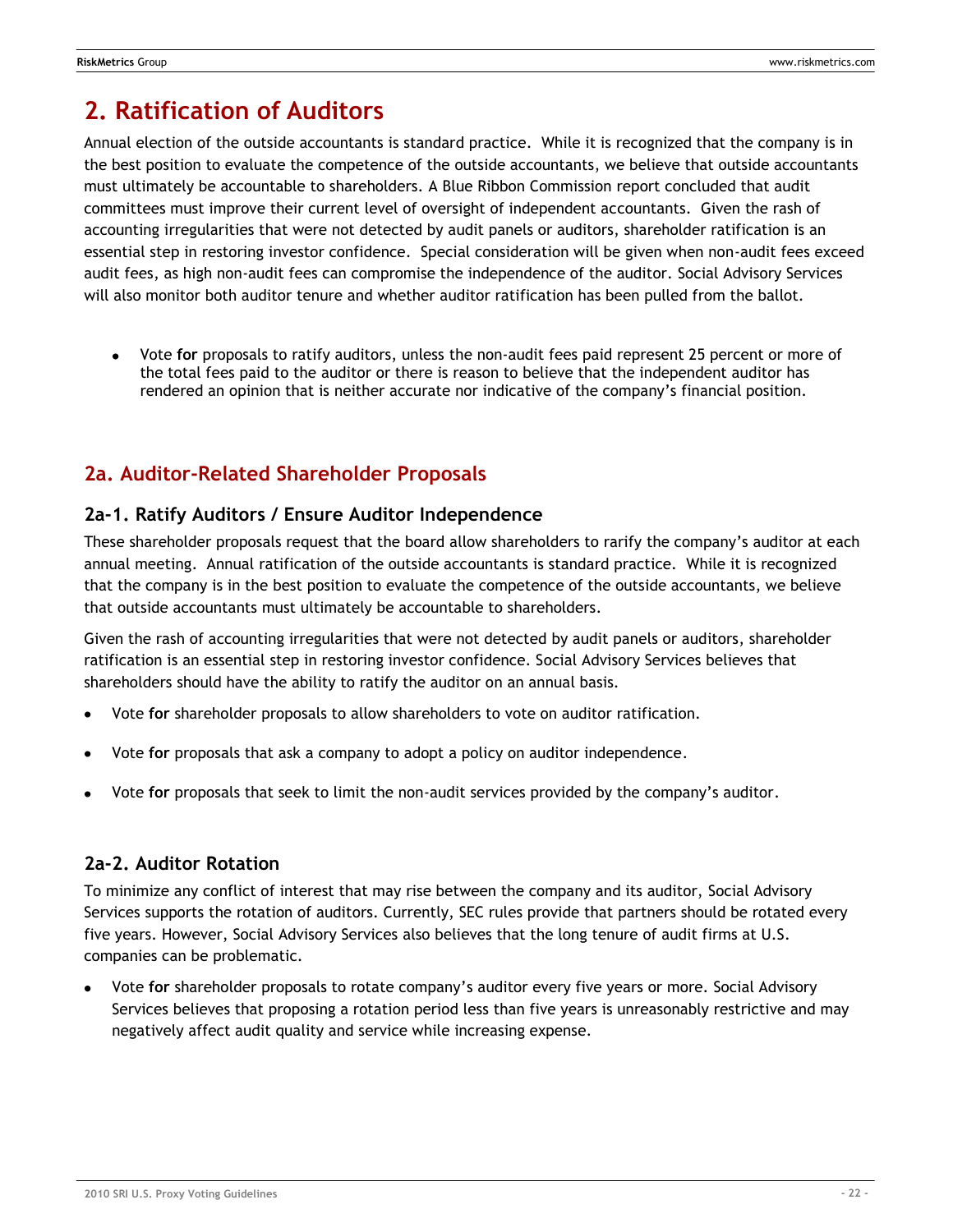# 2. Ratification of Auditors

Annual election of the outside accountants is standard practice. While it is recognized that the company is in the best position to evaluate the competence of the outside accountants, we believe that outside accountants must ultimately be accountable to shareholders. A Blue Ribbon Commission report concluded that audit committees must improve their current level of oversight of independent accountants. Given the rash of accounting irregularities that were not detected by audit panels or auditors, shareholder ratification is an essential step in restoring investor confidence. Special consideration will be given when non-audit fees exceed audit fees, as high non-audit fees can compromise the independence of the auditor. Social Advisory Services will also monitor both auditor tenure and whether auditor ratification has been pulled from the ballot.

- Vote **for** proposals to ratify auditors, unless the non-audit fees paid represent 25 percent or more of the total fees paid to the auditor or there is reason to believe that the independent auditor has rendered an opinion that is neither accurate nor indicative of the company's financial position.

## 2a. Auditor-Related Shareholder Proposals

### 2a-1. Ratify Auditors / Ensure Auditor Independence

These shareholder proposals request that the board allow shareholders to rarify the company's auditor at each annual meeting. Annual ratification of the outside accountants is standard practice. While it is recognized that the company is in the best position to evaluate the competence of the outside accountants, we believe that outside accountants must ultimately be accountable to shareholders.

Given the rash of accounting irregularities that were not detected by audit panels or auditors, shareholder ratification is an essential step in restoring investor confidence. Social Advisory Services believes that shareholders should have the ability to ratify the auditor on an annual basis.

- Vote **for** shareholder proposals to allow shareholders to vote on auditor ratification.
- Vote **for** proposals that ask a company to adopt a policy on auditor independence.
- Vote **for** proposals that seek to limit the non-audit services provided by the company's auditor.

### 2a-2. Auditor Rotation

To minimize any conflict of interest that may rise between the company and its auditor, Social Advisory Services supports the rotation of auditors. Currently, SEC rules provide that partners should be rotated every five years. However, Social Advisory Services also believes that the long tenure of audit firms at U.S. companies can be problematic.

- Vote **for** shareholder proposals to rotate company's auditor every five years or more. Social Advisory Services believes that proposing a rotation period less than five years is unreasonably restrictive and may negatively affect audit quality and service while increasing expense.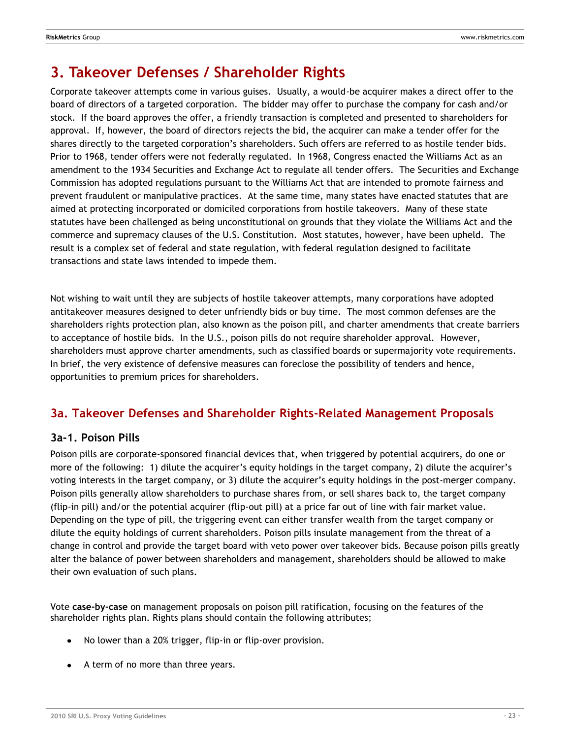# 3. Takeover Defenses / Shareholder Rights

Corporate takeover attempts come in various guises. Usually, a would-be acquirer makes a direct offer to the board of directors of a targeted corporation. The bidder may offer to purchase the company for cash and/or stock. If the board approves the offer, a friendly transaction is completed and presented to shareholders for approval. If, however, the board of directors rejects the bid, the acquirer can make a tender offer for the shares directly to the targeted corporation's shareholders. Such offers are referred to as hostile tender bids. Prior to 1968, tender offers were not federally regulated. In 1968, Congress enacted the Williams Act as an amendment to the 1934 Securities and Exchange Act to regulate all tender offers. The Securities and Exchange Commission has adopted regulations pursuant to the Williams Act that are intended to promote fairness and prevent fraudulent or manipulative practices. At the same time, many states have enacted statutes that are aimed at protecting incorporated or domiciled corporations from hostile takeovers. Many of these state statutes have been challenged as being unconstitutional on grounds that they violate the Williams Act and the commerce and supremacy clauses of the U.S. Constitution. Most statutes, however, have been upheld. The result is a complex set of federal and state regulation, with federal regulation designed to facilitate transactions and state laws intended to impede them.

Not wishing to wait until they are subjects of hostile takeover attempts, many corporations have adopted antitakeover measures designed to deter unfriendly bids or buy time. The most common defenses are the shareholders rights protection plan, also known as the poison pill, and charter amendments that create barriers to acceptance of hostile bids. In the U.S., poison pills do not require shareholder approval. However, shareholders must approve charter amendments, such as classified boards or supermajority vote requirements. In brief, the very existence of defensive measures can foreclose the possibility of tenders and hence, opportunities to premium prices for shareholders.

## 3a. Takeover Defenses and Shareholder Rights-Related Management Proposals

### 3a-1. Poison Pills

Poison pills are corporate-sponsored financial devices that, when triggered by potential acquirers, do one or more of the following: 1) dilute the acquirer's equity holdings in the target company, 2) dilute the acquirer's voting interests in the target company, or 3) dilute the acquirer's equity holdings in the post-merger company. Poison pills generally allow shareholders to purchase shares from, or sell shares back to, the target company (flip-in pill) and/or the potential acquirer (flip-out pill) at a price far out of line with fair market value. Depending on the type of pill, the triggering event can either transfer wealth from the target company or dilute the equity holdings of current shareholders. Poison pills insulate management from the threat of a change in control and provide the target board with veto power over takeover bids. Because poison pills greatly alter the balance of power between shareholders and management, shareholders should be allowed to make their own evaluation of such plans.

Vote **case-by-case** on management proposals on poison pill ratification, focusing on the features of the shareholder rights plan. Rights plans should contain the following attributes;

- No lower than a 20% trigger, flip-in or flip-over provision.
- A term of no more than three years.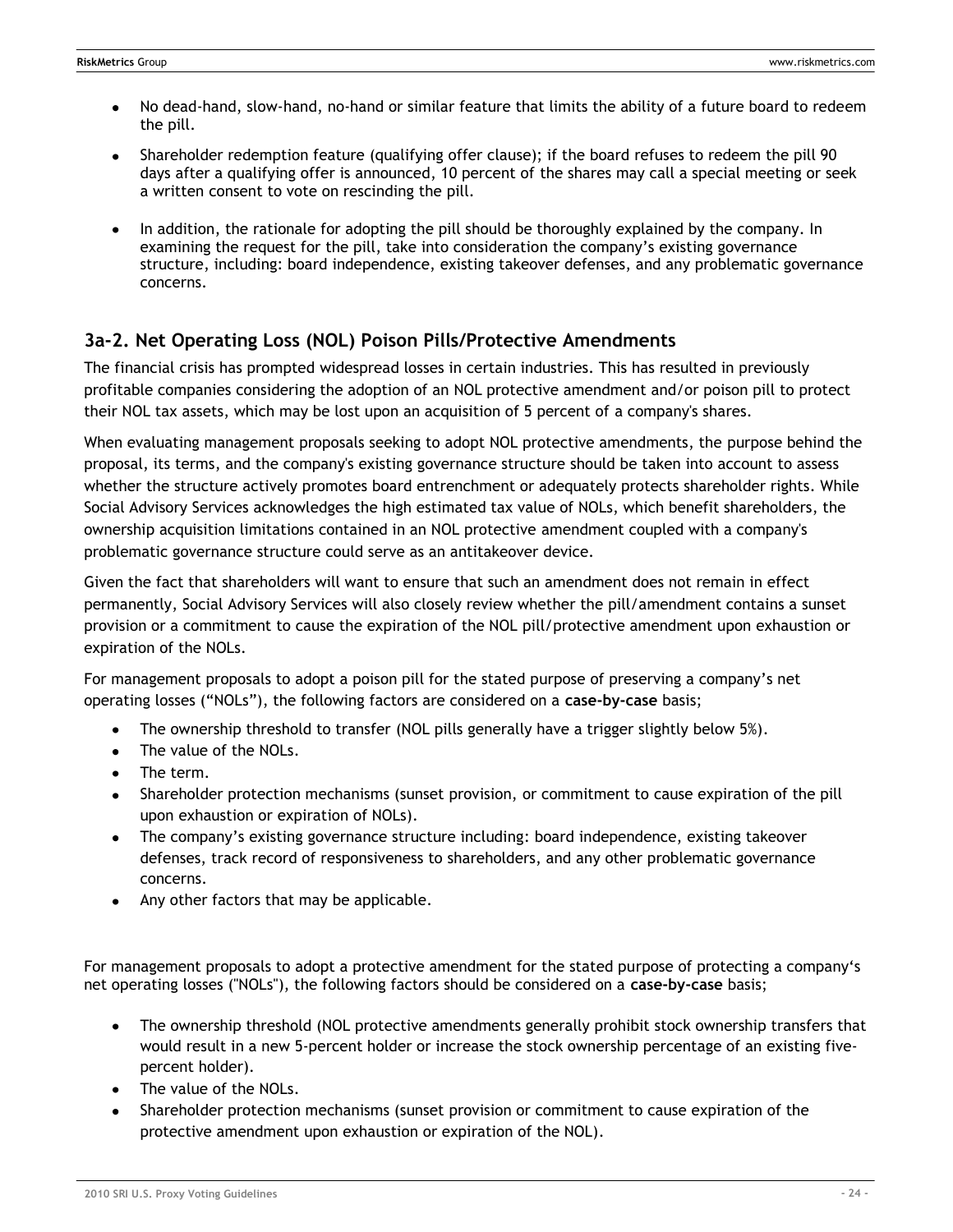- No dead-hand, slow-hand, no-hand or similar feature that limits the ability of a future board to redeem the pill.
- Shareholder redemption feature (qualifying offer clause); if the board refuses to redeem the pill 90 days after a qualifying offer is announced, 10 percent of the shares may call a special meeting or seek a written consent to vote on rescinding the pill.
- In addition, the rationale for adopting the pill should be thoroughly explained by the company. In examining the request for the pill, take into consideration the company's existing governance structure, including: board independence, existing takeover defenses, and any problematic governance concerns.

## 3a-2. Net Operating Loss (NOL) Poison Pills/Protective Amendments

The financial crisis has prompted widespread losses in certain industries. This has resulted in previously profitable companies considering the adoption of an NOL protective amendment and/or poison pill to protect their NOL tax assets, which may be lost upon an acquisition of 5 percent of a company's shares.

When evaluating management proposals seeking to adopt NOL protective amendments, the purpose behind the proposal, its terms, and the company's existing governance structure should be taken into account to assess whether the structure actively promotes board entrenchment or adequately protects shareholder rights. While Social Advisory Services acknowledges the high estimated tax value of NOLs, which benefit shareholders, the ownership acquisition limitations contained in an NOL protective amendment coupled with a company's problematic governance structure could serve as an antitakeover device.

Given the fact that shareholders will want to ensure that such an amendment does not remain in effect permanently, Social Advisory Services will also closely review whether the pill/amendment contains a sunset provision or a commitment to cause the expiration of the NOL pill/protective amendment upon exhaustion or expiration of the NOLs.

For management proposals to adopt a poison pill for the stated purpose of preserving a company's net operating losses ("NOLs"), the following factors are considered on a **case-by-case** basis;

- The ownership threshold to transfer (NOL pills generally have a trigger slightly below 5%).
- The value of the NOLs.
- The term.
- Shareholder protection mechanisms (sunset provision, or commitment to cause expiration of the pill upon exhaustion or expiration of NOLs).
- The company's existing governance structure including: board independence, existing takeover defenses, track record of responsiveness to shareholders, and any other problematic governance concerns.
- Any other factors that may be applicable.

For management proposals to adopt a protective amendment for the stated purpose of protecting a company's net operating losses ("NOLs"), the following factors should be considered on a **case-by-case** basis;

- The ownership threshold (NOL protective amendments generally prohibit stock ownership transfers that would result in a new 5-percent holder or increase the stock ownership percentage of an existing five-percent holder).
- The value of the NOLs.
- Shareholder protection mechanisms (sunset provision or commitment to cause expiration of the protective amendment upon exhaustion or expiration of the NOL).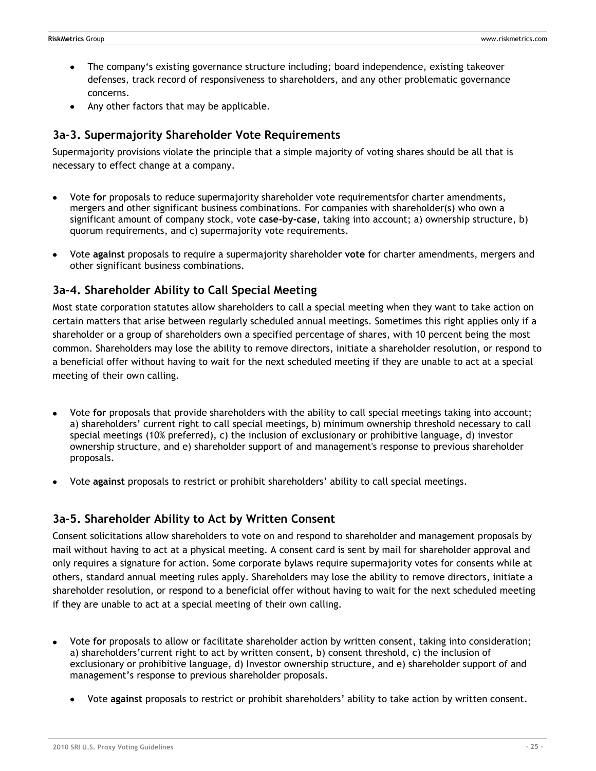- The company's existing governance structure including; board independence, existing takeover defenses, track record of responsiveness to shareholders, and any other problematic governance concerns.
- Any other factors that may be applicable.

### 3a-3. Supermajority Shareholder Vote Requirements

Supermajority provisions violate the principle that a simple majority of voting shares should be all that is necessary to effect change at a company.

- Vote **for** proposals to reduce supermajority shareholder vote requirementsfor charter amendments, mergers and other significant business combinations. For companies with shareholder(s) who own a significant amount of company stock, vote **case-by-case**, taking into account; a) ownership structure, b) quorum requirements, and c) supermajority vote requirements.
- Vote **against** proposals to require a supermajority shareholde**r vote** for charter amendments, mergers and other significant business combinations.

### 3a-4. Shareholder Ability to Call Special Meeting

Most state corporation statutes allow shareholders to call a special meeting when they want to take action on certain matters that arise between regularly scheduled annual meetings. Sometimes this right applies only if a shareholder or a group of shareholders own a specified percentage of shares, with 10 percent being the most common. Shareholders may lose the ability to remove directors, initiate a shareholder resolution, or respond to a beneficial offer without having to wait for the next scheduled meeting if they are unable to act at a special meeting of their own calling.

- Vote **for** proposals that provide shareholders with the ability to call special meetings taking into account; a) shareholders' current right to call special meetings, b) minimum ownership threshold necessary to call special meetings (10% preferred), c) the inclusion of exclusionary or prohibitive language, d) investor ownership structure, and e) shareholder support of and management's response to previous shareholder proposals.
- Vote **against** proposals to restrict or prohibit shareholders' ability to call special meetings.

### 3a-5. Shareholder Ability to Act by Written Consent

Consent solicitations allow shareholders to vote on and respond to shareholder and management proposals by mail without having to act at a physical meeting. A consent card is sent by mail for shareholder approval and only requires a signature for action. Some corporate bylaws require supermajority votes for consents while at others, standard annual meeting rules apply. Shareholders may lose the ability to remove directors, initiate a shareholder resolution, or respond to a beneficial offer without having to wait for the next scheduled meeting if they are unable to act at a special meeting of their own calling.

- Vote **for** proposals to allow or facilitate shareholder action by written consent, taking into consideration; a) shareholders'current right to act by written consent, b) consent threshold, c) the inclusion of exclusionary or prohibitive language, d) Investor ownership structure, and e) shareholder support of and management's response to previous shareholder proposals.
    - Vote **against** proposals to restrict or prohibit shareholders' ability to take action by written consent.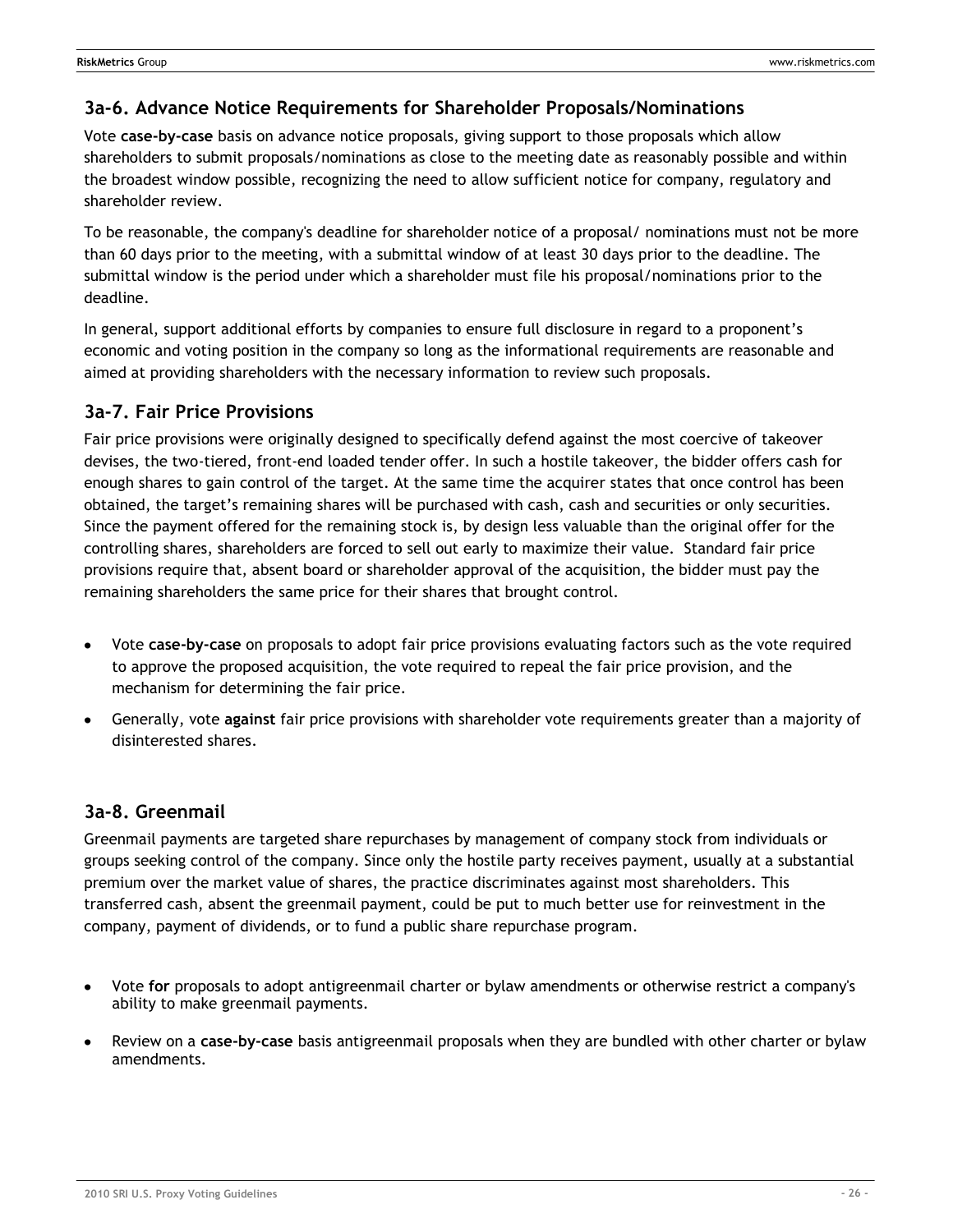### 3a-6. Advance Notice Requirements for Shareholder Proposals/Nominations

Vote **case-by-case** basis on advance notice proposals, giving support to those proposals which allow shareholders to submit proposals/nominations as close to the meeting date as reasonably possible and within the broadest window possible, recognizing the need to allow sufficient notice for company, regulatory and shareholder review.

To be reasonable, the company's deadline for shareholder notice of a proposal/ nominations must not be more than 60 days prior to the meeting, with a submittal window of at least 30 days prior to the deadline. The submittal window is the period under which a shareholder must file his proposal/nominations prior to the deadline.

In general, support additional efforts by companies to ensure full disclosure in regard to a proponent's economic and voting position in the company so long as the informational requirements are reasonable and aimed at providing shareholders with the necessary information to review such proposals.

### 3a-7. Fair Price Provisions

Fair price provisions were originally designed to specifically defend against the most coercive of takeover devises, the two-tiered, front-end loaded tender offer. In such a hostile takeover, the bidder offers cash for enough shares to gain control of the target. At the same time the acquirer states that once control has been obtained, the target's remaining shares will be purchased with cash, cash and securities or only securities. Since the payment offered for the remaining stock is, by design less valuable than the original offer for the controlling shares, shareholders are forced to sell out early to maximize their value. Standard fair price provisions require that, absent board or shareholder approval of the acquisition, the bidder must pay the remaining shareholders the same price for their shares that brought control.

- Vote **case-by-case** on proposals to adopt fair price provisions evaluating factors such as the vote required to approve the proposed acquisition, the vote required to repeal the fair price provision, and the mechanism for determining the fair price.
- Generally, vote **against** fair price provisions with shareholder vote requirements greater than a majority of disinterested shares.

### 3a-8. Greenmail

Greenmail payments are targeted share repurchases by management of company stock from individuals or groups seeking control of the company. Since only the hostile party receives payment, usually at a substantial premium over the market value of shares, the practice discriminates against most shareholders. This transferred cash, absent the greenmail payment, could be put to much better use for reinvestment in the company, payment of dividends, or to fund a public share repurchase program.

- Vote **for** proposals to adopt antigreenmail charter or bylaw amendments or otherwise restrict a company's ability to make greenmail payments.
- Review on a **case-by-case** basis antigreenmail proposals when they are bundled with other charter or bylaw amendments.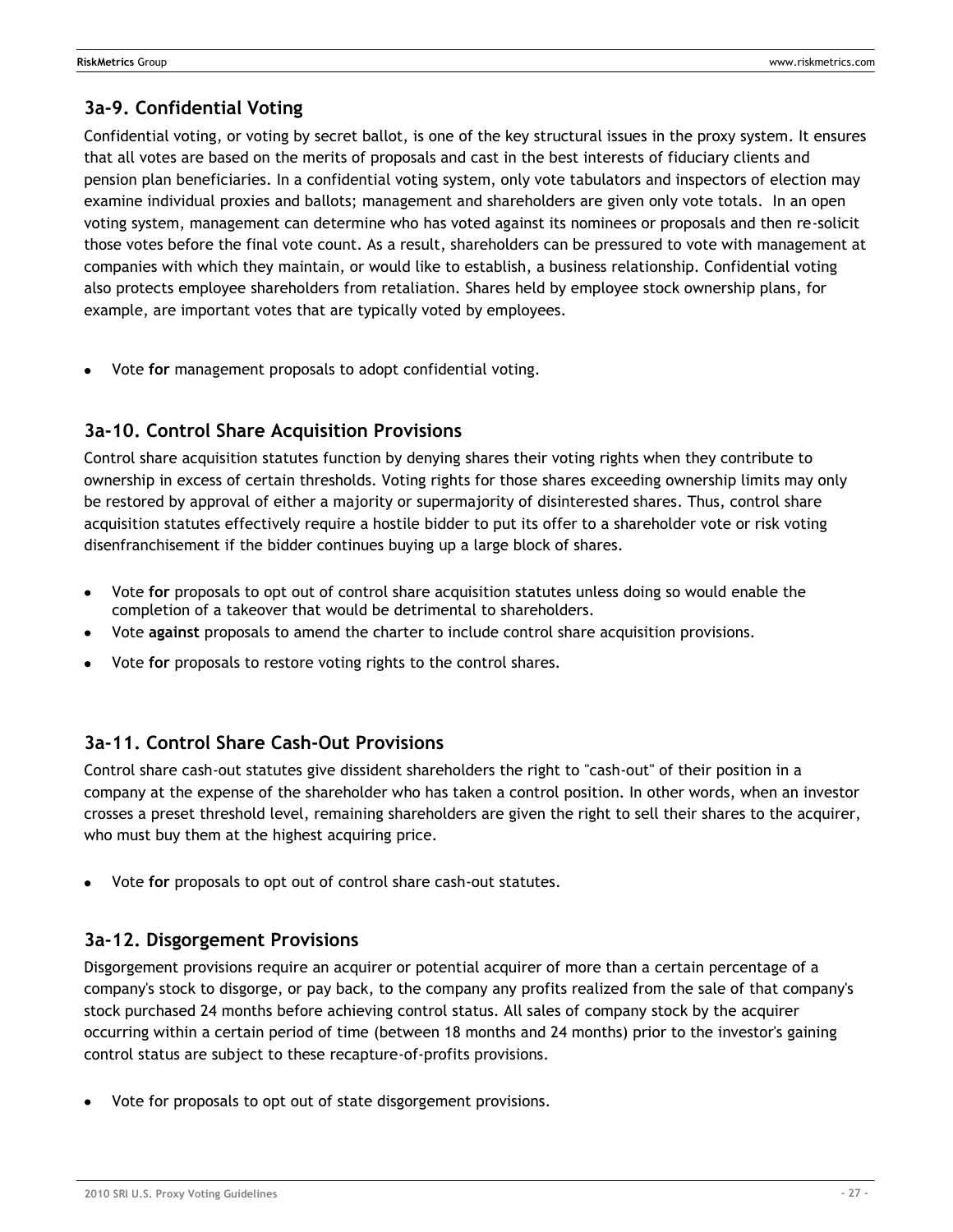## 3a-9. Confidential Voting

Confidential voting, or voting by secret ballot, is one of the key structural issues in the proxy system. It ensures that all votes are based on the merits of proposals and cast in the best interests of fiduciary clients and pension plan beneficiaries. In a confidential voting system, only vote tabulators and inspectors of election may examine individual proxies and ballots; management and shareholders are given only vote totals. In an open voting system, management can determine who has voted against its nominees or proposals and then re-solicit those votes before the final vote count. As a result, shareholders can be pressured to vote with management at companies with which they maintain, or would like to establish, a business relationship. Confidential voting also protects employee shareholders from retaliation. Shares held by employee stock ownership plans, for example, are important votes that are typically voted by employees.

- Vote **for** management proposals to adopt confidential voting.

## 3a-10. Control Share Acquisition Provisions

Control share acquisition statutes function by denying shares their voting rights when they contribute to ownership in excess of certain thresholds. Voting rights for those shares exceeding ownership limits may only be restored by approval of either a majority or supermajority of disinterested shares. Thus, control share acquisition statutes effectively require a hostile bidder to put its offer to a shareholder vote or risk voting disenfranchisement if the bidder continues buying up a large block of shares.

- Vote **for** proposals to opt out of control share acquisition statutes unless doing so would enable the completion of a takeover that would be detrimental to shareholders.
- Vote **against** proposals to amend the charter to include control share acquisition provisions.
- Vote **for** proposals to restore voting rights to the control shares.

## 3a-11. Control Share Cash-Out Provisions

Control share cash-out statutes give dissident shareholders the right to "cash-out" of their position in a company at the expense of the shareholder who has taken a control position. In other words, when an investor crosses a preset threshold level, remaining shareholders are given the right to sell their shares to the acquirer, who must buy them at the highest acquiring price.

- Vote **for** proposals to opt out of control share cash-out statutes.

## 3a-12. Disgorgement Provisions

Disgorgement provisions require an acquirer or potential acquirer of more than a certain percentage of a company's stock to disgorge, or pay back, to the company any profits realized from the sale of that company's stock purchased 24 months before achieving control status. All sales of company stock by the acquirer occurring within a certain period of time (between 18 months and 24 months) prior to the investor's gaining control status are subject to these recapture-of-profits provisions.

- Vote for proposals to opt out of state disgorgement provisions.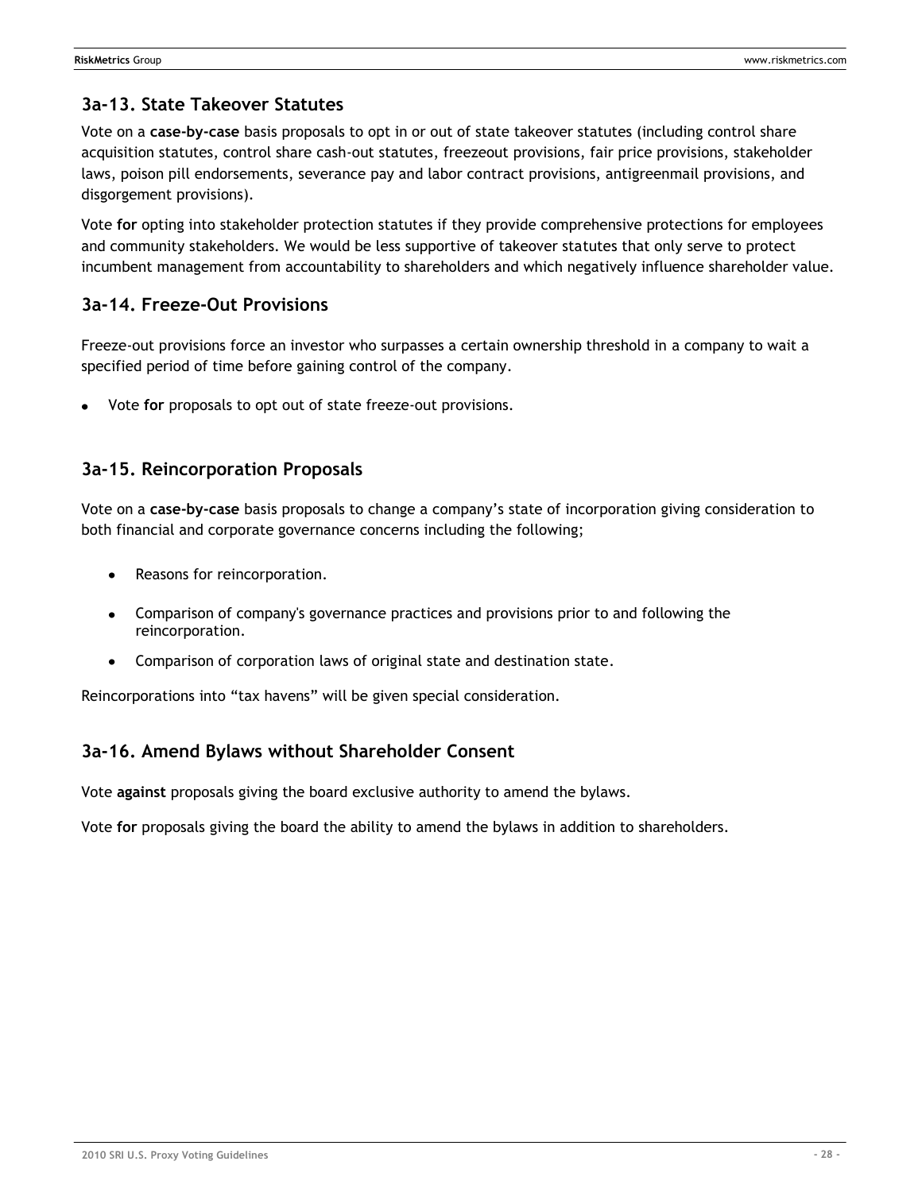### 3a-13. State Takeover Statutes

Vote on a **case-by-case** basis proposals to opt in or out of state takeover statutes (including control share acquisition statutes, control share cash-out statutes, freezeout provisions, fair price provisions, stakeholder laws, poison pill endorsements, severance pay and labor contract provisions, antigreenmail provisions, and disgorgement provisions).

Vote **for** opting into stakeholder protection statutes if they provide comprehensive protections for employees and community stakeholders. We would be less supportive of takeover statutes that only serve to protect incumbent management from accountability to shareholders and which negatively influence shareholder value.

### 3a-14. Freeze-Out Provisions

Freeze-out provisions force an investor who surpasses a certain ownership threshold in a company to wait a specified period of time before gaining control of the company.

- Vote **for** proposals to opt out of state freeze-out provisions.

### 3a-15. Reincorporation Proposals

Vote on a **case-by-case** basis proposals to change a company's state of incorporation giving consideration to both financial and corporate governance concerns including the following;

- Reasons for reincorporation.
- Comparison of company's governance practices and provisions prior to and following the reincorporation.
- Comparison of corporation laws of original state and destination state.

Reincorporations into "tax havens" will be given special consideration.

### 3a-16. Amend Bylaws without Shareholder Consent

Vote **against** proposals giving the board exclusive authority to amend the bylaws.

Vote **for** proposals giving the board the ability to amend the bylaws in addition to shareholders.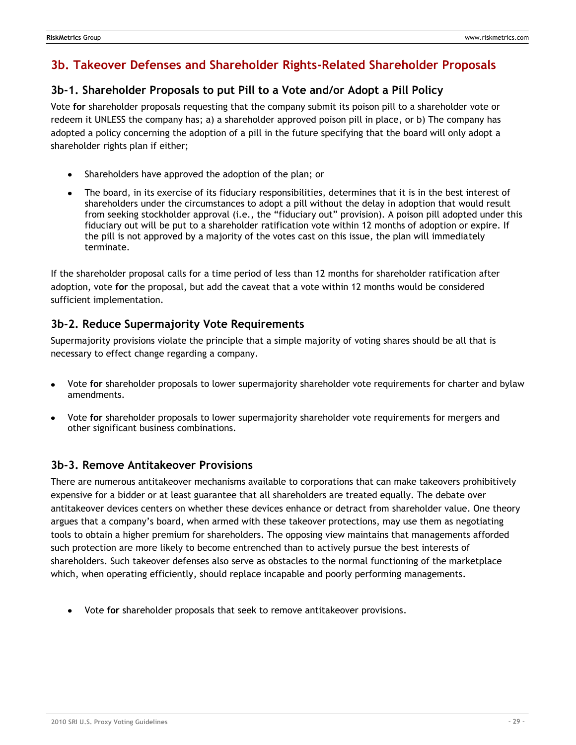## 3b. Takeover Defenses and Shareholder Rights-Related Shareholder Proposals

### 3b-1. Shareholder Proposals to put Pill to a Vote and/or Adopt a Pill Policy

Vote **for** shareholder proposals requesting that the company submit its poison pill to a shareholder vote or redeem it UNLESS the company has; a) a shareholder approved poison pill in place, or b) The company has adopted a policy concerning the adoption of a pill in the future specifying that the board will only adopt a shareholder rights plan if either;

- Shareholders have approved the adoption of the plan; or
- The board, in its exercise of its fiduciary responsibilities, determines that it is in the best interest of shareholders under the circumstances to adopt a pill without the delay in adoption that would result from seeking stockholder approval (i.e., the "fiduciary out" provision). A poison pill adopted under this fiduciary out will be put to a shareholder ratification vote within 12 months of adoption or expire. If the pill is not approved by a majority of the votes cast on this issue, the plan will immediately terminate.

If the shareholder proposal calls for a time period of less than 12 months for shareholder ratification after adoption, vote **for** the proposal, but add the caveat that a vote within 12 months would be considered sufficient implementation.

### 3b-2. Reduce Supermajority Vote Requirements

Supermajority provisions violate the principle that a simple majority of voting shares should be all that is necessary to effect change regarding a company.

- Vote **for** shareholder proposals to lower supermajority shareholder vote requirements for charter and bylaw amendments.
- Vote **for** shareholder proposals to lower supermajority shareholder vote requirements for mergers and other significant business combinations.

### 3b-3. Remove Antitakeover Provisions

There are numerous antitakeover mechanisms available to corporations that can make takeovers prohibitively expensive for a bidder or at least guarantee that all shareholders are treated equally. The debate over antitakeover devices centers on whether these devices enhance or detract from shareholder value. One theory argues that a company's board, when armed with these takeover protections, may use them as negotiating tools to obtain a higher premium for shareholders. The opposing view maintains that managements afforded such protection are more likely to become entrenched than to actively pursue the best interests of shareholders. Such takeover defenses also serve as obstacles to the normal functioning of the marketplace which, when operating efficiently, should replace incapable and poorly performing managements.

- Vote **for** shareholder proposals that seek to remove antitakeover provisions.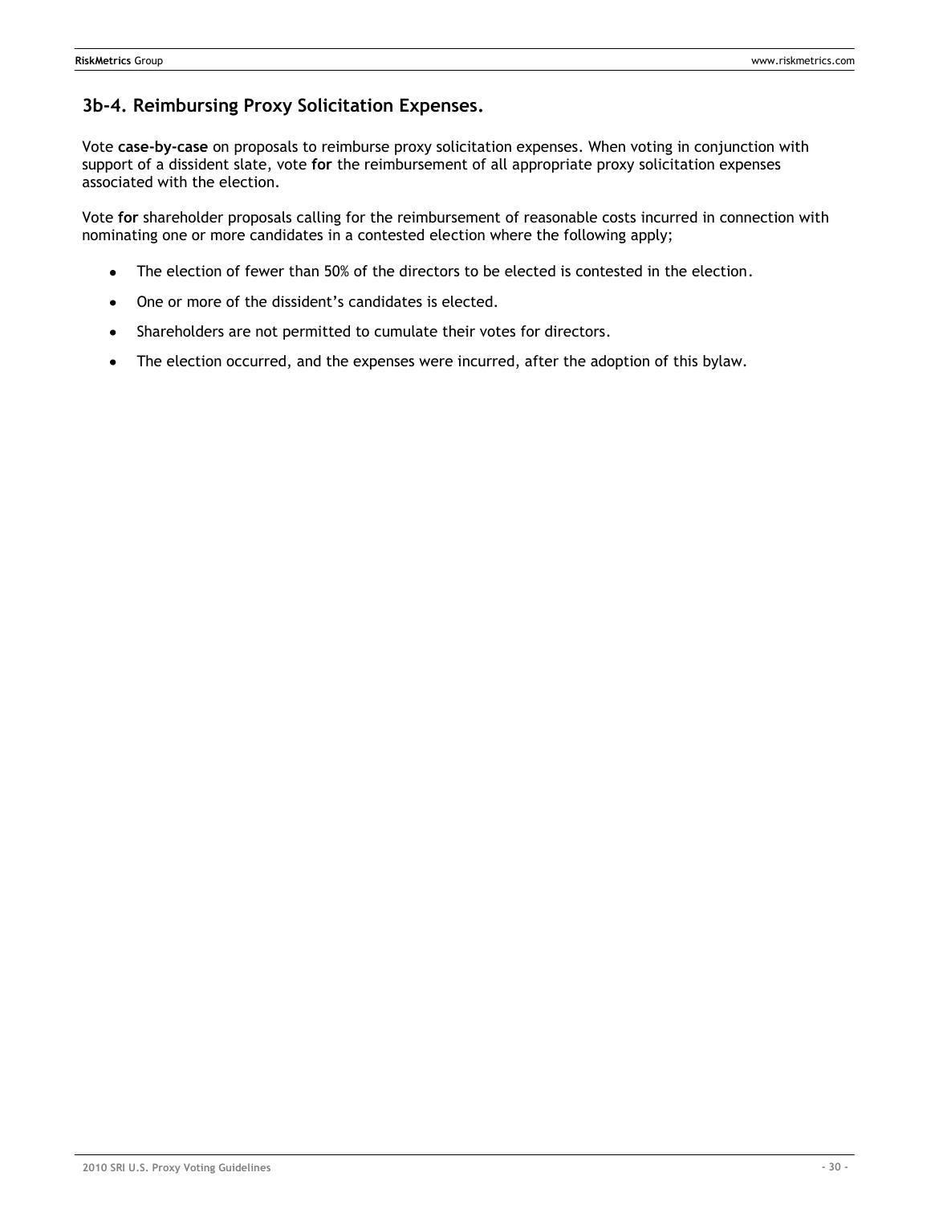### 3b-4. Reimbursing Proxy Solicitation Expenses.

Vote **case-by-case** on proposals to reimburse proxy solicitation expenses. When voting in conjunction with support of a dissident slate, vote **for** the reimbursement of all appropriate proxy solicitation expenses associated with the election.

Vote **for** shareholder proposals calling for the reimbursement of reasonable costs incurred in connection with nominating one or more candidates in a contested election where the following apply;

- The election of fewer than 50% of the directors to be elected is contested in the election.
- One or more of the dissident's candidates is elected.
- Shareholders are not permitted to cumulate their votes for directors.
- The election occurred, and the expenses were incurred, after the adoption of this bylaw.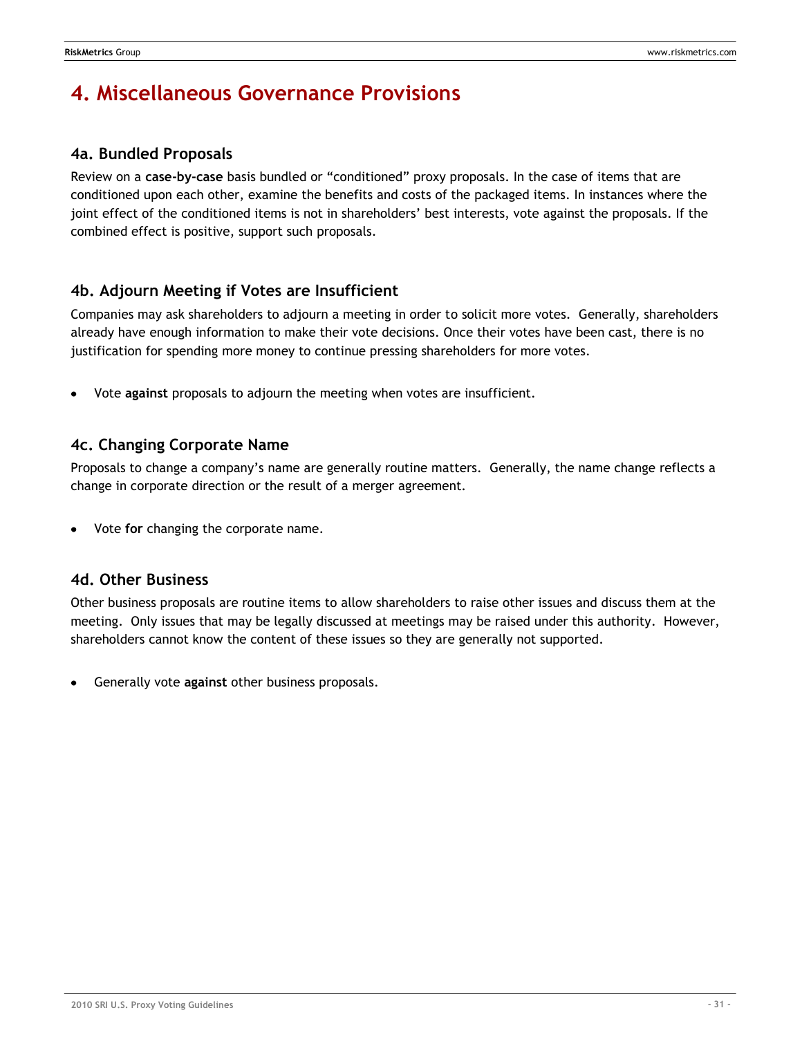# 4. Miscellaneous Governance Provisions

## 4a. Bundled Proposals

Review on a **case-by-case** basis bundled or "conditioned" proxy proposals. In the case of items that are conditioned upon each other, examine the benefits and costs of the packaged items. In instances where the joint effect of the conditioned items is not in shareholders' best interests, vote against the proposals. If the combined effect is positive, support such proposals.

## 4b. Adjourn Meeting if Votes are Insufficient

Companies may ask shareholders to adjourn a meeting in order to solicit more votes. Generally, shareholders already have enough information to make their vote decisions. Once their votes have been cast, there is no justification for spending more money to continue pressing shareholders for more votes.

- Vote **against** proposals to adjourn the meeting when votes are insufficient.

## 4c. Changing Corporate Name

Proposals to change a company's name are generally routine matters. Generally, the name change reflects a change in corporate direction or the result of a merger agreement.

- Vote **for** changing the corporate name.

## 4d. Other Business

Other business proposals are routine items to allow shareholders to raise other issues and discuss them at the meeting. Only issues that may be legally discussed at meetings may be raised under this authority. However, shareholders cannot know the content of these issues so they are generally not supported.

- Generally vote **against** other business proposals.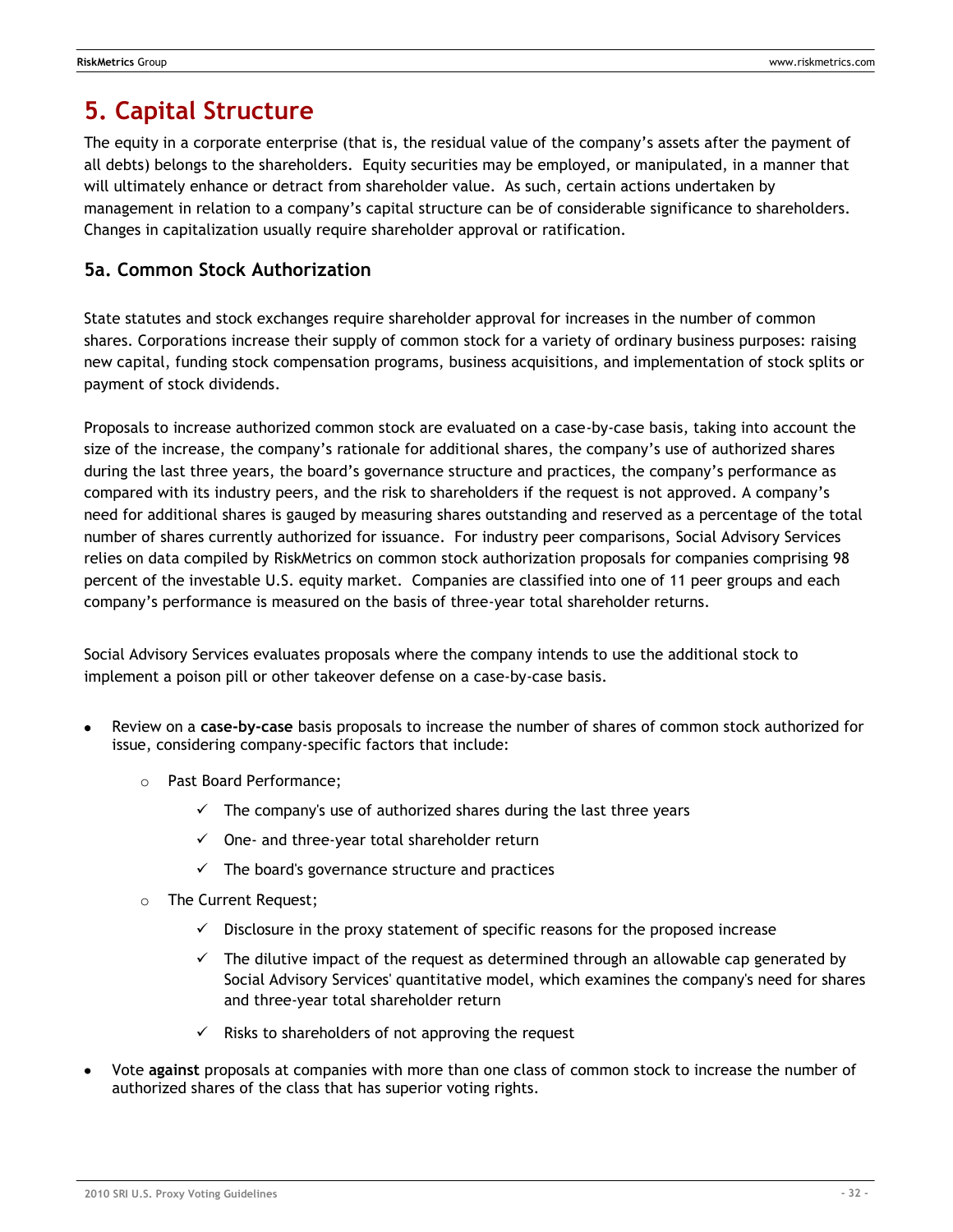# 5. Capital Structure

The equity in a corporate enterprise (that is, the residual value of the company's assets after the payment of all debts) belongs to the shareholders. Equity securities may be employed, or manipulated, in a manner that will ultimately enhance or detract from shareholder value. As such, certain actions undertaken by management in relation to a company's capital structure can be of considerable significance to shareholders. Changes in capitalization usually require shareholder approval or ratification.

## 5a. Common Stock Authorization

State statutes and stock exchanges require shareholder approval for increases in the number of common shares. Corporations increase their supply of common stock for a variety of ordinary business purposes: raising new capital, funding stock compensation programs, business acquisitions, and implementation of stock splits or payment of stock dividends.

Proposals to increase authorized common stock are evaluated on a case-by-case basis, taking into account the size of the increase, the company's rationale for additional shares, the company's use of authorized shares during the last three years, the board's governance structure and practices, the company's performance as compared with its industry peers, and the risk to shareholders if the request is not approved. A company's need for additional shares is gauged by measuring shares outstanding and reserved as a percentage of the total number of shares currently authorized for issuance. For industry peer comparisons, Social Advisory Services relies on data compiled by RiskMetrics on common stock authorization proposals for companies comprising 98 percent of the investable U.S. equity market. Companies are classified into one of 11 peer groups and each company's performance is measured on the basis of three-year total shareholder returns.

Social Advisory Services evaluates proposals where the company intends to use the additional stock to implement a poison pill or other takeover defense on a case-by-case basis.

- Review on a **case-by-case** basis proposals to increase the number of shares of common stock authorized for issue, considering company-specific factors that include:
  - Past Board Performance;
    - ✓ The company's use of authorized shares during the last three years
    - ✓ One- and three-year total shareholder return
    - ✓ The board's governance structure and practices
  - The Current Request;
    - ✓ Disclosure in the proxy statement of specific reasons for the proposed increase
    - ✓ The dilutive impact of the request as determined through an allowable cap generated by Social Advisory Services' quantitative model, which examines the company's need for shares and three-year total shareholder return
    - ✓ Risks to shareholders of not approving the request
- Vote **against** proposals at companies with more than one class of common stock to increase the number of authorized shares of the class that has superior voting rights.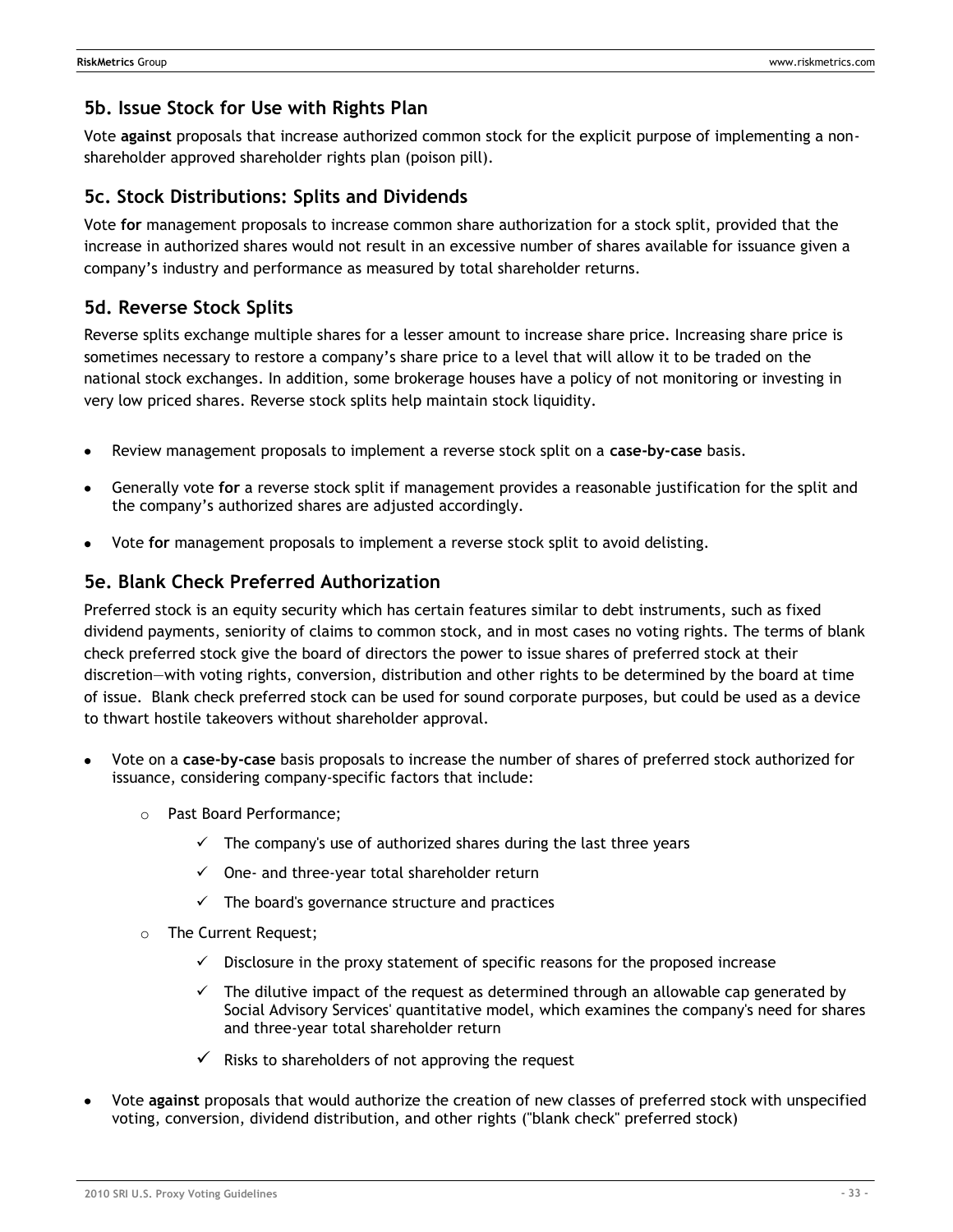## 5b. Issue Stock for Use with Rights Plan

Vote **against** proposals that increase authorized common stock for the explicit purpose of implementing a non-shareholder approved shareholder rights plan (poison pill).

## 5c. Stock Distributions: Splits and Dividends

Vote **for** management proposals to increase common share authorization for a stock split, provided that the increase in authorized shares would not result in an excessive number of shares available for issuance given a company's industry and performance as measured by total shareholder returns.

## 5d. Reverse Stock Splits

Reverse splits exchange multiple shares for a lesser amount to increase share price. Increasing share price is sometimes necessary to restore a company's share price to a level that will allow it to be traded on the national stock exchanges. In addition, some brokerage houses have a policy of not monitoring or investing in very low priced shares. Reverse stock splits help maintain stock liquidity.

- Review management proposals to implement a reverse stock split on a **case-by-case** basis.
- Generally vote **for** a reverse stock split if management provides a reasonable justification for the split and the company's authorized shares are adjusted accordingly.
- Vote **for** management proposals to implement a reverse stock split to avoid delisting.

## 5e. Blank Check Preferred Authorization

Preferred stock is an equity security which has certain features similar to debt instruments, such as fixed dividend payments, seniority of claims to common stock, and in most cases no voting rights. The terms of blank check preferred stock give the board of directors the power to issue shares of preferred stock at their discretion—with voting rights, conversion, distribution and other rights to be determined by the board at time of issue. Blank check preferred stock can be used for sound corporate purposes, but could be used as a device to thwart hostile takeovers without shareholder approval.

- Vote on a **case-by-case** basis proposals to increase the number of shares of preferred stock authorized for issuance, considering company-specific factors that include:
  - Past Board Performance;
    - ✓ The company's use of authorized shares during the last three years
    - ✓ One- and three-year total shareholder return
    - ✓ The board's governance structure and practices
  - The Current Request;
    - ✓ Disclosure in the proxy statement of specific reasons for the proposed increase
    - ✓ The dilutive impact of the request as determined through an allowable cap generated by Social Advisory Services' quantitative model, which examines the company's need for shares and three-year total shareholder return
    - ✓ Risks to shareholders of not approving the request
- Vote **against** proposals that would authorize the creation of new classes of preferred stock with unspecified voting, conversion, dividend distribution, and other rights ("blank check" preferred stock)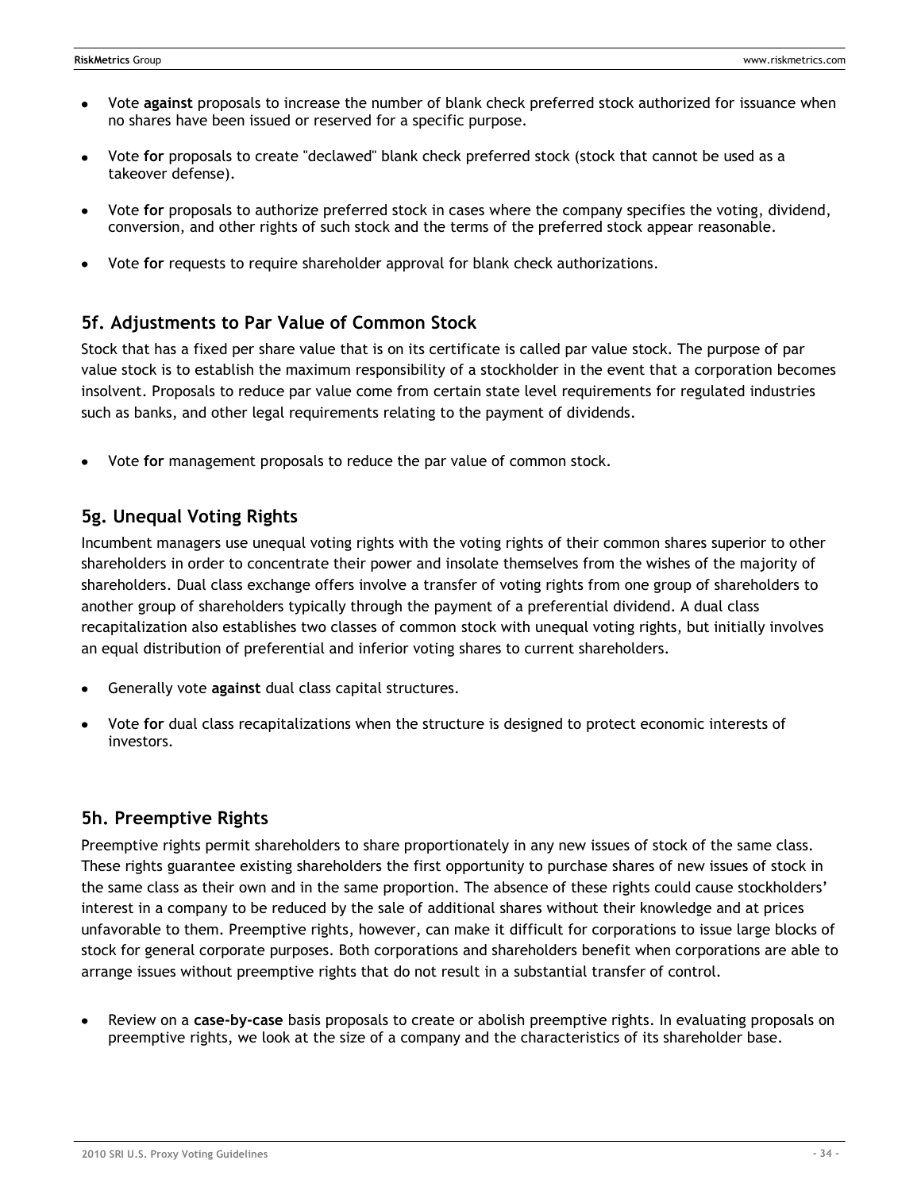- Vote **against** proposals to increase the number of blank check preferred stock authorized for issuance when no shares have been issued or reserved for a specific purpose.
- Vote **for** proposals to create "declawed" blank check preferred stock (stock that cannot be used as a takeover defense).
- Vote **for** proposals to authorize preferred stock in cases where the company specifies the voting, dividend, conversion, and other rights of such stock and the terms of the preferred stock appear reasonable.
- Vote **for** requests to require shareholder approval for blank check authorizations.

## 5f. Adjustments to Par Value of Common Stock

Stock that has a fixed per share value that is on its certificate is called par value stock. The purpose of par value stock is to establish the maximum responsibility of a stockholder in the event that a corporation becomes insolvent. Proposals to reduce par value come from certain state level requirements for regulated industries such as banks, and other legal requirements relating to the payment of dividends.

- Vote **for** management proposals to reduce the par value of common stock.

## 5g. Unequal Voting Rights

Incumbent managers use unequal voting rights with the voting rights of their common shares superior to other shareholders in order to concentrate their power and insolate themselves from the wishes of the majority of shareholders. Dual class exchange offers involve a transfer of voting rights from one group of shareholders to another group of shareholders typically through the payment of a preferential dividend. A dual class recapitalization also establishes two classes of common stock with unequal voting rights, but initially involves an equal distribution of preferential and inferior voting shares to current shareholders.

- Generally vote **against** dual class capital structures.
- Vote **for** dual class recapitalizations when the structure is designed to protect economic interests of investors.

## 5h. Preemptive Rights

Preemptive rights permit shareholders to share proportionately in any new issues of stock of the same class. These rights guarantee existing shareholders the first opportunity to purchase shares of new issues of stock in the same class as their own and in the same proportion. The absence of these rights could cause stockholders' interest in a company to be reduced by the sale of additional shares without their knowledge and at prices unfavorable to them. Preemptive rights, however, can make it difficult for corporations to issue large blocks of stock for general corporate purposes. Both corporations and shareholders benefit when corporations are able to arrange issues without preemptive rights that do not result in a substantial transfer of control.

- Review on a **case-by-case** basis proposals to create or abolish preemptive rights. In evaluating proposals on preemptive rights, we look at the size of a company and the characteristics of its shareholder base.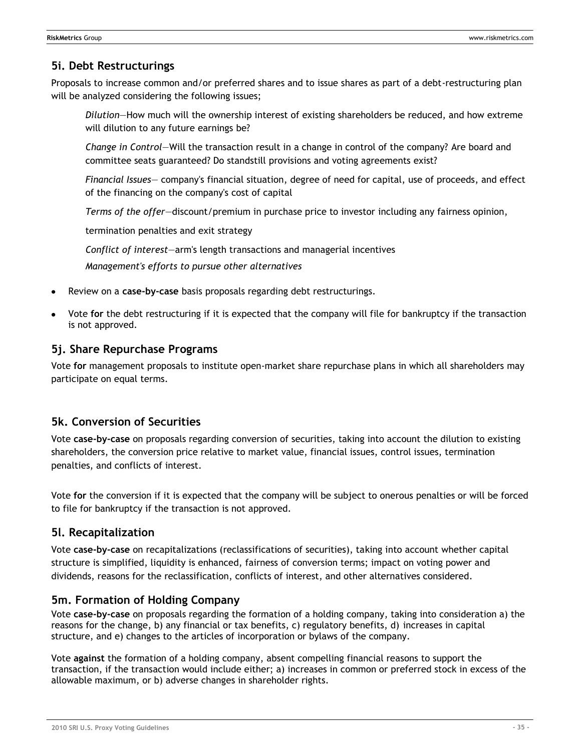## 5i. Debt Restructurings

Proposals to increase common and/or preferred shares and to issue shares as part of a debt-restructuring plan will be analyzed considering the following issues;

> *Dilution*—How much will the ownership interest of existing shareholders be reduced, and how extreme will dilution to any future earnings be?
>
> *Change in Control*—Will the transaction result in a change in control of the company? Are board and committee seats guaranteed? Do standstill provisions and voting agreements exist?
>
> *Financial Issues*— company's financial situation, degree of need for capital, use of proceeds, and effect of the financing on the company's cost of capital
>
> *Terms of the offer*—discount/premium in purchase price to investor including any fairness opinion,
>
> termination penalties and exit strategy
>
> *Conflict of interest*—arm's length transactions and managerial incentives
>
> *Management's efforts to pursue other alternatives*

- Review on a **case-by-case** basis proposals regarding debt restructurings.
- Vote **for** the debt restructuring if it is expected that the company will file for bankruptcy if the transaction is not approved.

## 5j. Share Repurchase Programs

Vote **for** management proposals to institute open-market share repurchase plans in which all shareholders may participate on equal terms.

## 5k. Conversion of Securities

Vote **case-by-case** on proposals regarding conversion of securities, taking into account the dilution to existing shareholders, the conversion price relative to market value, financial issues, control issues, termination penalties, and conflicts of interest.

Vote **for** the conversion if it is expected that the company will be subject to onerous penalties or will be forced to file for bankruptcy if the transaction is not approved.

## 5l. Recapitalization

Vote **case-by-case** on recapitalizations (reclassifications of securities), taking into account whether capital structure is simplified, liquidity is enhanced, fairness of conversion terms; impact on voting power and dividends, reasons for the reclassification, conflicts of interest, and other alternatives considered.

## 5m. Formation of Holding Company

Vote **case-by-case** on proposals regarding the formation of a holding company, taking into consideration a) the reasons for the change, b) any financial or tax benefits, c) regulatory benefits, d) increases in capital structure, and e) changes to the articles of incorporation or bylaws of the company.

Vote **against** the formation of a holding company, absent compelling financial reasons to support the transaction, if the transaction would include either; a) increases in common or preferred stock in excess of the allowable maximum, or b) adverse changes in shareholder rights.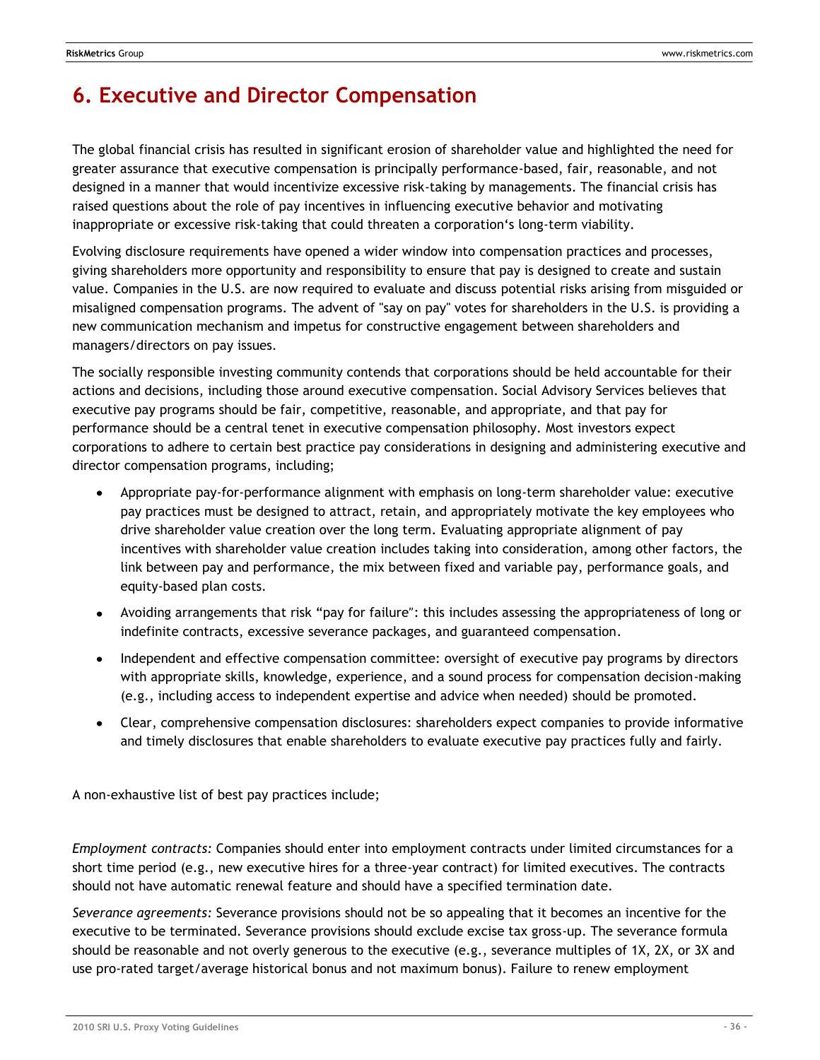# 6. Executive and Director Compensation

The global financial crisis has resulted in significant erosion of shareholder value and highlighted the need for greater assurance that executive compensation is principally performance-based, fair, reasonable, and not designed in a manner that would incentivize excessive risk-taking by managements. The financial crisis has raised questions about the role of pay incentives in influencing executive behavior and motivating inappropriate or excessive risk-taking that could threaten a corporation's long-term viability.

Evolving disclosure requirements have opened a wider window into compensation practices and processes, giving shareholders more opportunity and responsibility to ensure that pay is designed to create and sustain value. Companies in the U.S. are now required to evaluate and discuss potential risks arising from misguided or misaligned compensation programs. The advent of "say on pay" votes for shareholders in the U.S. is providing a new communication mechanism and impetus for constructive engagement between shareholders and managers/directors on pay issues.

The socially responsible investing community contends that corporations should be held accountable for their actions and decisions, including those around executive compensation. Social Advisory Services believes that executive pay programs should be fair, competitive, reasonable, and appropriate, and that pay for performance should be a central tenet in executive compensation philosophy. Most investors expect corporations to adhere to certain best practice pay considerations in designing and administering executive and director compensation programs, including;

- Appropriate pay-for-performance alignment with emphasis on long-term shareholder value: executive pay practices must be designed to attract, retain, and appropriately motivate the key employees who drive shareholder value creation over the long term. Evaluating appropriate alignment of pay incentives with shareholder value creation includes taking into consideration, among other factors, the link between pay and performance, the mix between fixed and variable pay, performance goals, and equity-based plan costs.
- Avoiding arrangements that risk "pay for failure": this includes assessing the appropriateness of long or indefinite contracts, excessive severance packages, and guaranteed compensation.
- Independent and effective compensation committee: oversight of executive pay programs by directors with appropriate skills, knowledge, experience, and a sound process for compensation decision-making (e.g., including access to independent expertise and advice when needed) should be promoted.
- Clear, comprehensive compensation disclosures: shareholders expect companies to provide informative and timely disclosures that enable shareholders to evaluate executive pay practices fully and fairly.

A non-exhaustive list of best pay practices include;

*Employment contracts:* Companies should enter into employment contracts under limited circumstances for a short time period (e.g., new executive hires for a three-year contract) for limited executives. The contracts should not have automatic renewal feature and should have a specified termination date.

*Severance agreements:* Severance provisions should not be so appealing that it becomes an incentive for the executive to be terminated. Severance provisions should exclude excise tax gross-up. The severance formula should be reasonable and not overly generous to the executive (e.g., severance multiples of 1X, 2X, or 3X and use pro-rated target/average historical bonus and not maximum bonus). Failure to renew employment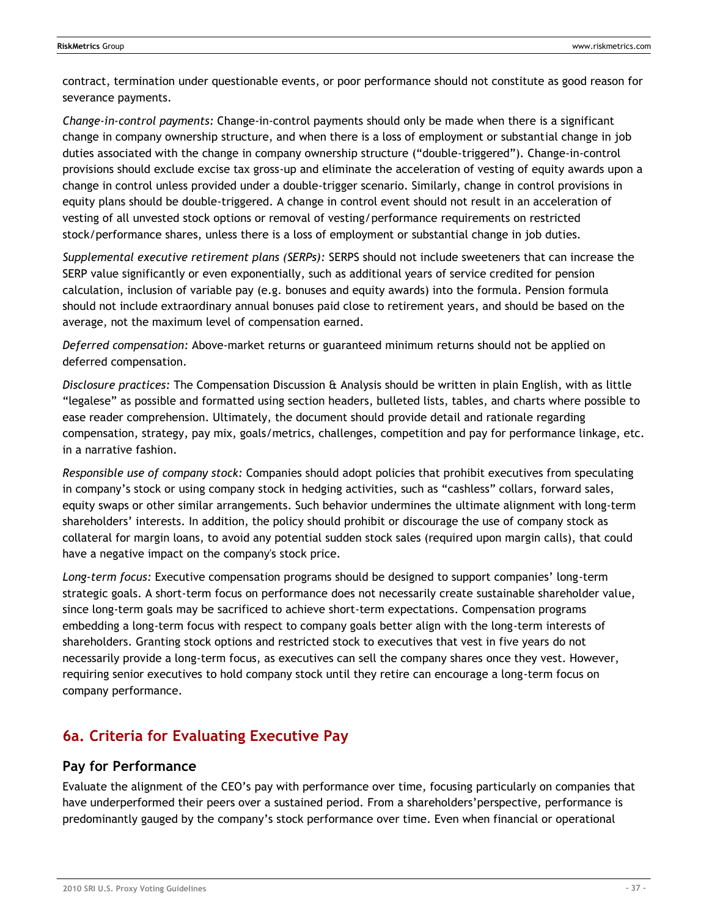contract, termination under questionable events, or poor performance should not constitute as good reason for severance payments.

*Change-in-control payments:* Change-in-control payments should only be made when there is a significant change in company ownership structure, and when there is a loss of employment or substantial change in job duties associated with the change in company ownership structure ("double-triggered"). Change-in-control provisions should exclude excise tax gross-up and eliminate the acceleration of vesting of equity awards upon a change in control unless provided under a double-trigger scenario. Similarly, change in control provisions in equity plans should be double-triggered. A change in control event should not result in an acceleration of vesting of all unvested stock options or removal of vesting/performance requirements on restricted stock/performance shares, unless there is a loss of employment or substantial change in job duties.

*Supplemental executive retirement plans (SERPs):* SERPS should not include sweeteners that can increase the SERP value significantly or even exponentially, such as additional years of service credited for pension calculation, inclusion of variable pay (e.g. bonuses and equity awards) into the formula. Pension formula should not include extraordinary annual bonuses paid close to retirement years, and should be based on the average, not the maximum level of compensation earned.

*Deferred compensation:* Above-market returns or guaranteed minimum returns should not be applied on deferred compensation.

*Disclosure practices:* The Compensation Discussion & Analysis should be written in plain English, with as little "legalese" as possible and formatted using section headers, bulleted lists, tables, and charts where possible to ease reader comprehension. Ultimately, the document should provide detail and rationale regarding compensation, strategy, pay mix, goals/metrics, challenges, competition and pay for performance linkage, etc. in a narrative fashion.

*Responsible use of company stock:* Companies should adopt policies that prohibit executives from speculating in company's stock or using company stock in hedging activities, such as "cashless" collars, forward sales, equity swaps or other similar arrangements. Such behavior undermines the ultimate alignment with long-term shareholders' interests. In addition, the policy should prohibit or discourage the use of company stock as collateral for margin loans, to avoid any potential sudden stock sales (required upon margin calls), that could have a negative impact on the company's stock price.

*Long-term focus:* Executive compensation programs should be designed to support companies' long-term strategic goals. A short-term focus on performance does not necessarily create sustainable shareholder value, since long-term goals may be sacrificed to achieve short-term expectations. Compensation programs embedding a long-term focus with respect to company goals better align with the long-term interests of shareholders. Granting stock options and restricted stock to executives that vest in five years do not necessarily provide a long-term focus, as executives can sell the company shares once they vest. However, requiring senior executives to hold company stock until they retire can encourage a long-term focus on company performance.

## 6a. Criteria for Evaluating Executive Pay

### Pay for Performance

Evaluate the alignment of the CEO's pay with performance over time, focusing particularly on companies that have underperformed their peers over a sustained period. From a shareholders'perspective, performance is predominantly gauged by the company's stock performance over time. Even when financial or operational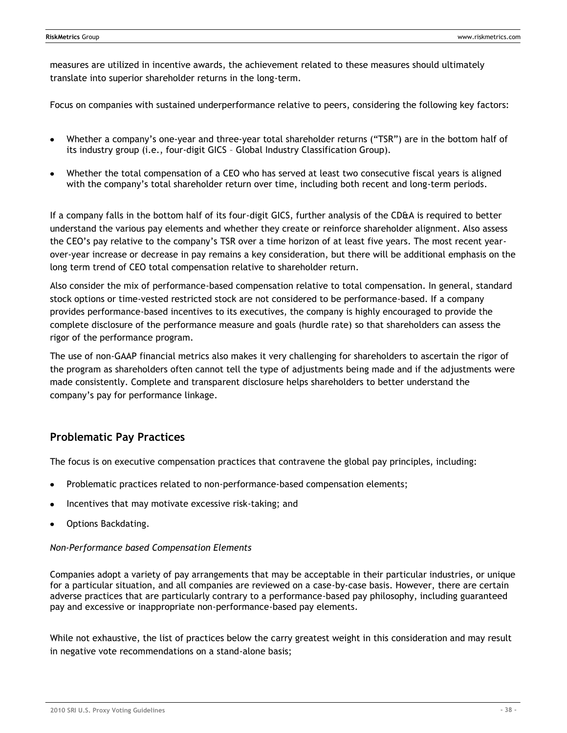measures are utilized in incentive awards, the achievement related to these measures should ultimately translate into superior shareholder returns in the long-term.

Focus on companies with sustained underperformance relative to peers, considering the following key factors:

- Whether a company's one-year and three-year total shareholder returns ("TSR") are in the bottom half of its industry group (i.e., four-digit GICS – Global Industry Classification Group).
- Whether the total compensation of a CEO who has served at least two consecutive fiscal years is aligned with the company's total shareholder return over time, including both recent and long-term periods.

If a company falls in the bottom half of its four-digit GICS, further analysis of the CD&A is required to better understand the various pay elements and whether they create or reinforce shareholder alignment. Also assess the CEO's pay relative to the company's TSR over a time horizon of at least five years. The most recent year-over-year increase or decrease in pay remains a key consideration, but there will be additional emphasis on the long term trend of CEO total compensation relative to shareholder return.

Also consider the mix of performance-based compensation relative to total compensation. In general, standard stock options or time-vested restricted stock are not considered to be performance-based. If a company provides performance-based incentives to its executives, the company is highly encouraged to provide the complete disclosure of the performance measure and goals (hurdle rate) so that shareholders can assess the rigor of the performance program.

The use of non-GAAP financial metrics also makes it very challenging for shareholders to ascertain the rigor of the program as shareholders often cannot tell the type of adjustments being made and if the adjustments were made consistently. Complete and transparent disclosure helps shareholders to better understand the company's pay for performance linkage.

## Problematic Pay Practices

The focus is on executive compensation practices that contravene the global pay principles, including:

- Problematic practices related to non-performance-based compensation elements;
- Incentives that may motivate excessive risk-taking; and
- Options Backdating.

*Non-Performance based Compensation Elements*

Companies adopt a variety of pay arrangements that may be acceptable in their particular industries, or unique for a particular situation, and all companies are reviewed on a case-by-case basis. However, there are certain adverse practices that are particularly contrary to a performance-based pay philosophy, including guaranteed pay and excessive or inappropriate non-performance-based pay elements.

While not exhaustive, the list of practices below the carry greatest weight in this consideration and may result in negative vote recommendations on a stand-alone basis;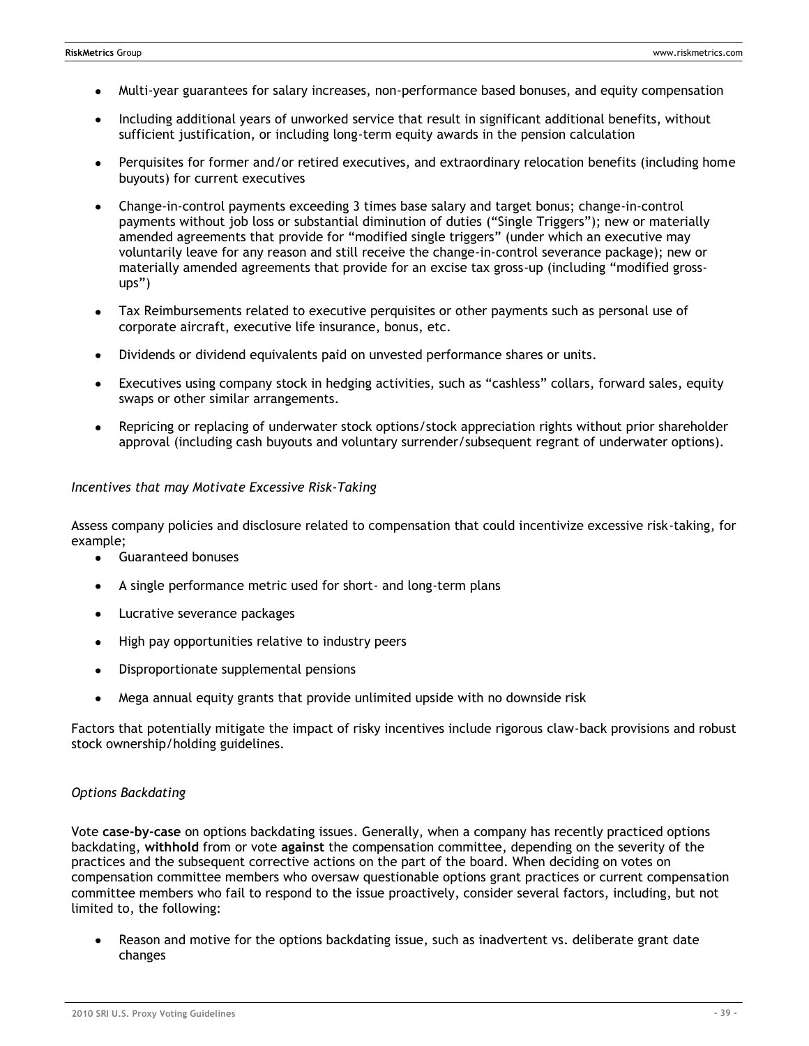- Multi-year guarantees for salary increases, non-performance based bonuses, and equity compensation

- Including additional years of unworked service that result in significant additional benefits, without sufficient justification, or including long-term equity awards in the pension calculation

- Perquisites for former and/or retired executives, and extraordinary relocation benefits (including home buyouts) for current executives

- Change-in-control payments exceeding 3 times base salary and target bonus; change-in-control payments without job loss or substantial diminution of duties ("Single Triggers"); new or materially amended agreements that provide for "modified single triggers" (under which an executive may voluntarily leave for any reason and still receive the change-in-control severance package); new or materially amended agreements that provide for an excise tax gross-up (including "modified gross-ups")

- Tax Reimbursements related to executive perquisites or other payments such as personal use of corporate aircraft, executive life insurance, bonus, etc.

- Dividends or dividend equivalents paid on unvested performance shares or units.

- Executives using company stock in hedging activities, such as "cashless" collars, forward sales, equity swaps or other similar arrangements.

- Repricing or replacing of underwater stock options/stock appreciation rights without prior shareholder approval (including cash buyouts and voluntary surrender/subsequent regrant of underwater options).

*Incentives that may Motivate Excessive Risk-Taking*

Assess company policies and disclosure related to compensation that could incentivize excessive risk-taking, for example;

- Guaranteed bonuses

- A single performance metric used for short- and long-term plans

- Lucrative severance packages

- High pay opportunities relative to industry peers

- Disproportionate supplemental pensions

- Mega annual equity grants that provide unlimited upside with no downside risk

Factors that potentially mitigate the impact of risky incentives include rigorous claw-back provisions and robust stock ownership/holding guidelines.

*Options Backdating*

Vote **case-by-case** on options backdating issues. Generally, when a company has recently practiced options backdating, **withhold** from or vote **against** the compensation committee, depending on the severity of the practices and the subsequent corrective actions on the part of the board. When deciding on votes on compensation committee members who oversaw questionable options grant practices or current compensation committee members who fail to respond to the issue proactively, consider several factors, including, but not limited to, the following:

- Reason and motive for the options backdating issue, such as inadvertent vs. deliberate grant date changes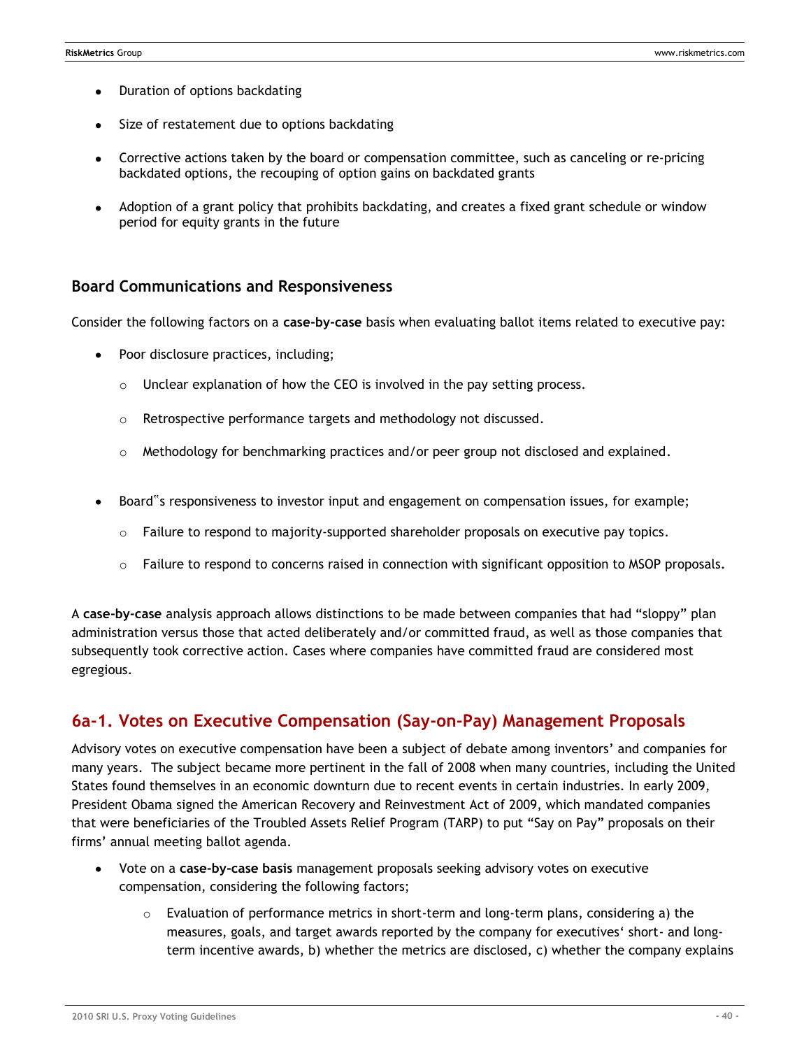- Duration of options backdating
- Size of restatement due to options backdating
- Corrective actions taken by the board or compensation committee, such as canceling or re-pricing backdated options, the recouping of option gains on backdated grants
- Adoption of a grant policy that prohibits backdating, and creates a fixed grant schedule or window period for equity grants in the future

### Board Communications and Responsiveness

Consider the following factors on a **case-by-case** basis when evaluating ballot items related to executive pay:

- Poor disclosure practices, including;
  - Unclear explanation of how the CEO is involved in the pay setting process.
  - Retrospective performance targets and methodology not discussed.
  - Methodology for benchmarking practices and/or peer group not disclosed and explained.
- Board"s responsiveness to investor input and engagement on compensation issues, for example;
  - Failure to respond to majority-supported shareholder proposals on executive pay topics.
  - Failure to respond to concerns raised in connection with significant opposition to MSOP proposals.

A **case-by-case** analysis approach allows distinctions to be made between companies that had "sloppy" plan administration versus those that acted deliberately and/or committed fraud, as well as those companies that subsequently took corrective action. Cases where companies have committed fraud are considered most egregious.

## 6a-1. Votes on Executive Compensation (Say-on-Pay) Management Proposals

Advisory votes on executive compensation have been a subject of debate among inventors' and companies for many years. The subject became more pertinent in the fall of 2008 when many countries, including the United States found themselves in an economic downturn due to recent events in certain industries. In early 2009, President Obama signed the American Recovery and Reinvestment Act of 2009, which mandated companies that were beneficiaries of the Troubled Assets Relief Program (TARP) to put "Say on Pay" proposals on their firms' annual meeting ballot agenda.

- Vote on a **case-by-case basis** management proposals seeking advisory votes on executive compensation, considering the following factors;
  - Evaluation of performance metrics in short-term and long-term plans, considering a) the measures, goals, and target awards reported by the company for executives' short- and long-term incentive awards, b) whether the metrics are disclosed, c) whether the company explains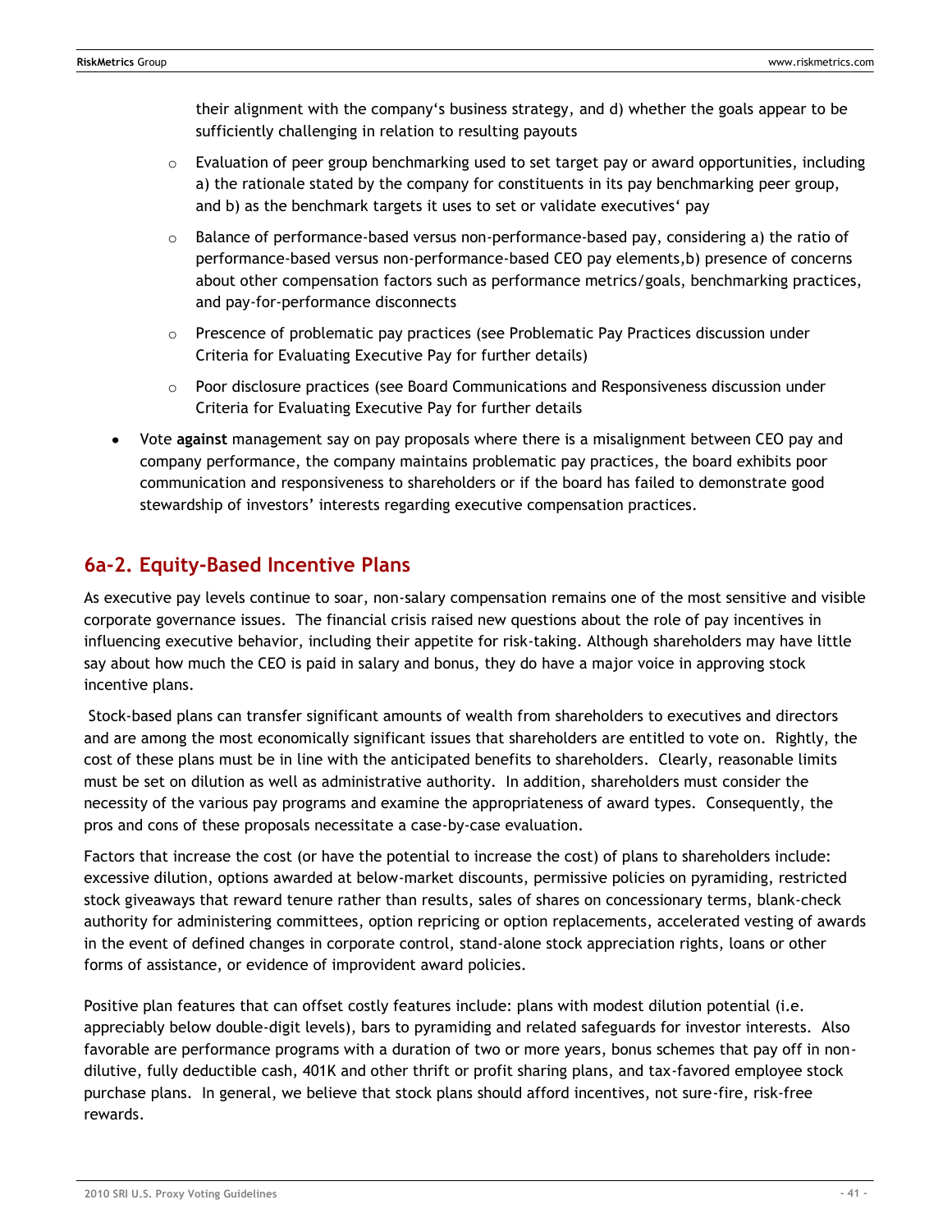their alignment with the company's business strategy, and d) whether the goals appear to be sufficiently challenging in relation to resulting payouts

  - Evaluation of peer group benchmarking used to set target pay or award opportunities, including a) the rationale stated by the company for constituents in its pay benchmarking peer group, and b) as the benchmark targets it uses to set or validate executives' pay
  - Balance of performance-based versus non-performance-based pay, considering a) the ratio of performance-based versus non-performance-based CEO pay elements,b) presence of concerns about other compensation factors such as performance metrics/goals, benchmarking practices, and pay-for-performance disconnects
  - Prescence of problematic pay practices (see Problematic Pay Practices discussion under Criteria for Evaluating Executive Pay for further details)
  - Poor disclosure practices (see Board Communications and Responsiveness discussion under Criteria for Evaluating Executive Pay for further details

- Vote **against** management say on pay proposals where there is a misalignment between CEO pay and company performance, the company maintains problematic pay practices, the board exhibits poor communication and responsiveness to shareholders or if the board has failed to demonstrate good stewardship of investors' interests regarding executive compensation practices.

## 6a-2. Equity-Based Incentive Plans

As executive pay levels continue to soar, non-salary compensation remains one of the most sensitive and visible corporate governance issues. The financial crisis raised new questions about the role of pay incentives in influencing executive behavior, including their appetite for risk-taking. Although shareholders may have little say about how much the CEO is paid in salary and bonus, they do have a major voice in approving stock incentive plans.

Stock-based plans can transfer significant amounts of wealth from shareholders to executives and directors and are among the most economically significant issues that shareholders are entitled to vote on. Rightly, the cost of these plans must be in line with the anticipated benefits to shareholders. Clearly, reasonable limits must be set on dilution as well as administrative authority. In addition, shareholders must consider the necessity of the various pay programs and examine the appropriateness of award types. Consequently, the pros and cons of these proposals necessitate a case-by-case evaluation.

Factors that increase the cost (or have the potential to increase the cost) of plans to shareholders include: excessive dilution, options awarded at below-market discounts, permissive policies on pyramiding, restricted stock giveaways that reward tenure rather than results, sales of shares on concessionary terms, blank-check authority for administering committees, option repricing or option replacements, accelerated vesting of awards in the event of defined changes in corporate control, stand-alone stock appreciation rights, loans or other forms of assistance, or evidence of improvident award policies.

Positive plan features that can offset costly features include: plans with modest dilution potential (i.e. appreciably below double-digit levels), bars to pyramiding and related safeguards for investor interests. Also favorable are performance programs with a duration of two or more years, bonus schemes that pay off in non-dilutive, fully deductible cash, 401K and other thrift or profit sharing plans, and tax-favored employee stock purchase plans. In general, we believe that stock plans should afford incentives, not sure-fire, risk-free rewards.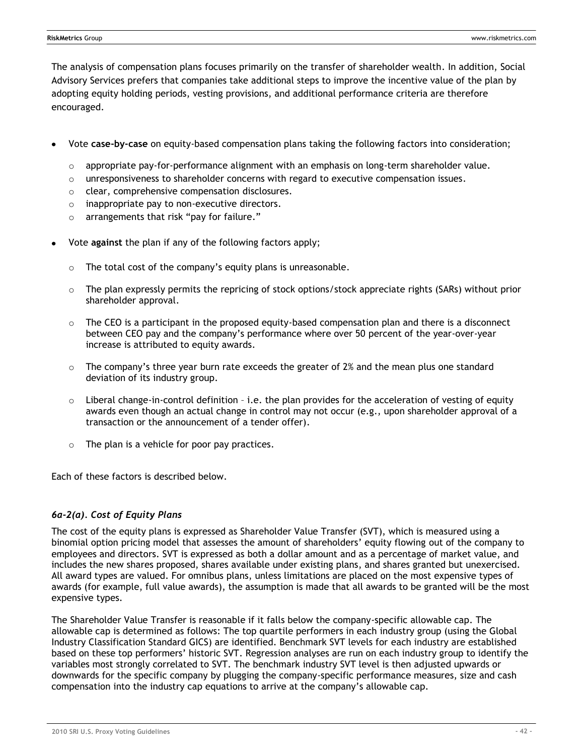The analysis of compensation plans focuses primarily on the transfer of shareholder wealth. In addition, Social Advisory Services prefers that companies take additional steps to improve the incentive value of the plan by adopting equity holding periods, vesting provisions, and additional performance criteria are therefore encouraged.

- Vote **case-by-case** on equity-based compensation plans taking the following factors into consideration;
  - appropriate pay-for-performance alignment with an emphasis on long-term shareholder value.
  - unresponsiveness to shareholder concerns with regard to executive compensation issues.
  - clear, comprehensive compensation disclosures.
  - inappropriate pay to non-executive directors.
  - arrangements that risk "pay for failure."
- Vote **against** the plan if any of the following factors apply;
  - The total cost of the company's equity plans is unreasonable.
  - The plan expressly permits the repricing of stock options/stock appreciate rights (SARs) without prior shareholder approval.
  - The CEO is a participant in the proposed equity-based compensation plan and there is a disconnect between CEO pay and the company's performance where over 50 percent of the year-over-year increase is attributed to equity awards.
  - The company's three year burn rate exceeds the greater of 2% and the mean plus one standard deviation of its industry group.
  - Liberal change-in-control definition – i.e. the plan provides for the acceleration of vesting of equity awards even though an actual change in control may not occur (e.g., upon shareholder approval of a transaction or the announcement of a tender offer).
  - The plan is a vehicle for poor pay practices.

Each of these factors is described below.

### *6a-2(a). Cost of Equity Plans*

The cost of the equity plans is expressed as Shareholder Value Transfer (SVT), which is measured using a binomial option pricing model that assesses the amount of shareholders' equity flowing out of the company to employees and directors. SVT is expressed as both a dollar amount and as a percentage of market value, and includes the new shares proposed, shares available under existing plans, and shares granted but unexercised. All award types are valued. For omnibus plans, unless limitations are placed on the most expensive types of awards (for example, full value awards), the assumption is made that all awards to be granted will be the most expensive types.

The Shareholder Value Transfer is reasonable if it falls below the company-specific allowable cap. The allowable cap is determined as follows: The top quartile performers in each industry group (using the Global Industry Classification Standard GICS) are identified. Benchmark SVT levels for each industry are established based on these top performers' historic SVT. Regression analyses are run on each industry group to identify the variables most strongly correlated to SVT. The benchmark industry SVT level is then adjusted upwards or downwards for the specific company by plugging the company-specific performance measures, size and cash compensation into the industry cap equations to arrive at the company's allowable cap.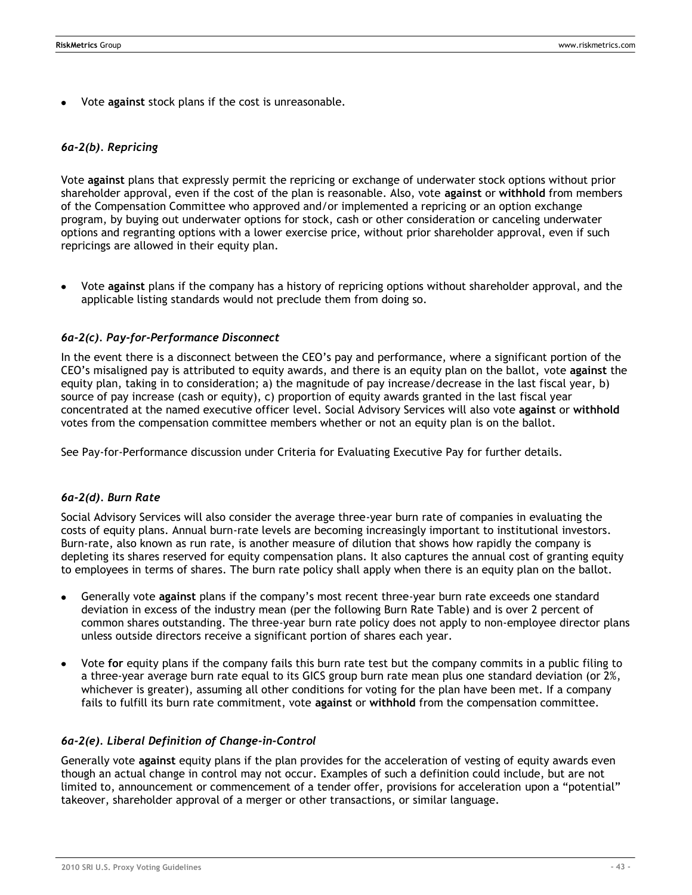- Vote **against** stock plans if the cost is unreasonable.

### *6a-2(b). Repricing*

Vote **against** plans that expressly permit the repricing or exchange of underwater stock options without prior shareholder approval, even if the cost of the plan is reasonable. Also, vote **against** or **withhold** from members of the Compensation Committee who approved and/or implemented a repricing or an option exchange program, by buying out underwater options for stock, cash or other consideration or canceling underwater options and regranting options with a lower exercise price, without prior shareholder approval, even if such repricings are allowed in their equity plan.

- Vote **against** plans if the company has a history of repricing options without shareholder approval, and the applicable listing standards would not preclude them from doing so.

### *6a-2(c). Pay-for-Performance Disconnect*

In the event there is a disconnect between the CEO's pay and performance, where a significant portion of the CEO's misaligned pay is attributed to equity awards, and there is an equity plan on the ballot, vote **against** the equity plan, taking in to consideration; a) the magnitude of pay increase/decrease in the last fiscal year, b) source of pay increase (cash or equity), c) proportion of equity awards granted in the last fiscal year concentrated at the named executive officer level. Social Advisory Services will also vote **against** or **withhold** votes from the compensation committee members whether or not an equity plan is on the ballot.

See Pay-for-Performance discussion under Criteria for Evaluating Executive Pay for further details.

### *6a-2(d). Burn Rate*

Social Advisory Services will also consider the average three-year burn rate of companies in evaluating the costs of equity plans. Annual burn-rate levels are becoming increasingly important to institutional investors. Burn-rate, also known as run rate, is another measure of dilution that shows how rapidly the company is depleting its shares reserved for equity compensation plans. It also captures the annual cost of granting equity to employees in terms of shares. The burn rate policy shall apply when there is an equity plan on the ballot.

- Generally vote **against** plans if the company's most recent three-year burn rate exceeds one standard deviation in excess of the industry mean (per the following Burn Rate Table) and is over 2 percent of common shares outstanding. The three-year burn rate policy does not apply to non-employee director plans unless outside directors receive a significant portion of shares each year.
- Vote **for** equity plans if the company fails this burn rate test but the company commits in a public filing to a three-year average burn rate equal to its GICS group burn rate mean plus one standard deviation (or 2%, whichever is greater), assuming all other conditions for voting for the plan have been met. If a company fails to fulfill its burn rate commitment, vote **against** or **withhold** from the compensation committee.

### *6a-2(e). Liberal Definition of Change-in-Control*

Generally vote **against** equity plans if the plan provides for the acceleration of vesting of equity awards even though an actual change in control may not occur. Examples of such a definition could include, but are not limited to, announcement or commencement of a tender offer, provisions for acceleration upon a "potential" takeover, shareholder approval of a merger or other transactions, or similar language.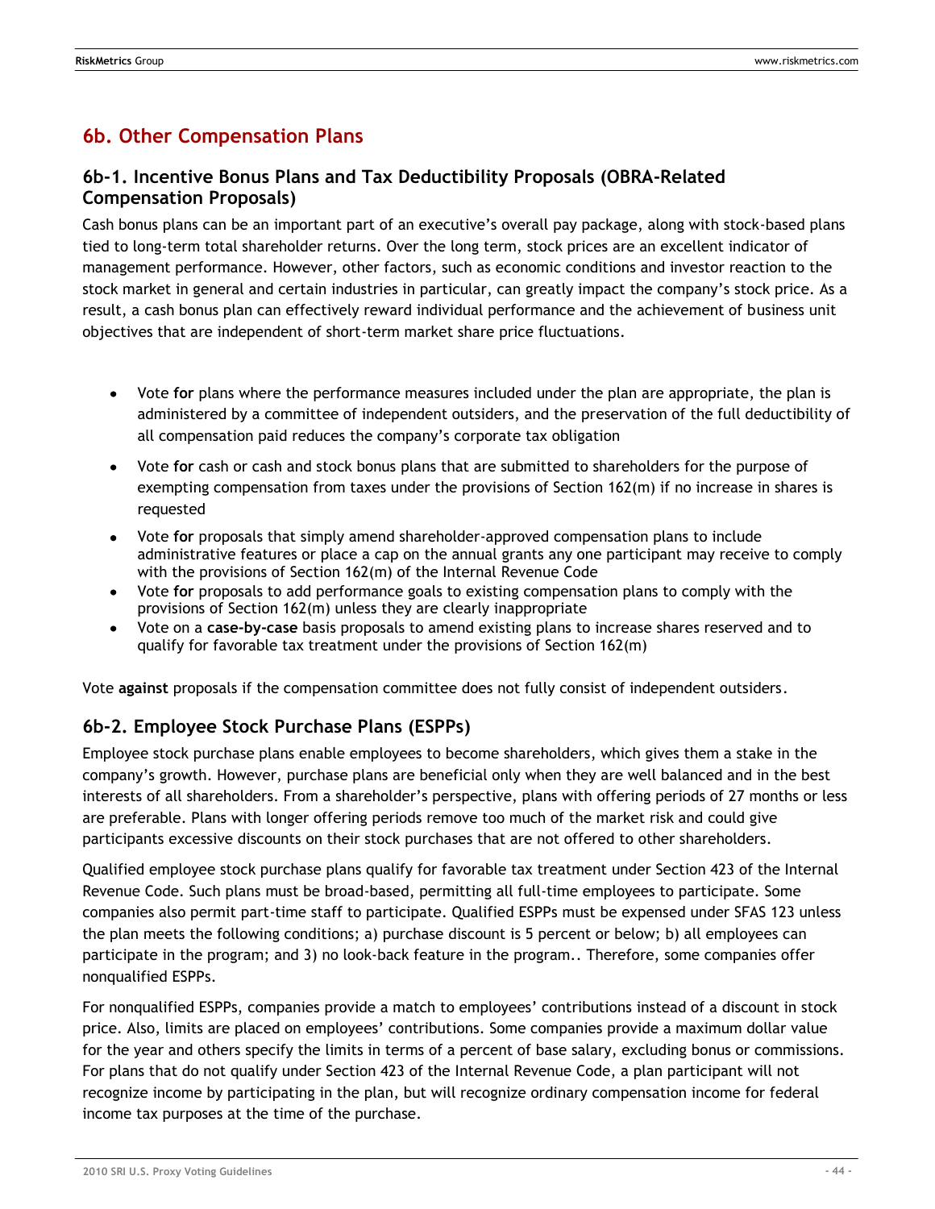## 6b. Other Compensation Plans

### 6b-1. Incentive Bonus Plans and Tax Deductibility Proposals (OBRA-Related Compensation Proposals)

Cash bonus plans can be an important part of an executive's overall pay package, along with stock-based plans tied to long-term total shareholder returns. Over the long term, stock prices are an excellent indicator of management performance. However, other factors, such as economic conditions and investor reaction to the stock market in general and certain industries in particular, can greatly impact the company's stock price. As a result, a cash bonus plan can effectively reward individual performance and the achievement of business unit objectives that are independent of short-term market share price fluctuations.

- Vote **for** plans where the performance measures included under the plan are appropriate, the plan is administered by a committee of independent outsiders, and the preservation of the full deductibility of all compensation paid reduces the company's corporate tax obligation
- Vote **for** cash or cash and stock bonus plans that are submitted to shareholders for the purpose of exempting compensation from taxes under the provisions of Section 162(m) if no increase in shares is requested
- Vote **for** proposals that simply amend shareholder-approved compensation plans to include administrative features or place a cap on the annual grants any one participant may receive to comply with the provisions of Section 162(m) of the Internal Revenue Code
- Vote **for** proposals to add performance goals to existing compensation plans to comply with the provisions of Section 162(m) unless they are clearly inappropriate
- Vote on a **case-by-case** basis proposals to amend existing plans to increase shares reserved and to qualify for favorable tax treatment under the provisions of Section 162(m)

Vote **against** proposals if the compensation committee does not fully consist of independent outsiders.

### 6b-2. Employee Stock Purchase Plans (ESPPs)

Employee stock purchase plans enable employees to become shareholders, which gives them a stake in the company's growth. However, purchase plans are beneficial only when they are well balanced and in the best interests of all shareholders. From a shareholder's perspective, plans with offering periods of 27 months or less are preferable. Plans with longer offering periods remove too much of the market risk and could give participants excessive discounts on their stock purchases that are not offered to other shareholders.

Qualified employee stock purchase plans qualify for favorable tax treatment under Section 423 of the Internal Revenue Code. Such plans must be broad-based, permitting all full-time employees to participate. Some companies also permit part-time staff to participate. Qualified ESPPs must be expensed under SFAS 123 unless the plan meets the following conditions; a) purchase discount is 5 percent or below; b) all employees can participate in the program; and 3) no look-back feature in the program.. Therefore, some companies offer nonqualified ESPPs.

For nonqualified ESPPs, companies provide a match to employees' contributions instead of a discount in stock price. Also, limits are placed on employees' contributions. Some companies provide a maximum dollar value for the year and others specify the limits in terms of a percent of base salary, excluding bonus or commissions. For plans that do not qualify under Section 423 of the Internal Revenue Code, a plan participant will not recognize income by participating in the plan, but will recognize ordinary compensation income for federal income tax purposes at the time of the purchase.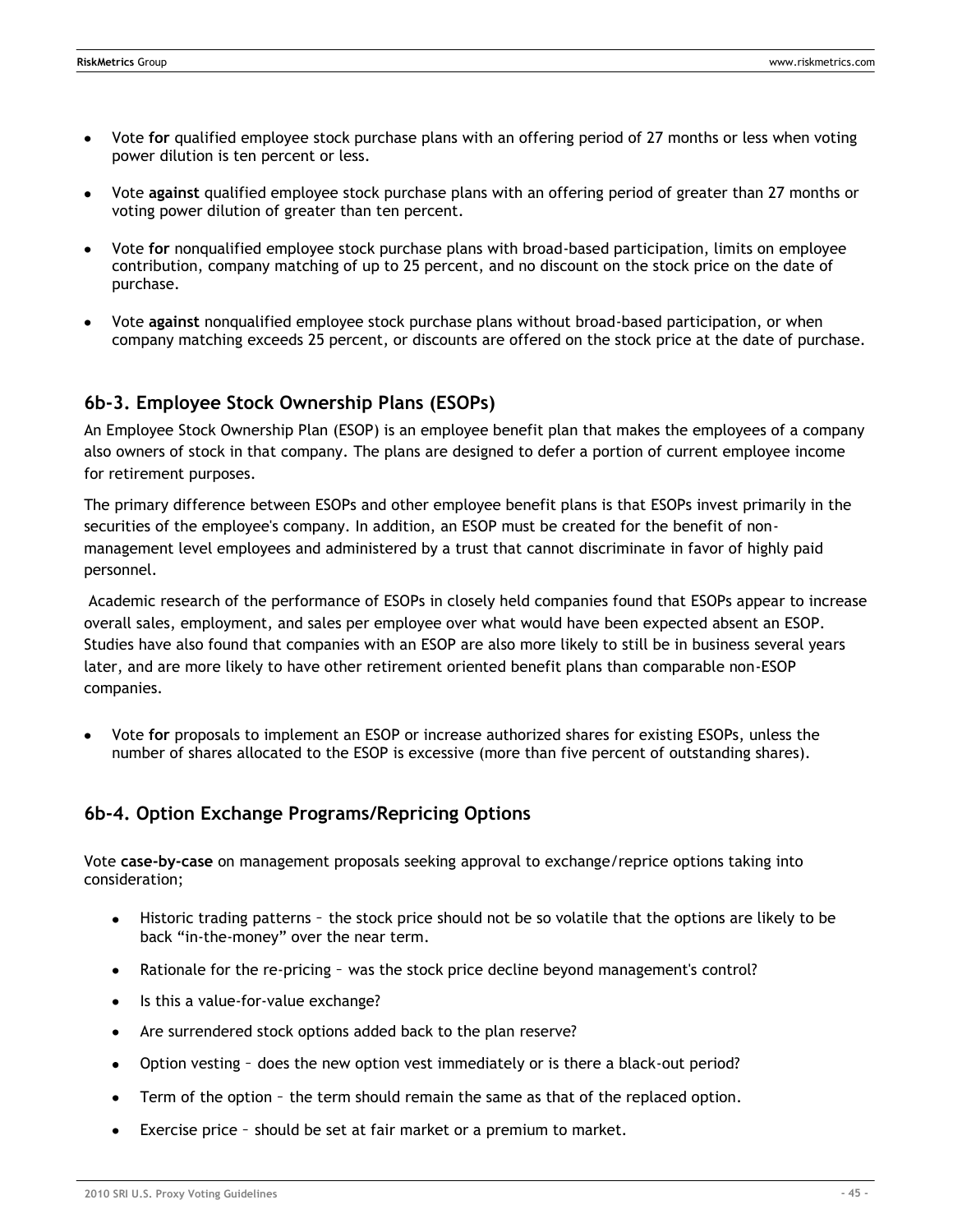- Vote **for** qualified employee stock purchase plans with an offering period of 27 months or less when voting power dilution is ten percent or less.
- Vote **against** qualified employee stock purchase plans with an offering period of greater than 27 months or voting power dilution of greater than ten percent.
- Vote **for** nonqualified employee stock purchase plans with broad-based participation, limits on employee contribution, company matching of up to 25 percent, and no discount on the stock price on the date of purchase.
- Vote **against** nonqualified employee stock purchase plans without broad-based participation, or when company matching exceeds 25 percent, or discounts are offered on the stock price at the date of purchase.

## 6b-3. Employee Stock Ownership Plans (ESOPs)

An Employee Stock Ownership Plan (ESOP) is an employee benefit plan that makes the employees of a company also owners of stock in that company. The plans are designed to defer a portion of current employee income for retirement purposes.

The primary difference between ESOPs and other employee benefit plans is that ESOPs invest primarily in the securities of the employee's company. In addition, an ESOP must be created for the benefit of non-management level employees and administered by a trust that cannot discriminate in favor of highly paid personnel.

Academic research of the performance of ESOPs in closely held companies found that ESOPs appear to increase overall sales, employment, and sales per employee over what would have been expected absent an ESOP. Studies have also found that companies with an ESOP are also more likely to still be in business several years later, and are more likely to have other retirement oriented benefit plans than comparable non-ESOP companies.

- Vote **for** proposals to implement an ESOP or increase authorized shares for existing ESOPs, unless the number of shares allocated to the ESOP is excessive (more than five percent of outstanding shares).

## 6b-4. Option Exchange Programs/Repricing Options

Vote **case-by-case** on management proposals seeking approval to exchange/reprice options taking into consideration;

- Historic trading patterns – the stock price should not be so volatile that the options are likely to be back "in-the-money" over the near term.
- Rationale for the re-pricing – was the stock price decline beyond management's control?
- Is this a value-for-value exchange?
- Are surrendered stock options added back to the plan reserve?
- Option vesting – does the new option vest immediately or is there a black-out period?
- Term of the option – the term should remain the same as that of the replaced option.
- Exercise price – should be set at fair market or a premium to market.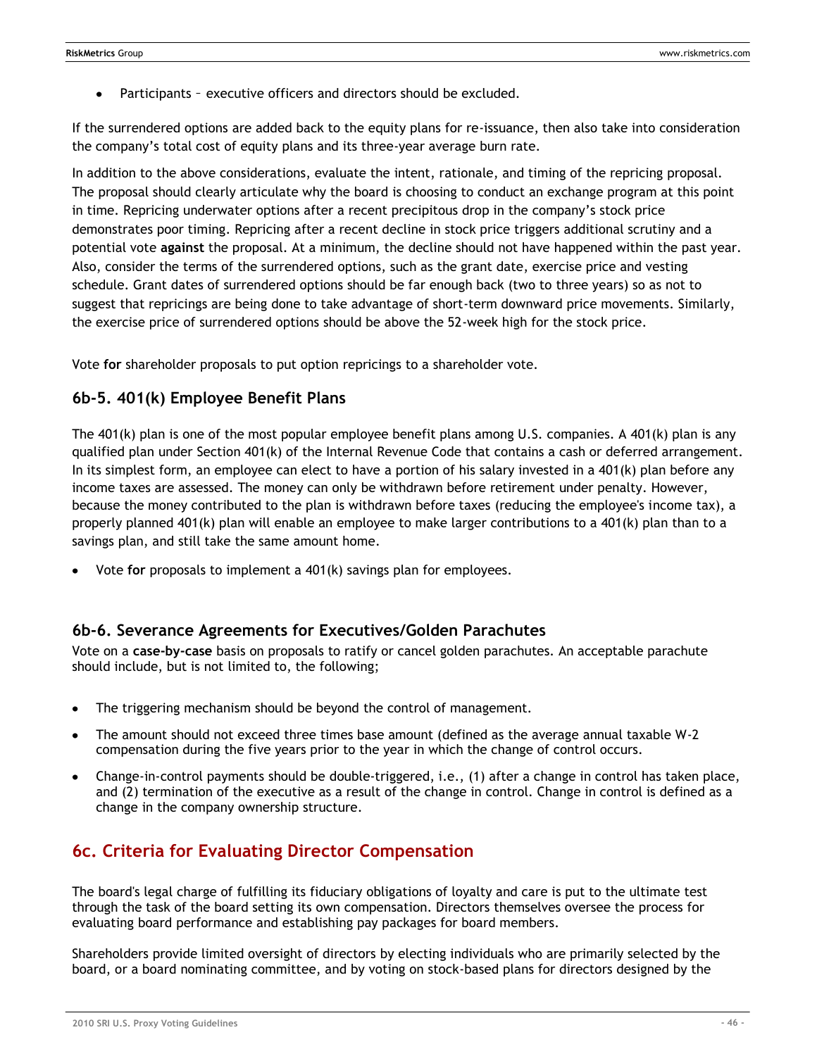- Participants – executive officers and directors should be excluded.

If the surrendered options are added back to the equity plans for re-issuance, then also take into consideration the company's total cost of equity plans and its three-year average burn rate.

In addition to the above considerations, evaluate the intent, rationale, and timing of the repricing proposal. The proposal should clearly articulate why the board is choosing to conduct an exchange program at this point in time. Repricing underwater options after a recent precipitous drop in the company's stock price demonstrates poor timing. Repricing after a recent decline in stock price triggers additional scrutiny and a potential vote **against** the proposal. At a minimum, the decline should not have happened within the past year. Also, consider the terms of the surrendered options, such as the grant date, exercise price and vesting schedule. Grant dates of surrendered options should be far enough back (two to three years) so as not to suggest that repricings are being done to take advantage of short-term downward price movements. Similarly, the exercise price of surrendered options should be above the 52-week high for the stock price.

Vote **for** shareholder proposals to put option repricings to a shareholder vote.

### 6b-5. 401(k) Employee Benefit Plans

The 401(k) plan is one of the most popular employee benefit plans among U.S. companies. A 401(k) plan is any qualified plan under Section 401(k) of the Internal Revenue Code that contains a cash or deferred arrangement. In its simplest form, an employee can elect to have a portion of his salary invested in a 401(k) plan before any income taxes are assessed. The money can only be withdrawn before retirement under penalty. However, because the money contributed to the plan is withdrawn before taxes (reducing the employee's income tax), a properly planned 401(k) plan will enable an employee to make larger contributions to a 401(k) plan than to a savings plan, and still take the same amount home.

- Vote **for** proposals to implement a 401(k) savings plan for employees.

### 6b-6. Severance Agreements for Executives/Golden Parachutes

Vote on a **case-by-case** basis on proposals to ratify or cancel golden parachutes. An acceptable parachute should include, but is not limited to, the following;

- The triggering mechanism should be beyond the control of management.
- The amount should not exceed three times base amount (defined as the average annual taxable W-2 compensation during the five years prior to the year in which the change of control occurs.
- Change-in-control payments should be double-triggered, i.e., (1) after a change in control has taken place, and (2) termination of the executive as a result of the change in control. Change in control is defined as a change in the company ownership structure.

## 6c. Criteria for Evaluating Director Compensation

The board's legal charge of fulfilling its fiduciary obligations of loyalty and care is put to the ultimate test through the task of the board setting its own compensation. Directors themselves oversee the process for evaluating board performance and establishing pay packages for board members.

Shareholders provide limited oversight of directors by electing individuals who are primarily selected by the board, or a board nominating committee, and by voting on stock-based plans for directors designed by the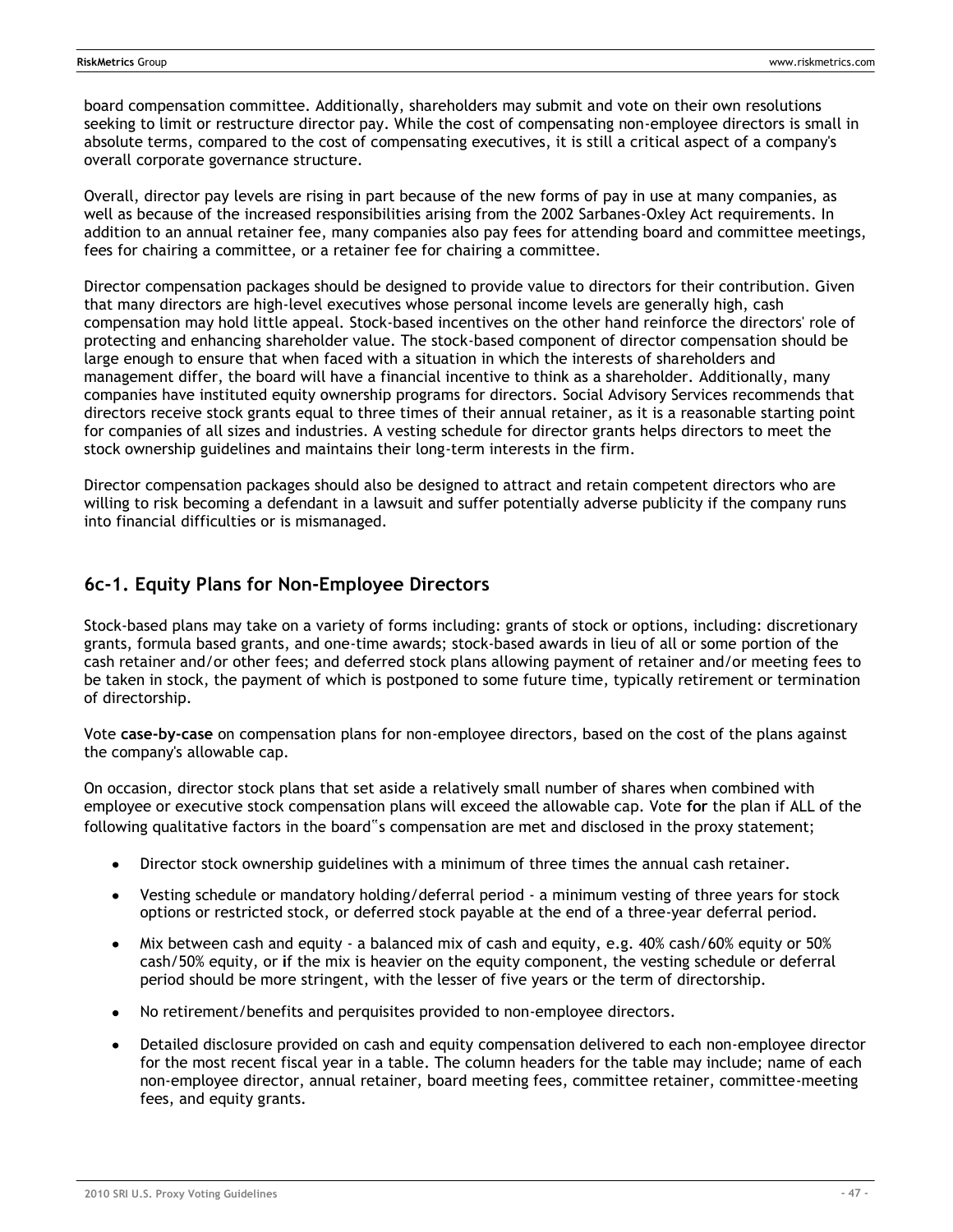board compensation committee. Additionally, shareholders may submit and vote on their own resolutions seeking to limit or restructure director pay. While the cost of compensating non-employee directors is small in absolute terms, compared to the cost of compensating executives, it is still a critical aspect of a company's overall corporate governance structure.

Overall, director pay levels are rising in part because of the new forms of pay in use at many companies, as well as because of the increased responsibilities arising from the 2002 Sarbanes-Oxley Act requirements. In addition to an annual retainer fee, many companies also pay fees for attending board and committee meetings, fees for chairing a committee, or a retainer fee for chairing a committee.

Director compensation packages should be designed to provide value to directors for their contribution. Given that many directors are high-level executives whose personal income levels are generally high, cash compensation may hold little appeal. Stock-based incentives on the other hand reinforce the directors' role of protecting and enhancing shareholder value. The stock-based component of director compensation should be large enough to ensure that when faced with a situation in which the interests of shareholders and management differ, the board will have a financial incentive to think as a shareholder. Additionally, many companies have instituted equity ownership programs for directors. Social Advisory Services recommends that directors receive stock grants equal to three times of their annual retainer, as it is a reasonable starting point for companies of all sizes and industries. A vesting schedule for director grants helps directors to meet the stock ownership guidelines and maintains their long-term interests in the firm.

Director compensation packages should also be designed to attract and retain competent directors who are willing to risk becoming a defendant in a lawsuit and suffer potentially adverse publicity if the company runs into financial difficulties or is mismanaged.

## 6c-1. Equity Plans for Non-Employee Directors

Stock-based plans may take on a variety of forms including: grants of stock or options, including: discretionary grants, formula based grants, and one-time awards; stock-based awards in lieu of all or some portion of the cash retainer and/or other fees; and deferred stock plans allowing payment of retainer and/or meeting fees to be taken in stock, the payment of which is postponed to some future time, typically retirement or termination of directorship.

Vote **case-by-case** on compensation plans for non-employee directors, based on the cost of the plans against the company's allowable cap.

On occasion, director stock plans that set aside a relatively small number of shares when combined with employee or executive stock compensation plans will exceed the allowable cap. Vote **for** the plan if ALL of the following qualitative factors in the board"s compensation are met and disclosed in the proxy statement;

- Director stock ownership guidelines with a minimum of three times the annual cash retainer.
- Vesting schedule or mandatory holding/deferral period - a minimum vesting of three years for stock options or restricted stock, or deferred stock payable at the end of a three-year deferral period.
- Mix between cash and equity - a balanced mix of cash and equity, e.g. 40% cash/60% equity or 50% cash/50% equity, or **i**f the mix is heavier on the equity component, the vesting schedule or deferral period should be more stringent, with the lesser of five years or the term of directorship.
- No retirement/benefits and perquisites provided to non-employee directors.
- Detailed disclosure provided on cash and equity compensation delivered to each non-employee director for the most recent fiscal year in a table. The column headers for the table may include; name of each non-employee director, annual retainer, board meeting fees, committee retainer, committee-meeting fees, and equity grants.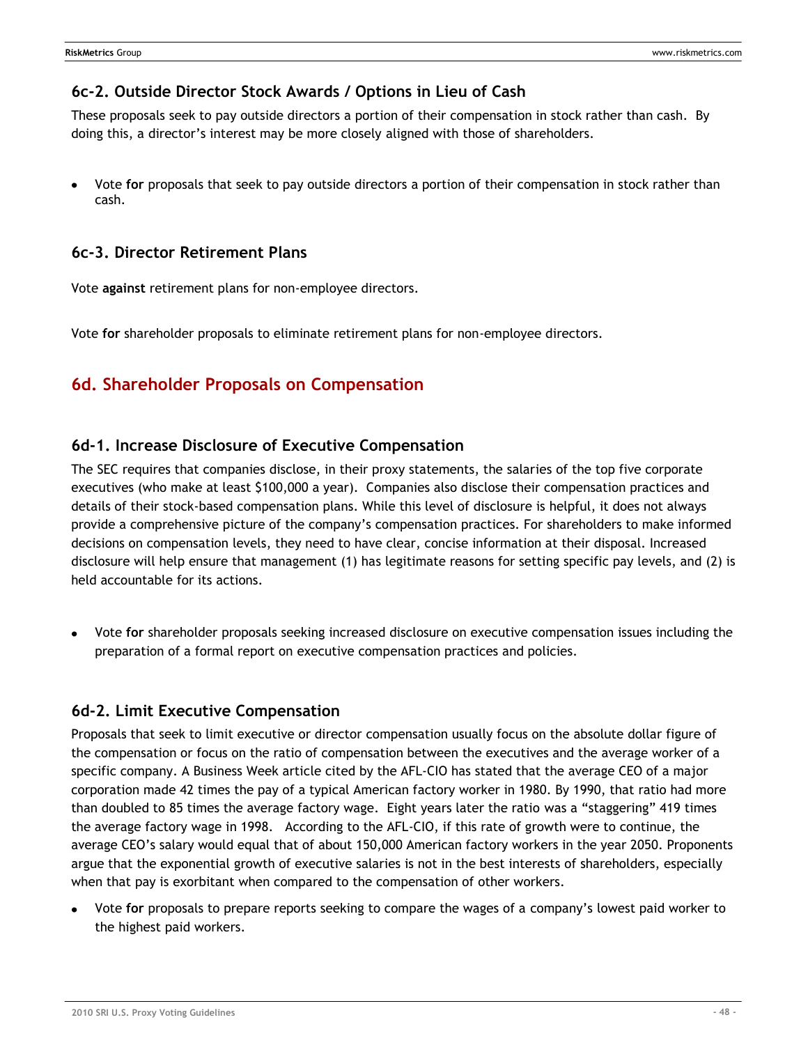### 6c-2. Outside Director Stock Awards / Options in Lieu of Cash

These proposals seek to pay outside directors a portion of their compensation in stock rather than cash. By doing this, a director's interest may be more closely aligned with those of shareholders.

- Vote **for** proposals that seek to pay outside directors a portion of their compensation in stock rather than cash.

### 6c-3. Director Retirement Plans

Vote **against** retirement plans for non-employee directors.

Vote **for** shareholder proposals to eliminate retirement plans for non-employee directors.

## 6d. Shareholder Proposals on Compensation

### 6d-1. Increase Disclosure of Executive Compensation

The SEC requires that companies disclose, in their proxy statements, the salaries of the top five corporate executives (who make at least $100,000 a year). Companies also disclose their compensation practices and details of their stock-based compensation plans. While this level of disclosure is helpful, it does not always provide a comprehensive picture of the company's compensation practices. For shareholders to make informed decisions on compensation levels, they need to have clear, concise information at their disposal. Increased disclosure will help ensure that management (1) has legitimate reasons for setting specific pay levels, and (2) is held accountable for its actions.

- Vote **for** shareholder proposals seeking increased disclosure on executive compensation issues including the preparation of a formal report on executive compensation practices and policies.

### 6d-2. Limit Executive Compensation

Proposals that seek to limit executive or director compensation usually focus on the absolute dollar figure of the compensation or focus on the ratio of compensation between the executives and the average worker of a specific company. A Business Week article cited by the AFL-CIO has stated that the average CEO of a major corporation made 42 times the pay of a typical American factory worker in 1980. By 1990, that ratio had more than doubled to 85 times the average factory wage. Eight years later the ratio was a "staggering" 419 times the average factory wage in 1998. According to the AFL-CIO, if this rate of growth were to continue, the average CEO's salary would equal that of about 150,000 American factory workers in the year 2050. Proponents argue that the exponential growth of executive salaries is not in the best interests of shareholders, especially when that pay is exorbitant when compared to the compensation of other workers.

- Vote **for** proposals to prepare reports seeking to compare the wages of a company's lowest paid worker to the highest paid workers.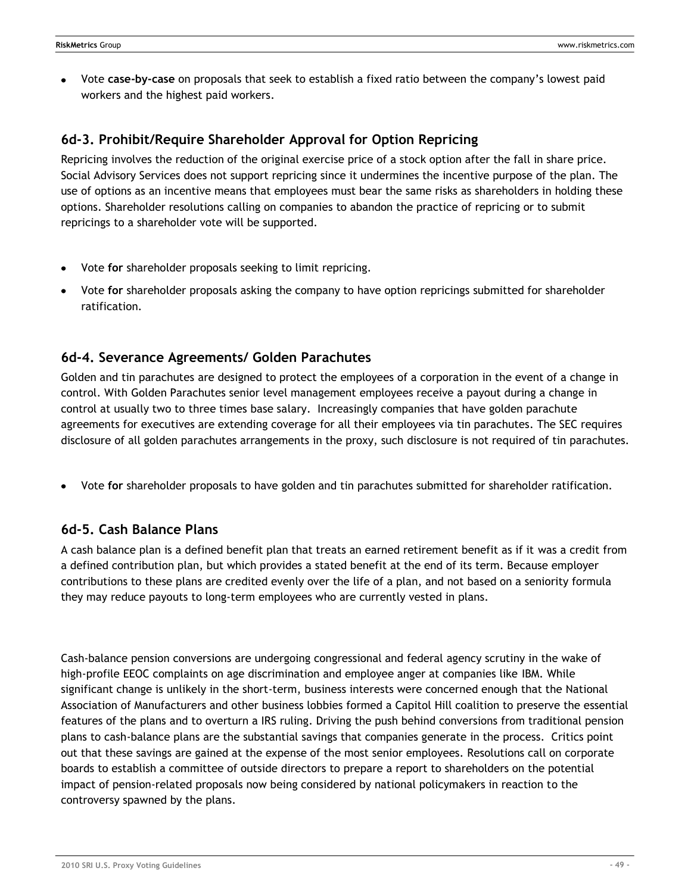- Vote **case-by-case** on proposals that seek to establish a fixed ratio between the company's lowest paid workers and the highest paid workers.

## 6d-3. Prohibit/Require Shareholder Approval for Option Repricing

Repricing involves the reduction of the original exercise price of a stock option after the fall in share price. Social Advisory Services does not support repricing since it undermines the incentive purpose of the plan. The use of options as an incentive means that employees must bear the same risks as shareholders in holding these options. Shareholder resolutions calling on companies to abandon the practice of repricing or to submit repricings to a shareholder vote will be supported.

- Vote **for** shareholder proposals seeking to limit repricing.
- Vote **for** shareholder proposals asking the company to have option repricings submitted for shareholder ratification.

## 6d-4. Severance Agreements/ Golden Parachutes

Golden and tin parachutes are designed to protect the employees of a corporation in the event of a change in control. With Golden Parachutes senior level management employees receive a payout during a change in control at usually two to three times base salary. Increasingly companies that have golden parachute agreements for executives are extending coverage for all their employees via tin parachutes. The SEC requires disclosure of all golden parachutes arrangements in the proxy, such disclosure is not required of tin parachutes.

- Vote **for** shareholder proposals to have golden and tin parachutes submitted for shareholder ratification.

## 6d-5. Cash Balance Plans

A cash balance plan is a defined benefit plan that treats an earned retirement benefit as if it was a credit from a defined contribution plan, but which provides a stated benefit at the end of its term. Because employer contributions to these plans are credited evenly over the life of a plan, and not based on a seniority formula they may reduce payouts to long-term employees who are currently vested in plans.

Cash-balance pension conversions are undergoing congressional and federal agency scrutiny in the wake of high-profile EEOC complaints on age discrimination and employee anger at companies like IBM. While significant change is unlikely in the short-term, business interests were concerned enough that the National Association of Manufacturers and other business lobbies formed a Capitol Hill coalition to preserve the essential features of the plans and to overturn a IRS ruling. Driving the push behind conversions from traditional pension plans to cash-balance plans are the substantial savings that companies generate in the process. Critics point out that these savings are gained at the expense of the most senior employees. Resolutions call on corporate boards to establish a committee of outside directors to prepare a report to shareholders on the potential impact of pension-related proposals now being considered by national policymakers in reaction to the controversy spawned by the plans.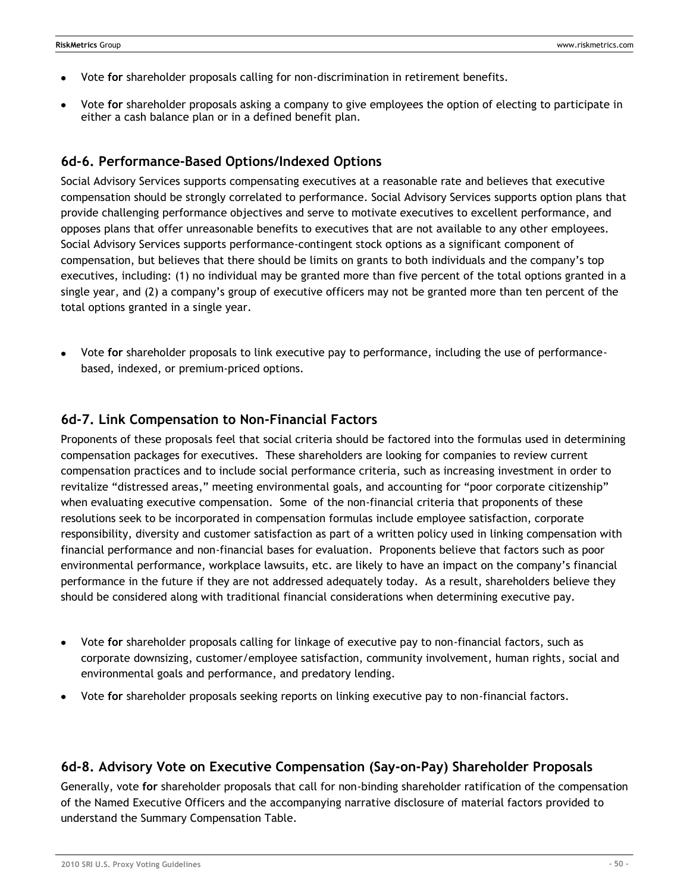- Vote **for** shareholder proposals calling for non-discrimination in retirement benefits.
- Vote **for** shareholder proposals asking a company to give employees the option of electing to participate in either a cash balance plan or in a defined benefit plan.

## 6d-6. Performance-Based Options/Indexed Options

Social Advisory Services supports compensating executives at a reasonable rate and believes that executive compensation should be strongly correlated to performance. Social Advisory Services supports option plans that provide challenging performance objectives and serve to motivate executives to excellent performance, and opposes plans that offer unreasonable benefits to executives that are not available to any other employees. Social Advisory Services supports performance-contingent stock options as a significant component of compensation, but believes that there should be limits on grants to both individuals and the company's top executives, including: (1) no individual may be granted more than five percent of the total options granted in a single year, and (2) a company's group of executive officers may not be granted more than ten percent of the total options granted in a single year.

- Vote **for** shareholder proposals to link executive pay to performance, including the use of performance-based, indexed, or premium-priced options.

## 6d-7. Link Compensation to Non-Financial Factors

Proponents of these proposals feel that social criteria should be factored into the formulas used in determining compensation packages for executives. These shareholders are looking for companies to review current compensation practices and to include social performance criteria, such as increasing investment in order to revitalize "distressed areas," meeting environmental goals, and accounting for "poor corporate citizenship" when evaluating executive compensation. Some of the non-financial criteria that proponents of these resolutions seek to be incorporated in compensation formulas include employee satisfaction, corporate responsibility, diversity and customer satisfaction as part of a written policy used in linking compensation with financial performance and non-financial bases for evaluation. Proponents believe that factors such as poor environmental performance, workplace lawsuits, etc. are likely to have an impact on the company's financial performance in the future if they are not addressed adequately today. As a result, shareholders believe they should be considered along with traditional financial considerations when determining executive pay.

- Vote **for** shareholder proposals calling for linkage of executive pay to non-financial factors, such as corporate downsizing, customer/employee satisfaction, community involvement, human rights, social and environmental goals and performance, and predatory lending.
- Vote **for** shareholder proposals seeking reports on linking executive pay to non-financial factors.

## 6d-8. Advisory Vote on Executive Compensation (Say-on-Pay) Shareholder Proposals

Generally, vote **for** shareholder proposals that call for non-binding shareholder ratification of the compensation of the Named Executive Officers and the accompanying narrative disclosure of material factors provided to understand the Summary Compensation Table.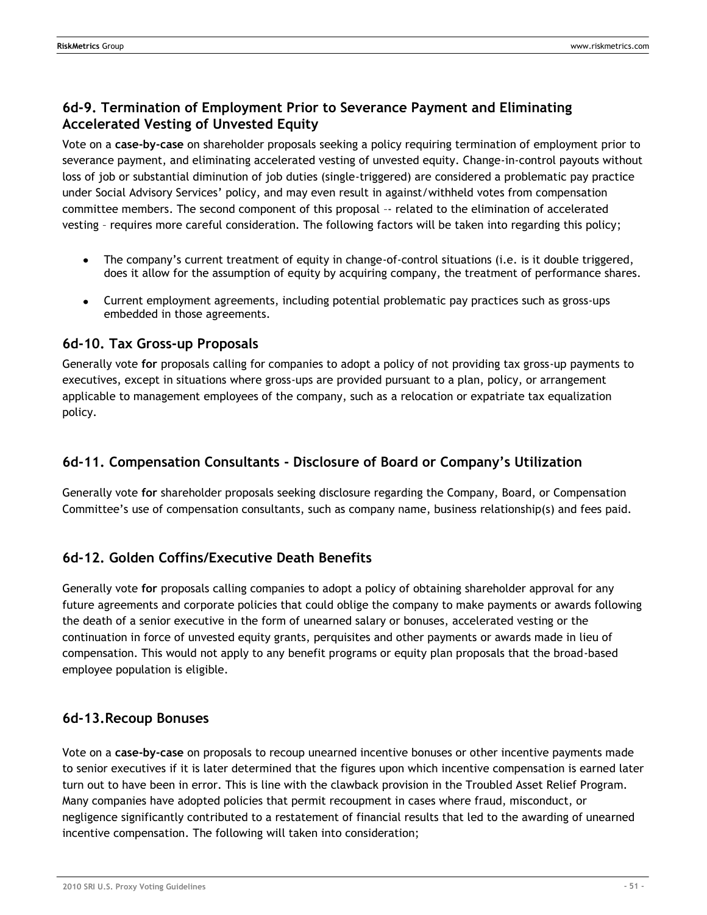## 6d-9. Termination of Employment Prior to Severance Payment and Eliminating Accelerated Vesting of Unvested Equity

Vote on a **case-by-case** on shareholder proposals seeking a policy requiring termination of employment prior to severance payment, and eliminating accelerated vesting of unvested equity. Change-in-control payouts without loss of job or substantial diminution of job duties (single-triggered) are considered a problematic pay practice under Social Advisory Services' policy, and may even result in against/withheld votes from compensation committee members. The second component of this proposal -- related to the elimination of accelerated vesting – requires more careful consideration. The following factors will be taken into regarding this policy;

- The company's current treatment of equity in change-of-control situations (i.e. is it double triggered, does it allow for the assumption of equity by acquiring company, the treatment of performance shares.
- Current employment agreements, including potential problematic pay practices such as gross-ups embedded in those agreements.

## 6d-10. Tax Gross-up Proposals

Generally vote **for** proposals calling for companies to adopt a policy of not providing tax gross-up payments to executives, except in situations where gross-ups are provided pursuant to a plan, policy, or arrangement applicable to management employees of the company, such as a relocation or expatriate tax equalization policy.

## 6d-11. Compensation Consultants - Disclosure of Board or Company's Utilization

Generally vote **for** shareholder proposals seeking disclosure regarding the Company, Board, or Compensation Committee's use of compensation consultants, such as company name, business relationship(s) and fees paid.

## 6d-12. Golden Coffins/Executive Death Benefits

Generally vote **for** proposals calling companies to adopt a policy of obtaining shareholder approval for any future agreements and corporate policies that could oblige the company to make payments or awards following the death of a senior executive in the form of unearned salary or bonuses, accelerated vesting or the continuation in force of unvested equity grants, perquisites and other payments or awards made in lieu of compensation. This would not apply to any benefit programs or equity plan proposals that the broad-based employee population is eligible.

## 6d-13.Recoup Bonuses

Vote on a **case-by-case** on proposals to recoup unearned incentive bonuses or other incentive payments made to senior executives if it is later determined that the figures upon which incentive compensation is earned later turn out to have been in error. This is line with the clawback provision in the Troubled Asset Relief Program. Many companies have adopted policies that permit recoupment in cases where fraud, misconduct, or negligence significantly contributed to a restatement of financial results that led to the awarding of unearned incentive compensation. The following will taken into consideration;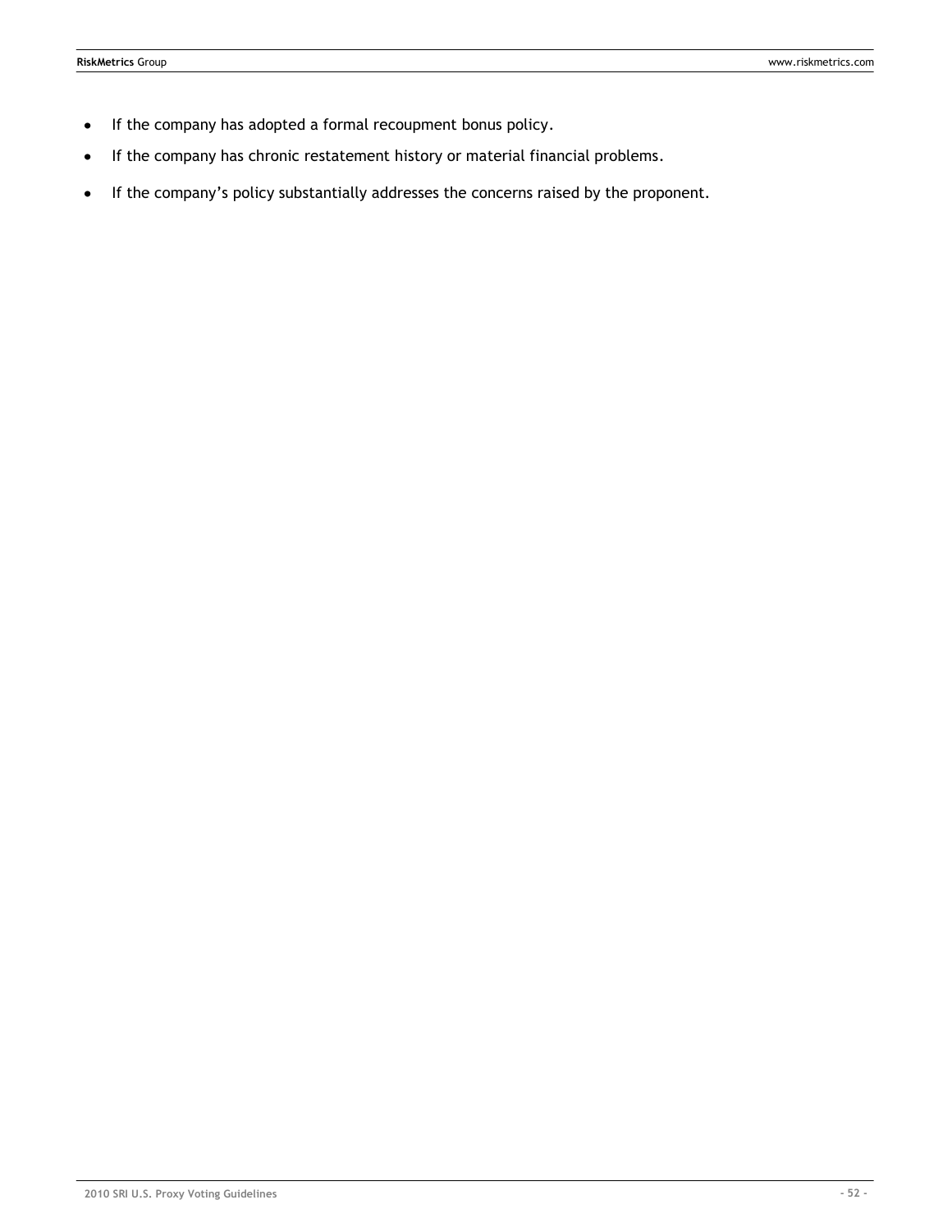- If the company has adopted a formal recoupment bonus policy.
- If the company has chronic restatement history or material financial problems.
- If the company's policy substantially addresses the concerns raised by the proponent.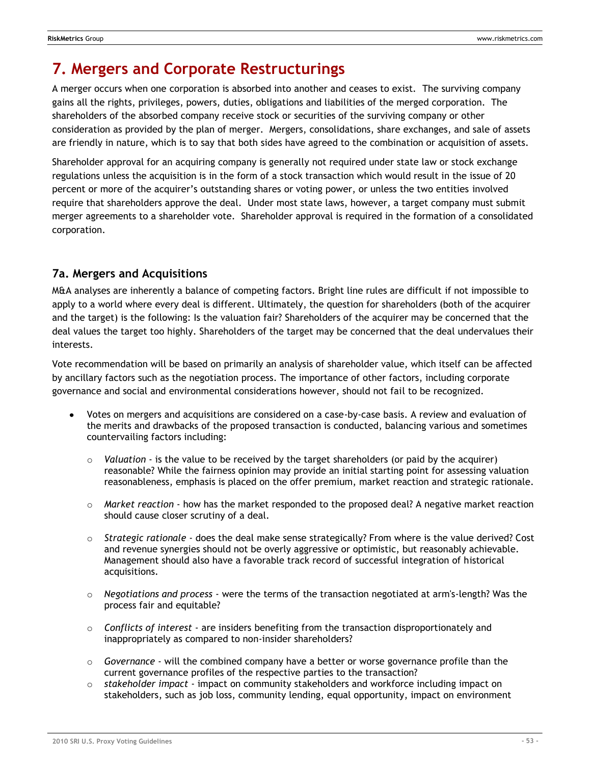# 7. Mergers and Corporate Restructurings

A merger occurs when one corporation is absorbed into another and ceases to exist. The surviving company gains all the rights, privileges, powers, duties, obligations and liabilities of the merged corporation. The shareholders of the absorbed company receive stock or securities of the surviving company or other consideration as provided by the plan of merger. Mergers, consolidations, share exchanges, and sale of assets are friendly in nature, which is to say that both sides have agreed to the combination or acquisition of assets.

Shareholder approval for an acquiring company is generally not required under state law or stock exchange regulations unless the acquisition is in the form of a stock transaction which would result in the issue of 20 percent or more of the acquirer's outstanding shares or voting power, or unless the two entities involved require that shareholders approve the deal. Under most state laws, however, a target company must submit merger agreements to a shareholder vote. Shareholder approval is required in the formation of a consolidated corporation.

## 7a. Mergers and Acquisitions

M&A analyses are inherently a balance of competing factors. Bright line rules are difficult if not impossible to apply to a world where every deal is different. Ultimately, the question for shareholders (both of the acquirer and the target) is the following: Is the valuation fair? Shareholders of the acquirer may be concerned that the deal values the target too highly. Shareholders of the target may be concerned that the deal undervalues their interests.

Vote recommendation will be based on primarily an analysis of shareholder value, which itself can be affected by ancillary factors such as the negotiation process. The importance of other factors, including corporate governance and social and environmental considerations however, should not fail to be recognized.

- Votes on mergers and acquisitions are considered on a case-by-case basis. A review and evaluation of the merits and drawbacks of the proposed transaction is conducted, balancing various and sometimes countervailing factors including:
  - *Valuation* - is the value to be received by the target shareholders (or paid by the acquirer) reasonable? While the fairness opinion may provide an initial starting point for assessing valuation reasonableness, emphasis is placed on the offer premium, market reaction and strategic rationale.
  - *Market reaction* - how has the market responded to the proposed deal? A negative market reaction should cause closer scrutiny of a deal.
  - *Strategic rationale* - does the deal make sense strategically? From where is the value derived? Cost and revenue synergies should not be overly aggressive or optimistic, but reasonably achievable. Management should also have a favorable track record of successful integration of historical acquisitions.
  - *Negotiations and process* - were the terms of the transaction negotiated at arm's-length? Was the process fair and equitable?
  - *Conflicts of interest* - are insiders benefiting from the transaction disproportionately and inappropriately as compared to non-insider shareholders?
  - *Governance* - will the combined company have a better or worse governance profile than the current governance profiles of the respective parties to the transaction?
  - *stakeholder impact* - impact on community stakeholders and workforce including impact on stakeholders, such as job loss, community lending, equal opportunity, impact on environment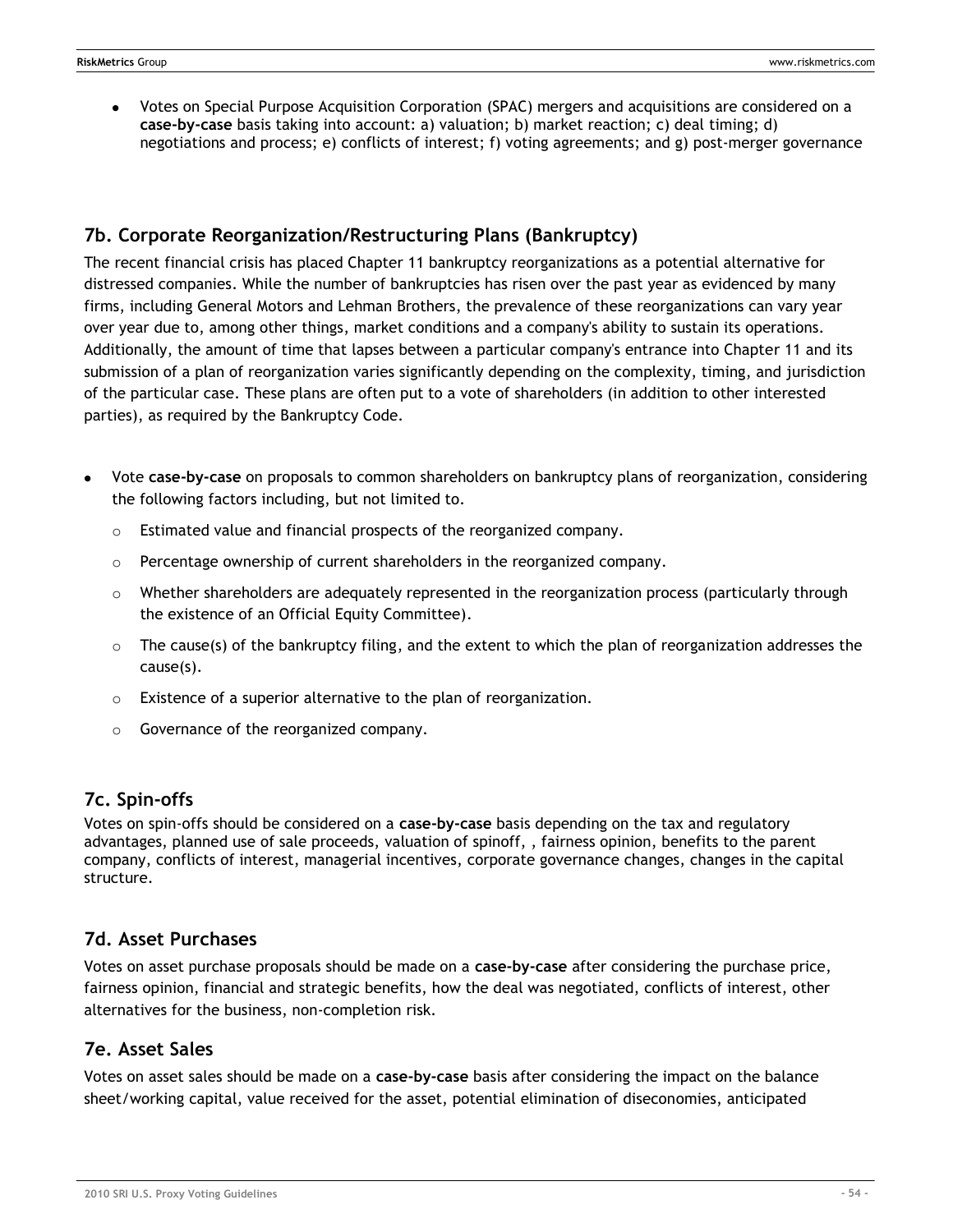- Votes on Special Purpose Acquisition Corporation (SPAC) mergers and acquisitions are considered on a **case-by-case** basis taking into account: a) valuation; b) market reaction; c) deal timing; d) negotiations and process; e) conflicts of interest; f) voting agreements; and g) post-merger governance

## 7b. Corporate Reorganization/Restructuring Plans (Bankruptcy)

The recent financial crisis has placed Chapter 11 bankruptcy reorganizations as a potential alternative for distressed companies. While the number of bankruptcies has risen over the past year as evidenced by many firms, including General Motors and Lehman Brothers, the prevalence of these reorganizations can vary year over year due to, among other things, market conditions and a company's ability to sustain its operations. Additionally, the amount of time that lapses between a particular company's entrance into Chapter 11 and its submission of a plan of reorganization varies significantly depending on the complexity, timing, and jurisdiction of the particular case. These plans are often put to a vote of shareholders (in addition to other interested parties), as required by the Bankruptcy Code.

- Vote **case-by-case** on proposals to common shareholders on bankruptcy plans of reorganization, considering the following factors including, but not limited to.
  - Estimated value and financial prospects of the reorganized company.
  - Percentage ownership of current shareholders in the reorganized company.
  - Whether shareholders are adequately represented in the reorganization process (particularly through the existence of an Official Equity Committee).
  - The cause(s) of the bankruptcy filing, and the extent to which the plan of reorganization addresses the cause(s).
  - Existence of a superior alternative to the plan of reorganization.
  - Governance of the reorganized company.

## 7c. Spin-offs

Votes on spin-offs should be considered on a **case-by-case** basis depending on the tax and regulatory advantages, planned use of sale proceeds, valuation of spinoff, , fairness opinion, benefits to the parent company, conflicts of interest, managerial incentives, corporate governance changes, changes in the capital structure.

## 7d. Asset Purchases

Votes on asset purchase proposals should be made on a **case-by-case** after considering the purchase price, fairness opinion, financial and strategic benefits, how the deal was negotiated, conflicts of interest, other alternatives for the business, non-completion risk.

## 7e. Asset Sales

Votes on asset sales should be made on a **case-by-case** basis after considering the impact on the balance sheet/working capital, value received for the asset, potential elimination of diseconomies, anticipated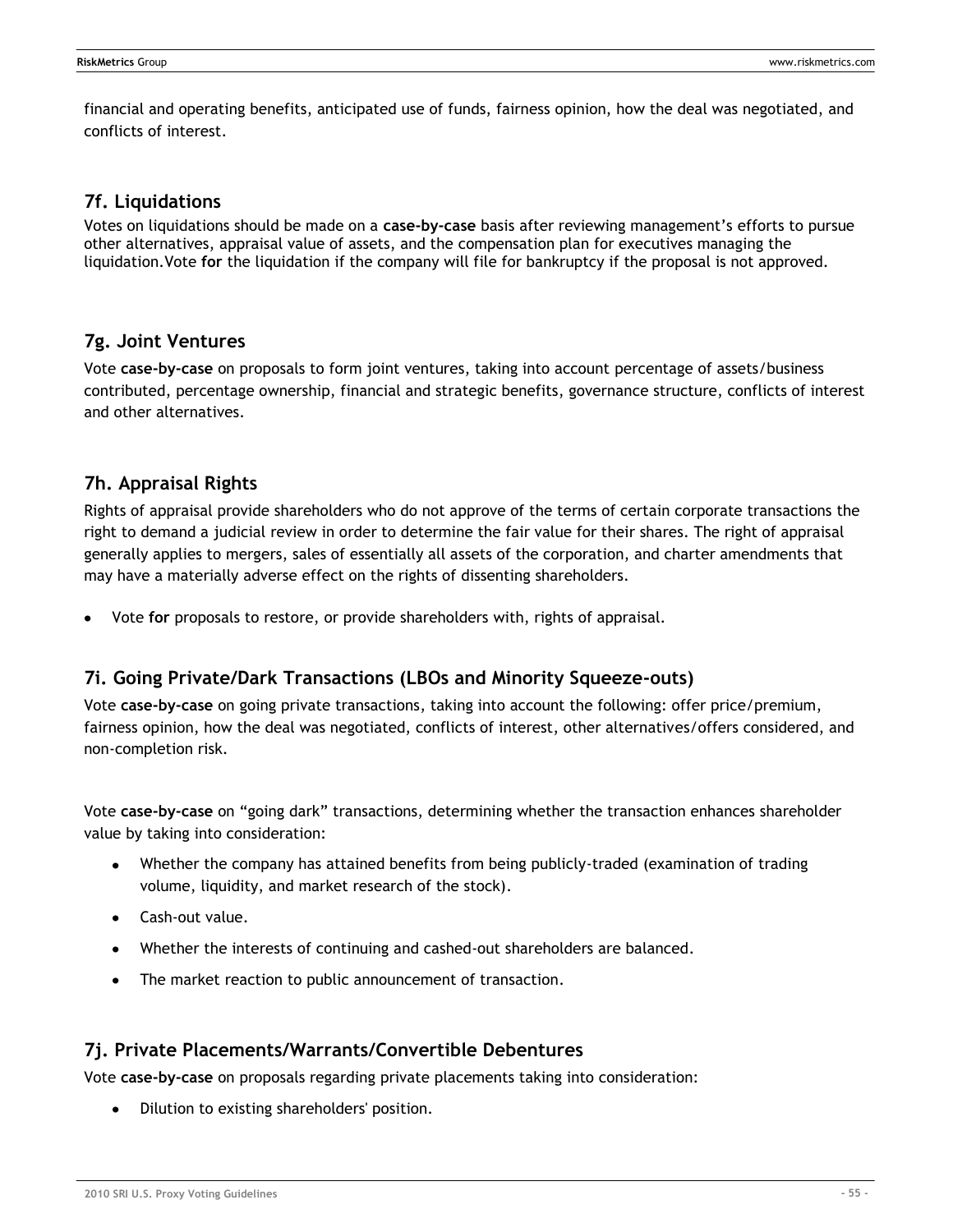financial and operating benefits, anticipated use of funds, fairness opinion, how the deal was negotiated, and conflicts of interest.

## 7f. Liquidations

Votes on liquidations should be made on a **case-by-case** basis after reviewing management's efforts to pursue other alternatives, appraisal value of assets, and the compensation plan for executives managing the liquidation.Vote **for** the liquidation if the company will file for bankruptcy if the proposal is not approved.

## 7g. Joint Ventures

Vote **case-by-case** on proposals to form joint ventures, taking into account percentage of assets/business contributed, percentage ownership, financial and strategic benefits, governance structure, conflicts of interest and other alternatives.

## 7h. Appraisal Rights

Rights of appraisal provide shareholders who do not approve of the terms of certain corporate transactions the right to demand a judicial review in order to determine the fair value for their shares. The right of appraisal generally applies to mergers, sales of essentially all assets of the corporation, and charter amendments that may have a materially adverse effect on the rights of dissenting shareholders.

- Vote **for** proposals to restore, or provide shareholders with, rights of appraisal.

## 7i. Going Private/Dark Transactions (LBOs and Minority Squeeze-outs)

Vote **case-by-case** on going private transactions, taking into account the following: offer price/premium, fairness opinion, how the deal was negotiated, conflicts of interest, other alternatives/offers considered, and non-completion risk.

Vote **case-by-case** on "going dark" transactions, determining whether the transaction enhances shareholder value by taking into consideration:

- Whether the company has attained benefits from being publicly-traded (examination of trading volume, liquidity, and market research of the stock).
- Cash-out value.
- Whether the interests of continuing and cashed-out shareholders are balanced.
- The market reaction to public announcement of transaction.

## 7j. Private Placements/Warrants/Convertible Debentures

Vote **case-by-case** on proposals regarding private placements taking into consideration:

- Dilution to existing shareholders' position.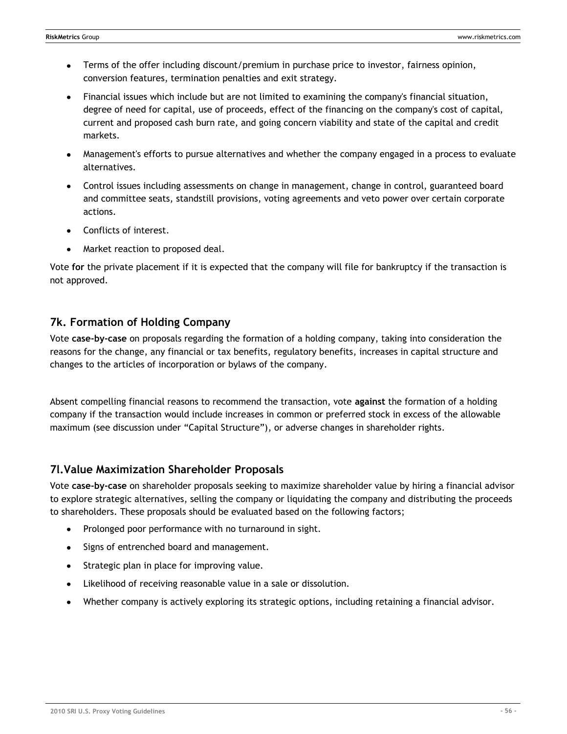- Terms of the offer including discount/premium in purchase price to investor, fairness opinion, conversion features, termination penalties and exit strategy.
- Financial issues which include but are not limited to examining the company's financial situation, degree of need for capital, use of proceeds, effect of the financing on the company's cost of capital, current and proposed cash burn rate, and going concern viability and state of the capital and credit markets.
- Management's efforts to pursue alternatives and whether the company engaged in a process to evaluate alternatives.
- Control issues including assessments on change in management, change in control, guaranteed board and committee seats, standstill provisions, voting agreements and veto power over certain corporate actions.
- Conflicts of interest.
- Market reaction to proposed deal.

Vote **for** the private placement if it is expected that the company will file for bankruptcy if the transaction is not approved.

## 7k. Formation of Holding Company

Vote **case-by-case** on proposals regarding the formation of a holding company, taking into consideration the reasons for the change, any financial or tax benefits, regulatory benefits, increases in capital structure and changes to the articles of incorporation or bylaws of the company.

Absent compelling financial reasons to recommend the transaction, vote **against** the formation of a holding company if the transaction would include increases in common or preferred stock in excess of the allowable maximum (see discussion under "Capital Structure"), or adverse changes in shareholder rights.

## 7l.Value Maximization Shareholder Proposals

Vote **case-by-case** on shareholder proposals seeking to maximize shareholder value by hiring a financial advisor to explore strategic alternatives, selling the company or liquidating the company and distributing the proceeds to shareholders. These proposals should be evaluated based on the following factors;

- Prolonged poor performance with no turnaround in sight.
- Signs of entrenched board and management.
- Strategic plan in place for improving value.
- Likelihood of receiving reasonable value in a sale or dissolution.
- Whether company is actively exploring its strategic options, including retaining a financial advisor.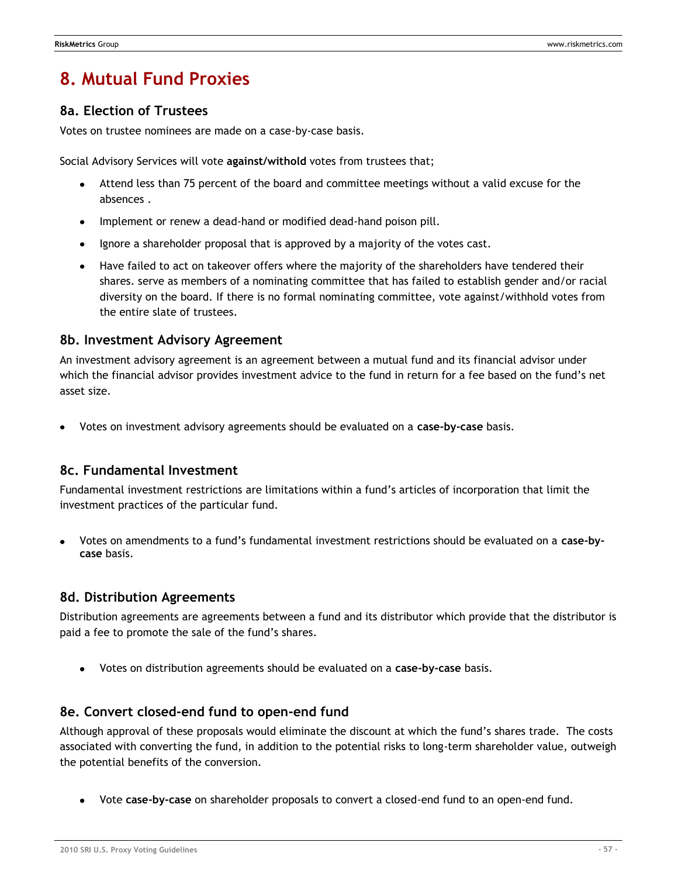# 8. Mutual Fund Proxies

## 8a. Election of Trustees

Votes on trustee nominees are made on a case-by-case basis.

Social Advisory Services will vote **against/withold** votes from trustees that;

- Attend less than 75 percent of the board and committee meetings without a valid excuse for the absences .
- Implement or renew a dead-hand or modified dead-hand poison pill.
- Ignore a shareholder proposal that is approved by a majority of the votes cast.
- Have failed to act on takeover offers where the majority of the shareholders have tendered their shares. serve as members of a nominating committee that has failed to establish gender and/or racial diversity on the board. If there is no formal nominating committee, vote against/withhold votes from the entire slate of trustees.

## 8b. Investment Advisory Agreement

An investment advisory agreement is an agreement between a mutual fund and its financial advisor under which the financial advisor provides investment advice to the fund in return for a fee based on the fund's net asset size.

- Votes on investment advisory agreements should be evaluated on a **case-by-case** basis.

## 8c. Fundamental Investment

Fundamental investment restrictions are limitations within a fund's articles of incorporation that limit the investment practices of the particular fund.

- Votes on amendments to a fund's fundamental investment restrictions should be evaluated on a **case-by-case** basis.

## 8d. Distribution Agreements

Distribution agreements are agreements between a fund and its distributor which provide that the distributor is paid a fee to promote the sale of the fund's shares.

- Votes on distribution agreements should be evaluated on a **case-by-case** basis.

## 8e. Convert closed-end fund to open-end fund

Although approval of these proposals would eliminate the discount at which the fund's shares trade. The costs associated with converting the fund, in addition to the potential risks to long-term shareholder value, outweigh the potential benefits of the conversion.

- Vote **case-by-case** on shareholder proposals to convert a closed-end fund to an open-end fund.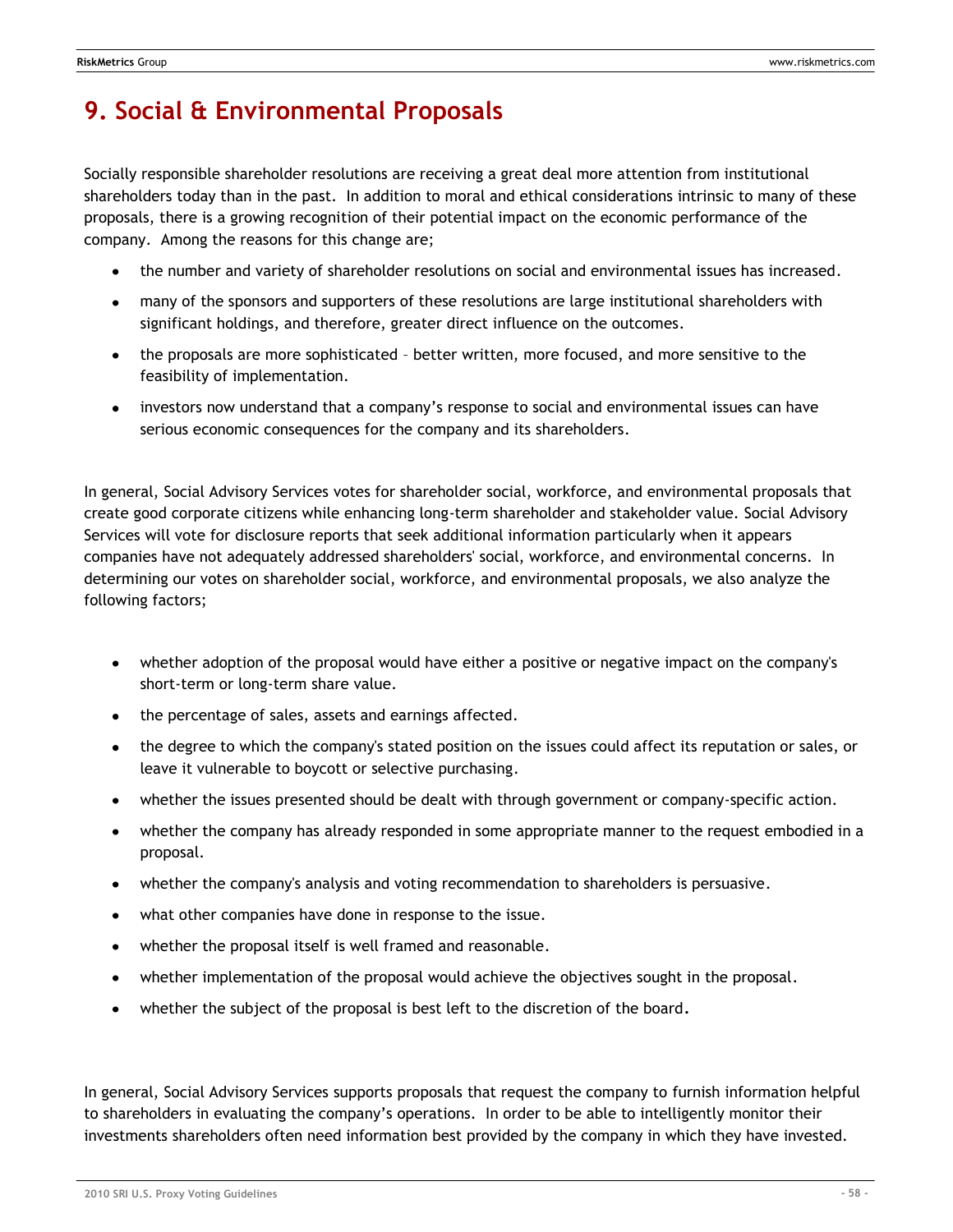# 9. Social & Environmental Proposals

Socially responsible shareholder resolutions are receiving a great deal more attention from institutional shareholders today than in the past. In addition to moral and ethical considerations intrinsic to many of these proposals, there is a growing recognition of their potential impact on the economic performance of the company. Among the reasons for this change are;

- the number and variety of shareholder resolutions on social and environmental issues has increased.
- many of the sponsors and supporters of these resolutions are large institutional shareholders with significant holdings, and therefore, greater direct influence on the outcomes.
- the proposals are more sophisticated – better written, more focused, and more sensitive to the feasibility of implementation.
- investors now understand that a company's response to social and environmental issues can have serious economic consequences for the company and its shareholders.

In general, Social Advisory Services votes for shareholder social, workforce, and environmental proposals that create good corporate citizens while enhancing long-term shareholder and stakeholder value. Social Advisory Services will vote for disclosure reports that seek additional information particularly when it appears companies have not adequately addressed shareholders' social, workforce, and environmental concerns. In determining our votes on shareholder social, workforce, and environmental proposals, we also analyze the following factors;

- whether adoption of the proposal would have either a positive or negative impact on the company's short-term or long-term share value.
- the percentage of sales, assets and earnings affected.
- the degree to which the company's stated position on the issues could affect its reputation or sales, or leave it vulnerable to boycott or selective purchasing.
- whether the issues presented should be dealt with through government or company-specific action.
- whether the company has already responded in some appropriate manner to the request embodied in a proposal.
- whether the company's analysis and voting recommendation to shareholders is persuasive.
- what other companies have done in response to the issue.
- whether the proposal itself is well framed and reasonable.
- whether implementation of the proposal would achieve the objectives sought in the proposal.
- whether the subject of the proposal is best left to the discretion of the board.

In general, Social Advisory Services supports proposals that request the company to furnish information helpful to shareholders in evaluating the company's operations. In order to be able to intelligently monitor their investments shareholders often need information best provided by the company in which they have invested.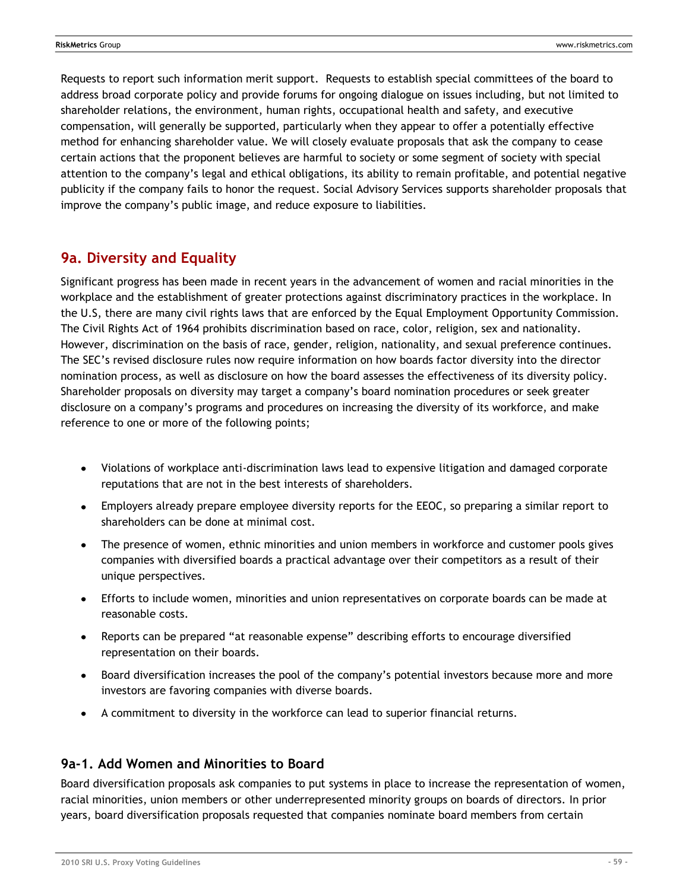Requests to report such information merit support. Requests to establish special committees of the board to address broad corporate policy and provide forums for ongoing dialogue on issues including, but not limited to shareholder relations, the environment, human rights, occupational health and safety, and executive compensation, will generally be supported, particularly when they appear to offer a potentially effective method for enhancing shareholder value. We will closely evaluate proposals that ask the company to cease certain actions that the proponent believes are harmful to society or some segment of society with special attention to the company's legal and ethical obligations, its ability to remain profitable, and potential negative publicity if the company fails to honor the request. Social Advisory Services supports shareholder proposals that improve the company's public image, and reduce exposure to liabilities.

## 9a. Diversity and Equality

Significant progress has been made in recent years in the advancement of women and racial minorities in the workplace and the establishment of greater protections against discriminatory practices in the workplace. In the U.S, there are many civil rights laws that are enforced by the Equal Employment Opportunity Commission. The Civil Rights Act of 1964 prohibits discrimination based on race, color, religion, sex and nationality. However, discrimination on the basis of race, gender, religion, nationality, and sexual preference continues. The SEC's revised disclosure rules now require information on how boards factor diversity into the director nomination process, as well as disclosure on how the board assesses the effectiveness of its diversity policy. Shareholder proposals on diversity may target a company's board nomination procedures or seek greater disclosure on a company's programs and procedures on increasing the diversity of its workforce, and make reference to one or more of the following points;

- Violations of workplace anti-discrimination laws lead to expensive litigation and damaged corporate reputations that are not in the best interests of shareholders.
- Employers already prepare employee diversity reports for the EEOC, so preparing a similar report to shareholders can be done at minimal cost.
- The presence of women, ethnic minorities and union members in workforce and customer pools gives companies with diversified boards a practical advantage over their competitors as a result of their unique perspectives.
- Efforts to include women, minorities and union representatives on corporate boards can be made at reasonable costs.
- Reports can be prepared "at reasonable expense" describing efforts to encourage diversified representation on their boards.
- Board diversification increases the pool of the company's potential investors because more and more investors are favoring companies with diverse boards.
- A commitment to diversity in the workforce can lead to superior financial returns.

### 9a-1. Add Women and Minorities to Board

Board diversification proposals ask companies to put systems in place to increase the representation of women, racial minorities, union members or other underrepresented minority groups on boards of directors. In prior years, board diversification proposals requested that companies nominate board members from certain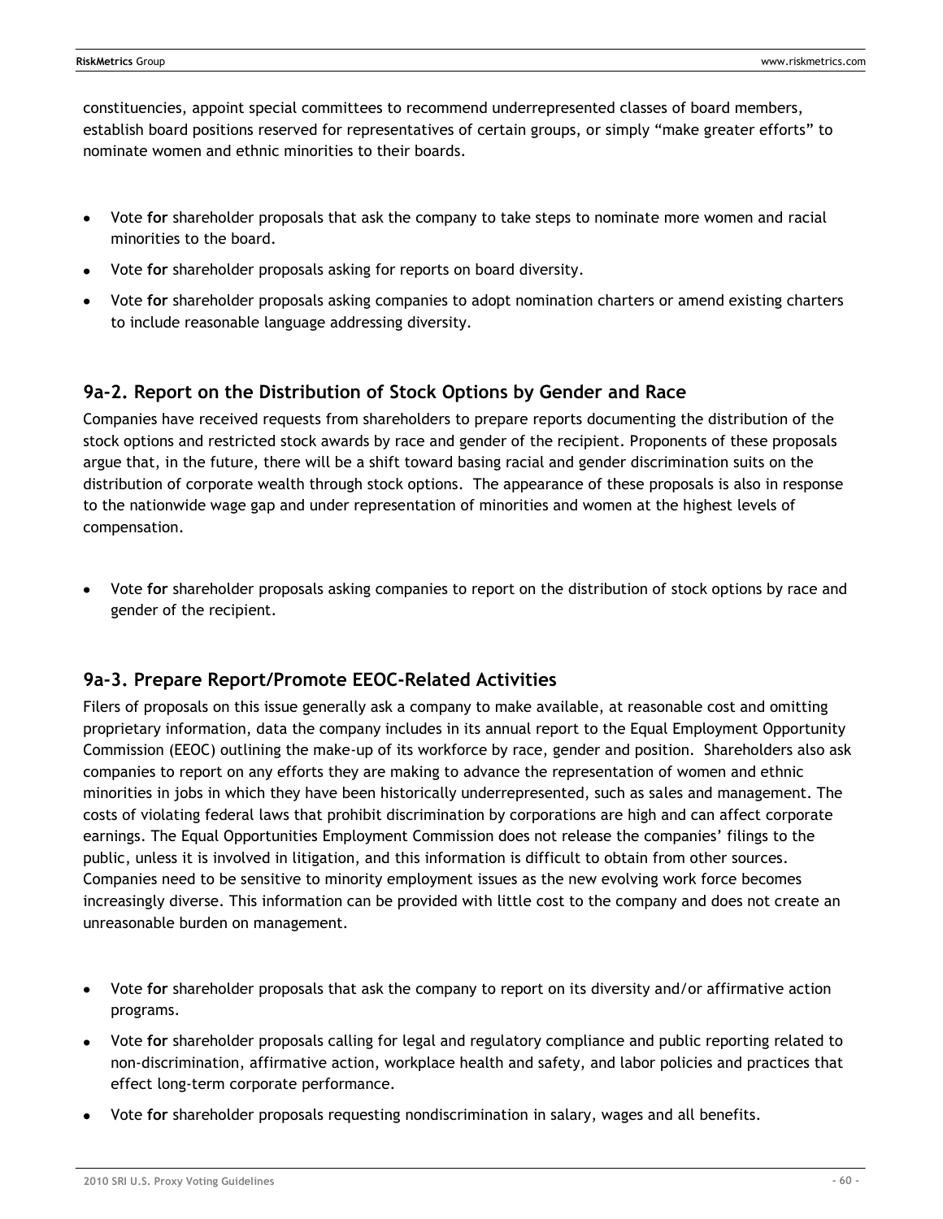constituencies, appoint special committees to recommend underrepresented classes of board members, establish board positions reserved for representatives of certain groups, or simply "make greater efforts" to nominate women and ethnic minorities to their boards.

- Vote **for** shareholder proposals that ask the company to take steps to nominate more women and racial minorities to the board.
- Vote **for** shareholder proposals asking for reports on board diversity.
- Vote **for** shareholder proposals asking companies to adopt nomination charters or amend existing charters to include reasonable language addressing diversity.

## 9a-2. Report on the Distribution of Stock Options by Gender and Race

Companies have received requests from shareholders to prepare reports documenting the distribution of the stock options and restricted stock awards by race and gender of the recipient. Proponents of these proposals argue that, in the future, there will be a shift toward basing racial and gender discrimination suits on the distribution of corporate wealth through stock options. The appearance of these proposals is also in response to the nationwide wage gap and under representation of minorities and women at the highest levels of compensation.

- Vote **for** shareholder proposals asking companies to report on the distribution of stock options by race and gender of the recipient.

## 9a-3. Prepare Report/Promote EEOC-Related Activities

Filers of proposals on this issue generally ask a company to make available, at reasonable cost and omitting proprietary information, data the company includes in its annual report to the Equal Employment Opportunity Commission (EEOC) outlining the make-up of its workforce by race, gender and position. Shareholders also ask companies to report on any efforts they are making to advance the representation of women and ethnic minorities in jobs in which they have been historically underrepresented, such as sales and management. The costs of violating federal laws that prohibit discrimination by corporations are high and can affect corporate earnings. The Equal Opportunities Employment Commission does not release the companies' filings to the public, unless it is involved in litigation, and this information is difficult to obtain from other sources. Companies need to be sensitive to minority employment issues as the new evolving work force becomes increasingly diverse. This information can be provided with little cost to the company and does not create an unreasonable burden on management.

- Vote **for** shareholder proposals that ask the company to report on its diversity and/or affirmative action programs.
- Vote **for** shareholder proposals calling for legal and regulatory compliance and public reporting related to non-discrimination, affirmative action, workplace health and safety, and labor policies and practices that effect long-term corporate performance.
- Vote **for** shareholder proposals requesting nondiscrimination in salary, wages and all benefits.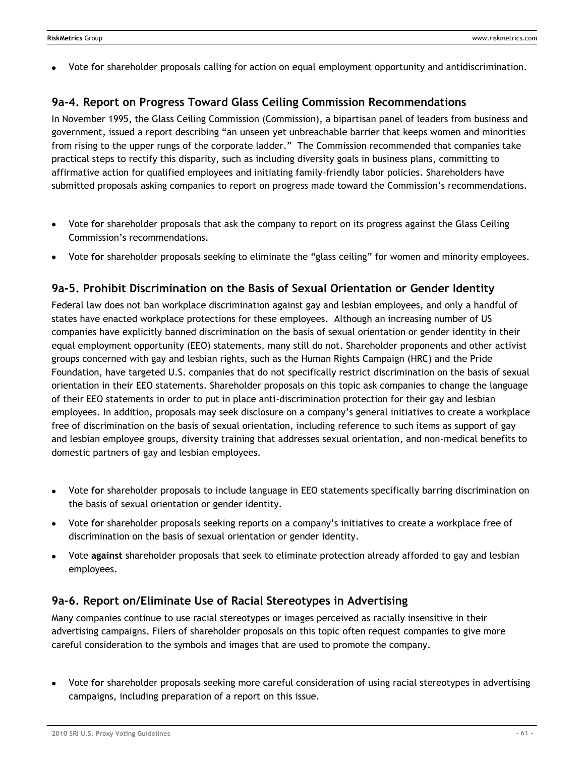- Vote **for** shareholder proposals calling for action on equal employment opportunity and antidiscrimination.

### 9a-4. Report on Progress Toward Glass Ceiling Commission Recommendations

In November 1995, the Glass Ceiling Commission (Commission), a bipartisan panel of leaders from business and government, issued a report describing "an unseen yet unbreachable barrier that keeps women and minorities from rising to the upper rungs of the corporate ladder." The Commission recommended that companies take practical steps to rectify this disparity, such as including diversity goals in business plans, committing to affirmative action for qualified employees and initiating family-friendly labor policies. Shareholders have submitted proposals asking companies to report on progress made toward the Commission's recommendations.

- Vote **for** shareholder proposals that ask the company to report on its progress against the Glass Ceiling Commission's recommendations.
- Vote **for** shareholder proposals seeking to eliminate the "glass ceiling" for women and minority employees.

### 9a-5. Prohibit Discrimination on the Basis of Sexual Orientation or Gender Identity

Federal law does not ban workplace discrimination against gay and lesbian employees, and only a handful of states have enacted workplace protections for these employees. Although an increasing number of US companies have explicitly banned discrimination on the basis of sexual orientation or gender identity in their equal employment opportunity (EEO) statements, many still do not. Shareholder proponents and other activist groups concerned with gay and lesbian rights, such as the Human Rights Campaign (HRC) and the Pride Foundation, have targeted U.S. companies that do not specifically restrict discrimination on the basis of sexual orientation in their EEO statements. Shareholder proposals on this topic ask companies to change the language of their EEO statements in order to put in place anti-discrimination protection for their gay and lesbian employees. In addition, proposals may seek disclosure on a company's general initiatives to create a workplace free of discrimination on the basis of sexual orientation, including reference to such items as support of gay and lesbian employee groups, diversity training that addresses sexual orientation, and non-medical benefits to domestic partners of gay and lesbian employees.

- Vote **for** shareholder proposals to include language in EEO statements specifically barring discrimination on the basis of sexual orientation or gender identity.
- Vote **for** shareholder proposals seeking reports on a company's initiatives to create a workplace free of discrimination on the basis of sexual orientation or gender identity.
- Vote **against** shareholder proposals that seek to eliminate protection already afforded to gay and lesbian employees.

### 9a-6. Report on/Eliminate Use of Racial Stereotypes in Advertising

Many companies continue to use racial stereotypes or images perceived as racially insensitive in their advertising campaigns. Filers of shareholder proposals on this topic often request companies to give more careful consideration to the symbols and images that are used to promote the company.

- Vote **for** shareholder proposals seeking more careful consideration of using racial stereotypes in advertising campaigns, including preparation of a report on this issue.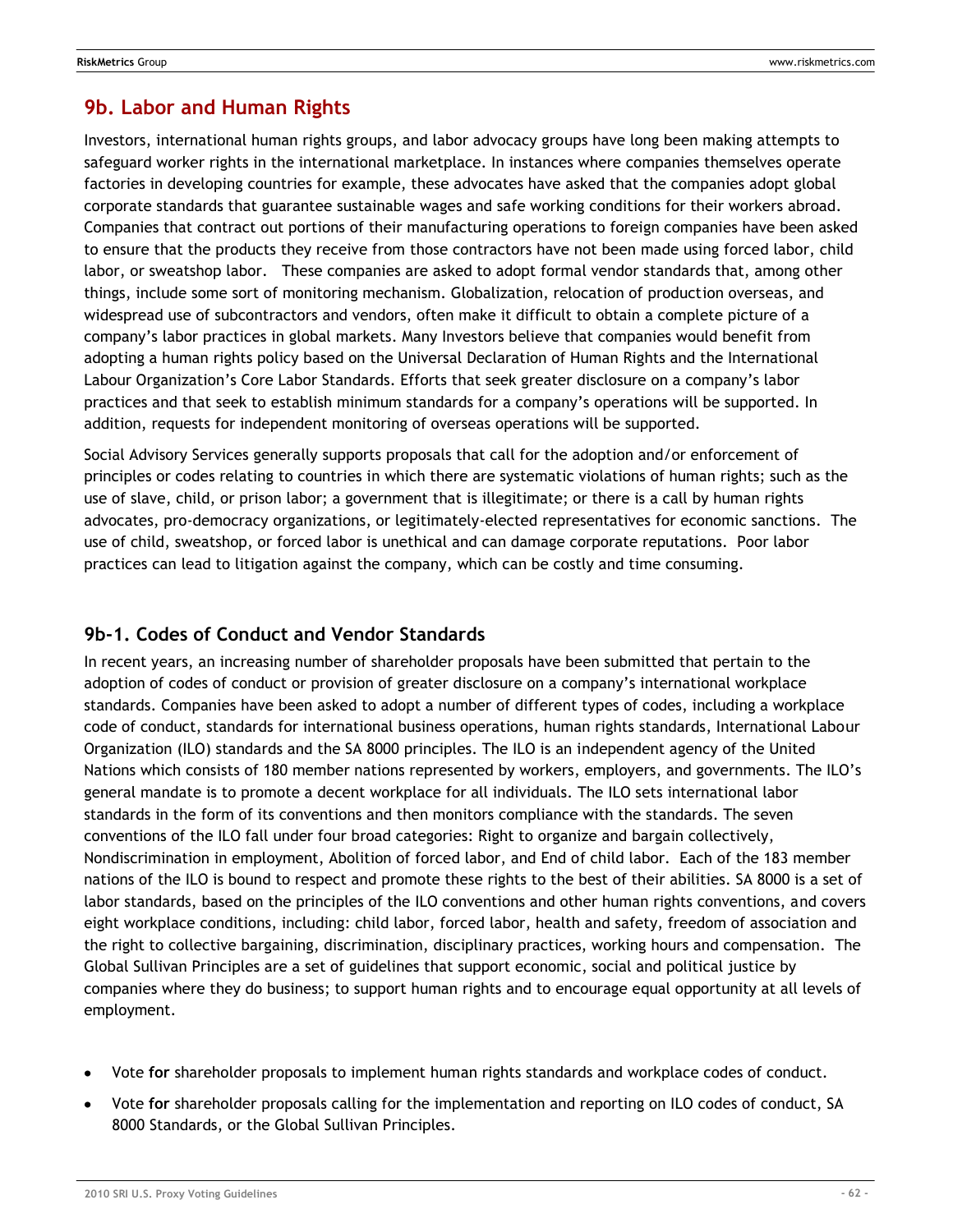## 9b. Labor and Human Rights

Investors, international human rights groups, and labor advocacy groups have long been making attempts to safeguard worker rights in the international marketplace. In instances where companies themselves operate factories in developing countries for example, these advocates have asked that the companies adopt global corporate standards that guarantee sustainable wages and safe working conditions for their workers abroad. Companies that contract out portions of their manufacturing operations to foreign companies have been asked to ensure that the products they receive from those contractors have not been made using forced labor, child labor, or sweatshop labor. These companies are asked to adopt formal vendor standards that, among other things, include some sort of monitoring mechanism. Globalization, relocation of production overseas, and widespread use of subcontractors and vendors, often make it difficult to obtain a complete picture of a company's labor practices in global markets. Many Investors believe that companies would benefit from adopting a human rights policy based on the Universal Declaration of Human Rights and the International Labour Organization's Core Labor Standards. Efforts that seek greater disclosure on a company's labor practices and that seek to establish minimum standards for a company's operations will be supported. In addition, requests for independent monitoring of overseas operations will be supported.

Social Advisory Services generally supports proposals that call for the adoption and/or enforcement of principles or codes relating to countries in which there are systematic violations of human rights; such as the use of slave, child, or prison labor; a government that is illegitimate; or there is a call by human rights advocates, pro-democracy organizations, or legitimately-elected representatives for economic sanctions. The use of child, sweatshop, or forced labor is unethical and can damage corporate reputations. Poor labor practices can lead to litigation against the company, which can be costly and time consuming.

### 9b-1. Codes of Conduct and Vendor Standards

In recent years, an increasing number of shareholder proposals have been submitted that pertain to the adoption of codes of conduct or provision of greater disclosure on a company's international workplace standards. Companies have been asked to adopt a number of different types of codes, including a workplace code of conduct, standards for international business operations, human rights standards, International Labour Organization (ILO) standards and the SA 8000 principles. The ILO is an independent agency of the United Nations which consists of 180 member nations represented by workers, employers, and governments. The ILO's general mandate is to promote a decent workplace for all individuals. The ILO sets international labor standards in the form of its conventions and then monitors compliance with the standards. The seven conventions of the ILO fall under four broad categories: Right to organize and bargain collectively, Nondiscrimination in employment, Abolition of forced labor, and End of child labor. Each of the 183 member nations of the ILO is bound to respect and promote these rights to the best of their abilities. SA 8000 is a set of labor standards, based on the principles of the ILO conventions and other human rights conventions, and covers eight workplace conditions, including: child labor, forced labor, health and safety, freedom of association and the right to collective bargaining, discrimination, disciplinary practices, working hours and compensation. The Global Sullivan Principles are a set of guidelines that support economic, social and political justice by companies where they do business; to support human rights and to encourage equal opportunity at all levels of employment.

- Vote **for** shareholder proposals to implement human rights standards and workplace codes of conduct.
- Vote **for** shareholder proposals calling for the implementation and reporting on ILO codes of conduct, SA 8000 Standards, or the Global Sullivan Principles.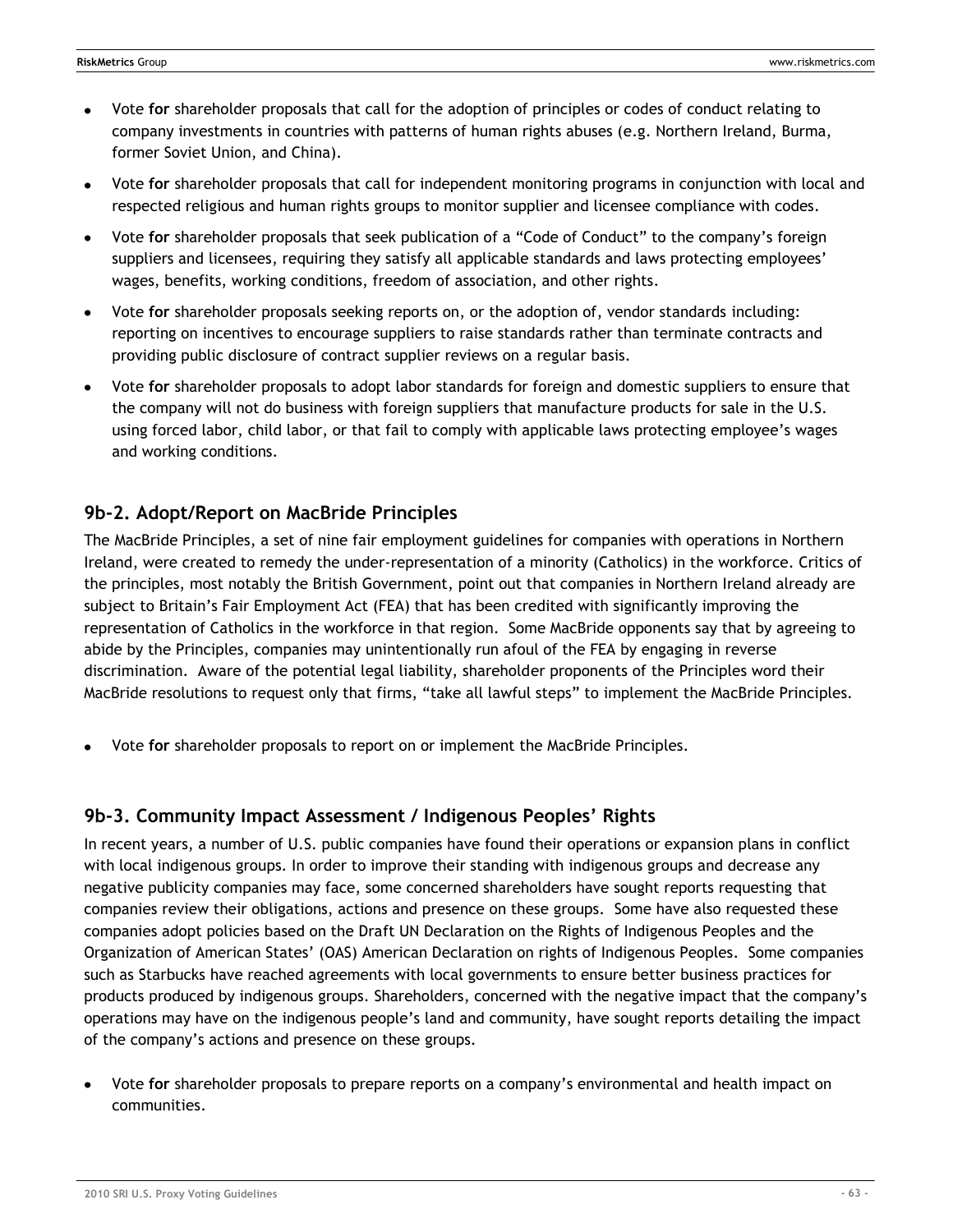- Vote **for** shareholder proposals that call for the adoption of principles or codes of conduct relating to company investments in countries with patterns of human rights abuses (e.g. Northern Ireland, Burma, former Soviet Union, and China).
- Vote **for** shareholder proposals that call for independent monitoring programs in conjunction with local and respected religious and human rights groups to monitor supplier and licensee compliance with codes.
- Vote **for** shareholder proposals that seek publication of a "Code of Conduct" to the company's foreign suppliers and licensees, requiring they satisfy all applicable standards and laws protecting employees' wages, benefits, working conditions, freedom of association, and other rights.
- Vote **for** shareholder proposals seeking reports on, or the adoption of, vendor standards including: reporting on incentives to encourage suppliers to raise standards rather than terminate contracts and providing public disclosure of contract supplier reviews on a regular basis.
- Vote **for** shareholder proposals to adopt labor standards for foreign and domestic suppliers to ensure that the company will not do business with foreign suppliers that manufacture products for sale in the U.S. using forced labor, child labor, or that fail to comply with applicable laws protecting employee's wages and working conditions.

## 9b-2. Adopt/Report on MacBride Principles

The MacBride Principles, a set of nine fair employment guidelines for companies with operations in Northern Ireland, were created to remedy the under-representation of a minority (Catholics) in the workforce. Critics of the principles, most notably the British Government, point out that companies in Northern Ireland already are subject to Britain's Fair Employment Act (FEA) that has been credited with significantly improving the representation of Catholics in the workforce in that region. Some MacBride opponents say that by agreeing to abide by the Principles, companies may unintentionally run afoul of the FEA by engaging in reverse discrimination. Aware of the potential legal liability, shareholder proponents of the Principles word their MacBride resolutions to request only that firms, "take all lawful steps" to implement the MacBride Principles.

- Vote **for** shareholder proposals to report on or implement the MacBride Principles.

## 9b-3. Community Impact Assessment / Indigenous Peoples' Rights

In recent years, a number of U.S. public companies have found their operations or expansion plans in conflict with local indigenous groups. In order to improve their standing with indigenous groups and decrease any negative publicity companies may face, some concerned shareholders have sought reports requesting that companies review their obligations, actions and presence on these groups. Some have also requested these companies adopt policies based on the Draft UN Declaration on the Rights of Indigenous Peoples and the Organization of American States' (OAS) American Declaration on rights of Indigenous Peoples. Some companies such as Starbucks have reached agreements with local governments to ensure better business practices for products produced by indigenous groups. Shareholders, concerned with the negative impact that the company's operations may have on the indigenous people's land and community, have sought reports detailing the impact of the company's actions and presence on these groups.

- Vote **for** shareholder proposals to prepare reports on a company's environmental and health impact on communities.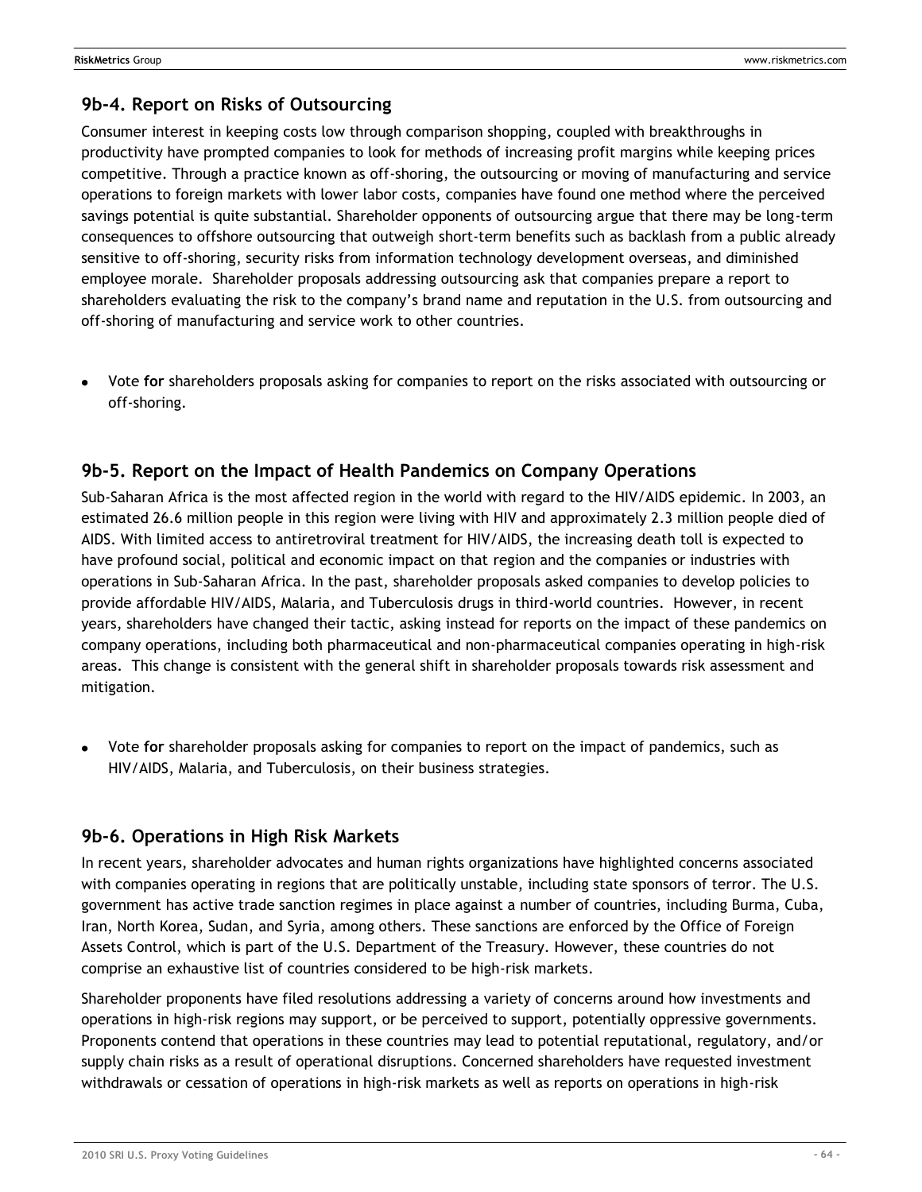## 9b-4. Report on Risks of Outsourcing

Consumer interest in keeping costs low through comparison shopping, coupled with breakthroughs in productivity have prompted companies to look for methods of increasing profit margins while keeping prices competitive. Through a practice known as off-shoring, the outsourcing or moving of manufacturing and service operations to foreign markets with lower labor costs, companies have found one method where the perceived savings potential is quite substantial. Shareholder opponents of outsourcing argue that there may be long-term consequences to offshore outsourcing that outweigh short-term benefits such as backlash from a public already sensitive to off-shoring, security risks from information technology development overseas, and diminished employee morale. Shareholder proposals addressing outsourcing ask that companies prepare a report to shareholders evaluating the risk to the company's brand name and reputation in the U.S. from outsourcing and off-shoring of manufacturing and service work to other countries.

- Vote **for** shareholders proposals asking for companies to report on the risks associated with outsourcing or off-shoring.

## 9b-5. Report on the Impact of Health Pandemics on Company Operations

Sub-Saharan Africa is the most affected region in the world with regard to the HIV/AIDS epidemic. In 2003, an estimated 26.6 million people in this region were living with HIV and approximately 2.3 million people died of AIDS. With limited access to antiretroviral treatment for HIV/AIDS, the increasing death toll is expected to have profound social, political and economic impact on that region and the companies or industries with operations in Sub-Saharan Africa. In the past, shareholder proposals asked companies to develop policies to provide affordable HIV/AIDS, Malaria, and Tuberculosis drugs in third-world countries. However, in recent years, shareholders have changed their tactic, asking instead for reports on the impact of these pandemics on company operations, including both pharmaceutical and non-pharmaceutical companies operating in high-risk areas. This change is consistent with the general shift in shareholder proposals towards risk assessment and mitigation.

- Vote **for** shareholder proposals asking for companies to report on the impact of pandemics, such as HIV/AIDS, Malaria, and Tuberculosis, on their business strategies.

## 9b-6. Operations in High Risk Markets

In recent years, shareholder advocates and human rights organizations have highlighted concerns associated with companies operating in regions that are politically unstable, including state sponsors of terror. The U.S. government has active trade sanction regimes in place against a number of countries, including Burma, Cuba, Iran, North Korea, Sudan, and Syria, among others. These sanctions are enforced by the Office of Foreign Assets Control, which is part of the U.S. Department of the Treasury. However, these countries do not comprise an exhaustive list of countries considered to be high-risk markets.

Shareholder proponents have filed resolutions addressing a variety of concerns around how investments and operations in high-risk regions may support, or be perceived to support, potentially oppressive governments. Proponents contend that operations in these countries may lead to potential reputational, regulatory, and/or supply chain risks as a result of operational disruptions. Concerned shareholders have requested investment withdrawals or cessation of operations in high-risk markets as well as reports on operations in high-risk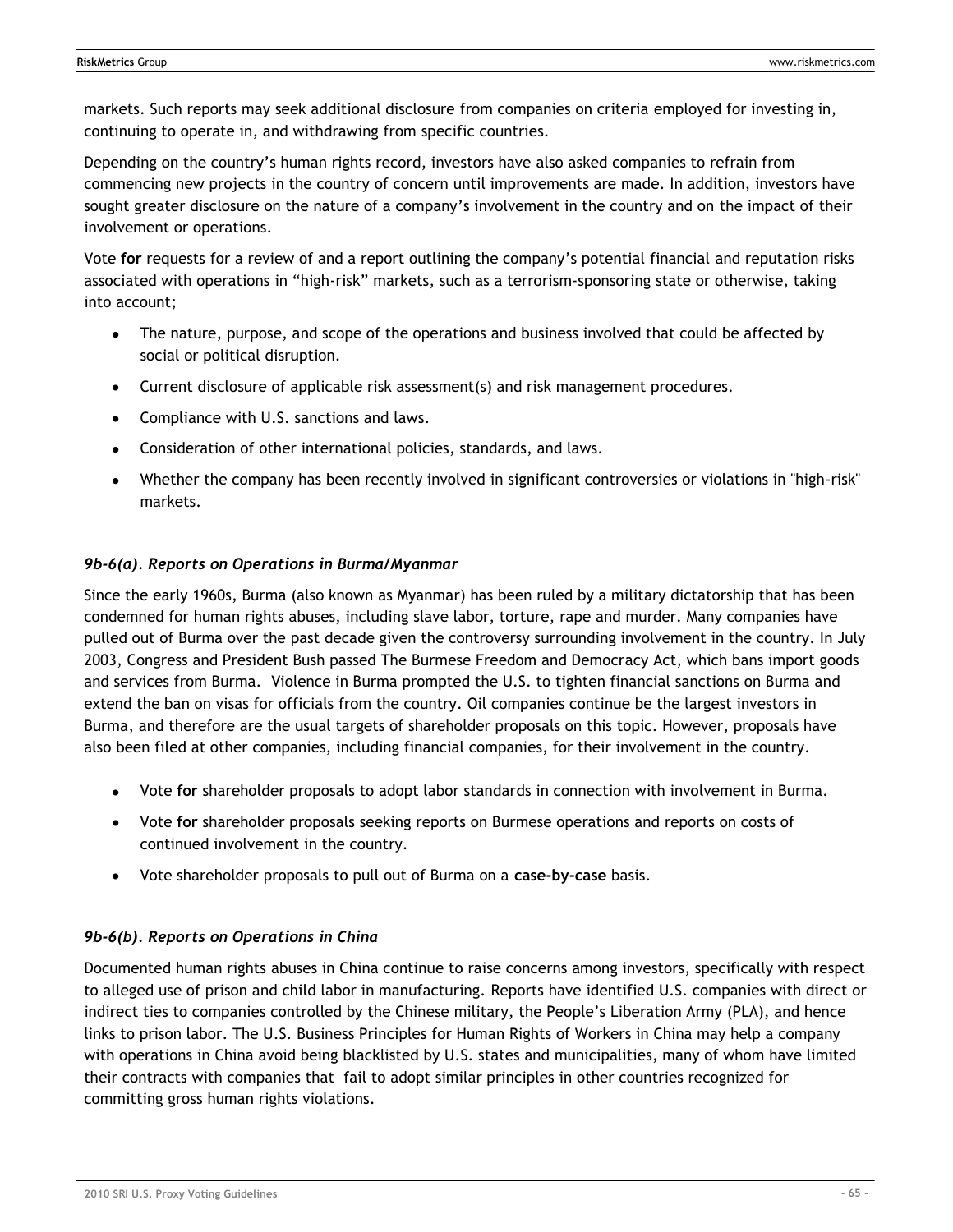markets. Such reports may seek additional disclosure from companies on criteria employed for investing in, continuing to operate in, and withdrawing from specific countries.

Depending on the country's human rights record, investors have also asked companies to refrain from commencing new projects in the country of concern until improvements are made. In addition, investors have sought greater disclosure on the nature of a company's involvement in the country and on the impact of their involvement or operations.

Vote **for** requests for a review of and a report outlining the company's potential financial and reputation risks associated with operations in "high-risk" markets, such as a terrorism-sponsoring state or otherwise, taking into account;

- The nature, purpose, and scope of the operations and business involved that could be affected by social or political disruption.
- Current disclosure of applicable risk assessment(s) and risk management procedures.
- Compliance with U.S. sanctions and laws.
- Consideration of other international policies, standards, and laws.
- Whether the company has been recently involved in significant controversies or violations in "high-risk" markets.

#### *9b-6(a). Reports on Operations in Burma/Myanmar*

Since the early 1960s, Burma (also known as Myanmar) has been ruled by a military dictatorship that has been condemned for human rights abuses, including slave labor, torture, rape and murder. Many companies have pulled out of Burma over the past decade given the controversy surrounding involvement in the country. In July 2003, Congress and President Bush passed The Burmese Freedom and Democracy Act, which bans import goods and services from Burma. Violence in Burma prompted the U.S. to tighten financial sanctions on Burma and extend the ban on visas for officials from the country. Oil companies continue be the largest investors in Burma, and therefore are the usual targets of shareholder proposals on this topic. However, proposals have also been filed at other companies, including financial companies, for their involvement in the country.

- Vote **for** shareholder proposals to adopt labor standards in connection with involvement in Burma.
- Vote **for** shareholder proposals seeking reports on Burmese operations and reports on costs of continued involvement in the country.
- Vote shareholder proposals to pull out of Burma on a **case-by-case** basis.

#### *9b-6(b). Reports on Operations in China*

Documented human rights abuses in China continue to raise concerns among investors, specifically with respect to alleged use of prison and child labor in manufacturing. Reports have identified U.S. companies with direct or indirect ties to companies controlled by the Chinese military, the People's Liberation Army (PLA), and hence links to prison labor. The U.S. Business Principles for Human Rights of Workers in China may help a company with operations in China avoid being blacklisted by U.S. states and municipalities, many of whom have limited their contracts with companies that fail to adopt similar principles in other countries recognized for committing gross human rights violations.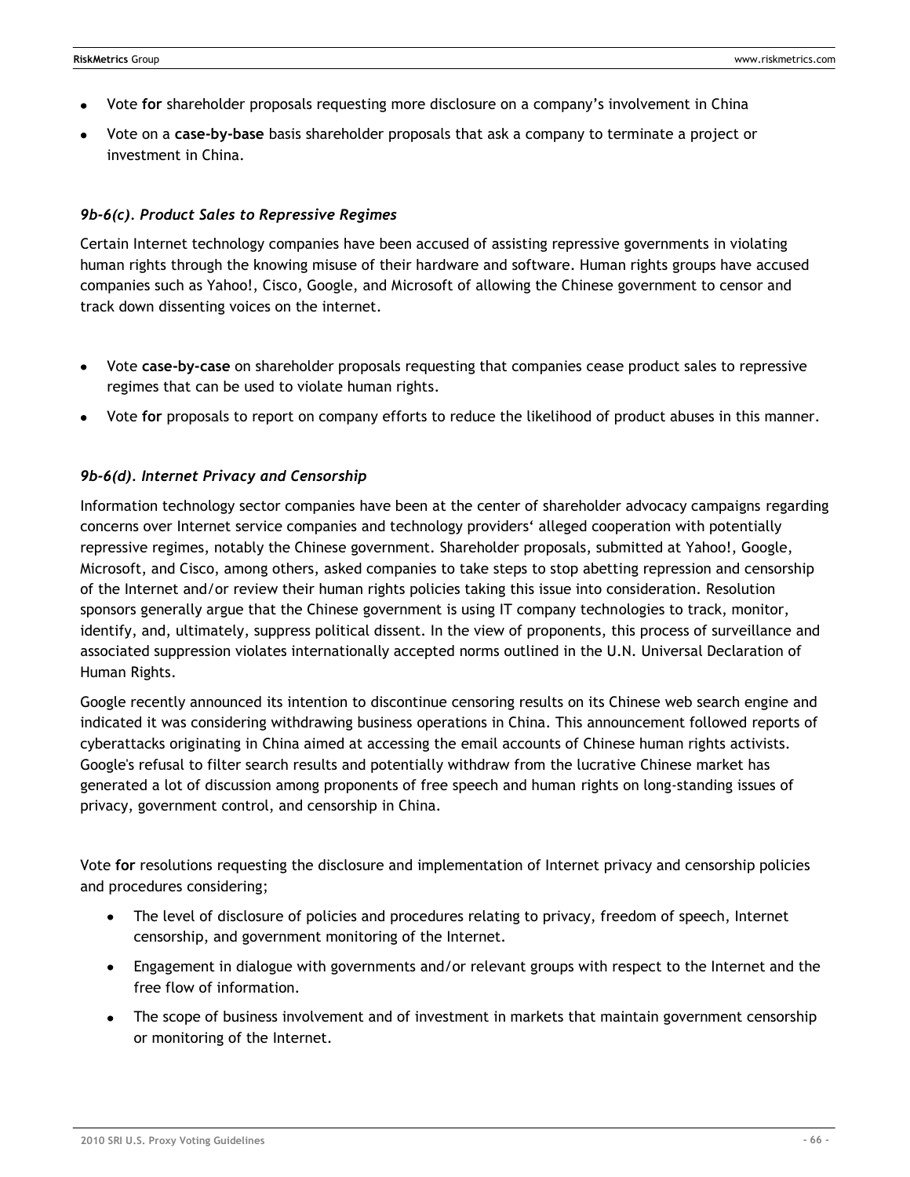- Vote **for** shareholder proposals requesting more disclosure on a company's involvement in China
- Vote on a **case-by-base** basis shareholder proposals that ask a company to terminate a project or investment in China.

### *9b-6(c). Product Sales to Repressive Regimes*

Certain Internet technology companies have been accused of assisting repressive governments in violating human rights through the knowing misuse of their hardware and software. Human rights groups have accused companies such as Yahoo!, Cisco, Google, and Microsoft of allowing the Chinese government to censor and track down dissenting voices on the internet.

- Vote **case-by-case** on shareholder proposals requesting that companies cease product sales to repressive regimes that can be used to violate human rights.
- Vote **for** proposals to report on company efforts to reduce the likelihood of product abuses in this manner.

### *9b-6(d). Internet Privacy and Censorship*

Information technology sector companies have been at the center of shareholder advocacy campaigns regarding concerns over Internet service companies and technology providers' alleged cooperation with potentially repressive regimes, notably the Chinese government. Shareholder proposals, submitted at Yahoo!, Google, Microsoft, and Cisco, among others, asked companies to take steps to stop abetting repression and censorship of the Internet and/or review their human rights policies taking this issue into consideration. Resolution sponsors generally argue that the Chinese government is using IT company technologies to track, monitor, identify, and, ultimately, suppress political dissent. In the view of proponents, this process of surveillance and associated suppression violates internationally accepted norms outlined in the U.N. Universal Declaration of Human Rights.

Google recently announced its intention to discontinue censoring results on its Chinese web search engine and indicated it was considering withdrawing business operations in China. This announcement followed reports of cyberattacks originating in China aimed at accessing the email accounts of Chinese human rights activists. Google's refusal to filter search results and potentially withdraw from the lucrative Chinese market has generated a lot of discussion among proponents of free speech and human rights on long-standing issues of privacy, government control, and censorship in China.

Vote **for** resolutions requesting the disclosure and implementation of Internet privacy and censorship policies and procedures considering;

- The level of disclosure of policies and procedures relating to privacy, freedom of speech, Internet censorship, and government monitoring of the Internet.
- Engagement in dialogue with governments and/or relevant groups with respect to the Internet and the free flow of information.
- The scope of business involvement and of investment in markets that maintain government censorship or monitoring of the Internet.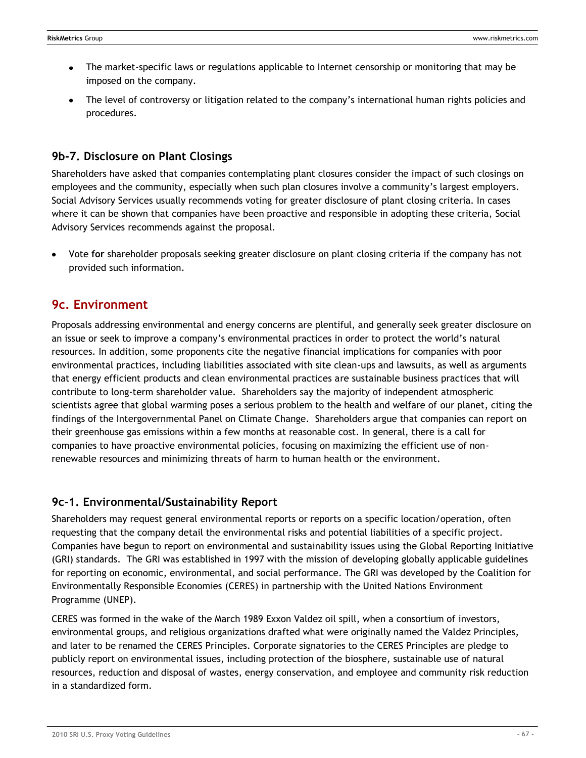- The market-specific laws or regulations applicable to Internet censorship or monitoring that may be imposed on the company.
- The level of controversy or litigation related to the company's international human rights policies and procedures.

### 9b-7. Disclosure on Plant Closings

Shareholders have asked that companies contemplating plant closures consider the impact of such closings on employees and the community, especially when such plan closures involve a community's largest employers. Social Advisory Services usually recommends voting for greater disclosure of plant closing criteria. In cases where it can be shown that companies have been proactive and responsible in adopting these criteria, Social Advisory Services recommends against the proposal.

- Vote **for** shareholder proposals seeking greater disclosure on plant closing criteria if the company has not provided such information.

## 9c. Environment

Proposals addressing environmental and energy concerns are plentiful, and generally seek greater disclosure on an issue or seek to improve a company's environmental practices in order to protect the world's natural resources. In addition, some proponents cite the negative financial implications for companies with poor environmental practices, including liabilities associated with site clean-ups and lawsuits, as well as arguments that energy efficient products and clean environmental practices are sustainable business practices that will contribute to long-term shareholder value. Shareholders say the majority of independent atmospheric scientists agree that global warming poses a serious problem to the health and welfare of our planet, citing the findings of the Intergovernmental Panel on Climate Change. Shareholders argue that companies can report on their greenhouse gas emissions within a few months at reasonable cost. In general, there is a call for companies to have proactive environmental policies, focusing on maximizing the efficient use of non-renewable resources and minimizing threats of harm to human health or the environment.

### 9c-1. Environmental/Sustainability Report

Shareholders may request general environmental reports or reports on a specific location/operation, often requesting that the company detail the environmental risks and potential liabilities of a specific project. Companies have begun to report on environmental and sustainability issues using the Global Reporting Initiative (GRI) standards. The GRI was established in 1997 with the mission of developing globally applicable guidelines for reporting on economic, environmental, and social performance. The GRI was developed by the Coalition for Environmentally Responsible Economies (CERES) in partnership with the United Nations Environment Programme (UNEP).

CERES was formed in the wake of the March 1989 Exxon Valdez oil spill, when a consortium of investors, environmental groups, and religious organizations drafted what were originally named the Valdez Principles, and later to be renamed the CERES Principles. Corporate signatories to the CERES Principles are pledge to publicly report on environmental issues, including protection of the biosphere, sustainable use of natural resources, reduction and disposal of wastes, energy conservation, and employee and community risk reduction in a standardized form.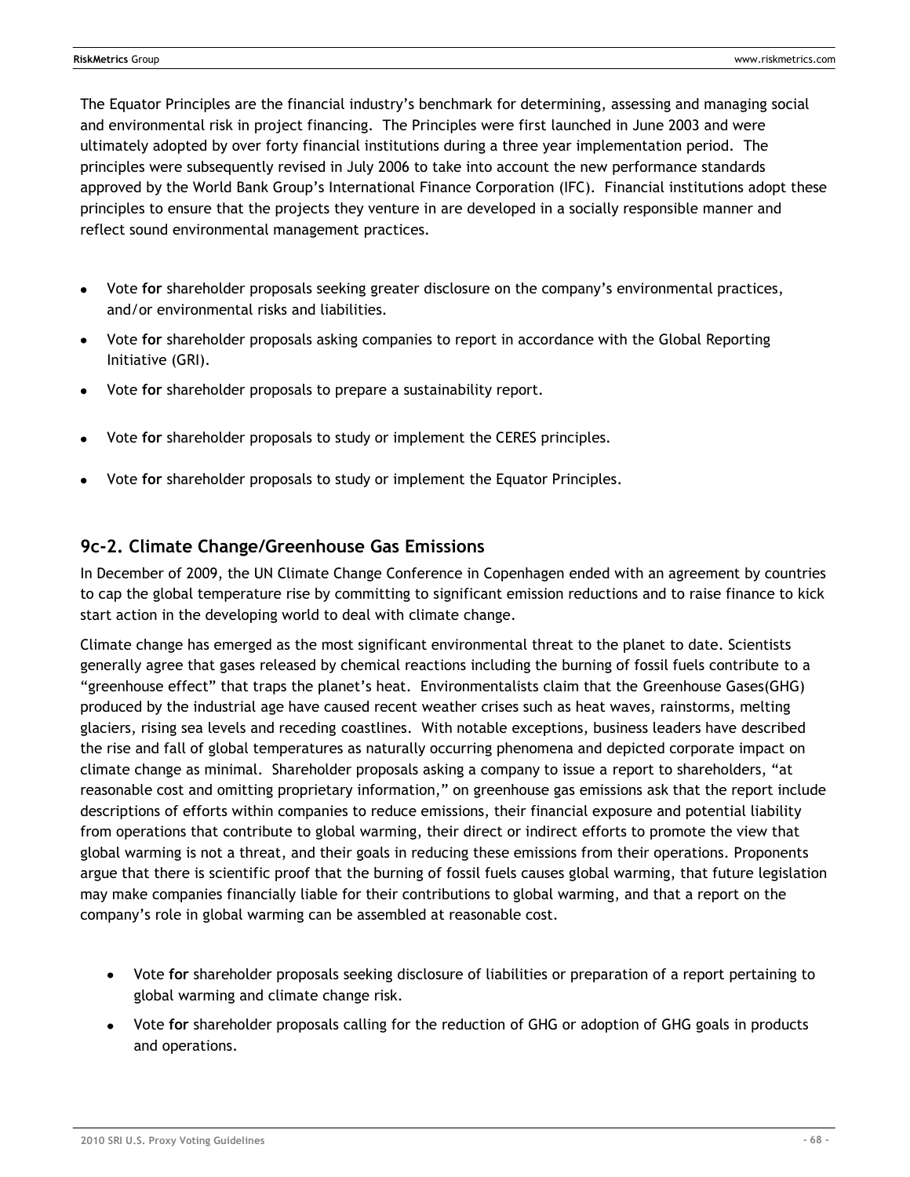The Equator Principles are the financial industry's benchmark for determining, assessing and managing social and environmental risk in project financing. The Principles were first launched in June 2003 and were ultimately adopted by over forty financial institutions during a three year implementation period. The principles were subsequently revised in July 2006 to take into account the new performance standards approved by the World Bank Group's International Finance Corporation (IFC). Financial institutions adopt these principles to ensure that the projects they venture in are developed in a socially responsible manner and reflect sound environmental management practices.

- Vote **for** shareholder proposals seeking greater disclosure on the company's environmental practices, and/or environmental risks and liabilities.
- Vote **for** shareholder proposals asking companies to report in accordance with the Global Reporting Initiative (GRI).
- Vote **for** shareholder proposals to prepare a sustainability report.
- Vote **for** shareholder proposals to study or implement the CERES principles.
- Vote **for** shareholder proposals to study or implement the Equator Principles.

## 9c-2. Climate Change/Greenhouse Gas Emissions

In December of 2009, the UN Climate Change Conference in Copenhagen ended with an agreement by countries to cap the global temperature rise by committing to significant emission reductions and to raise finance to kick start action in the developing world to deal with climate change.

Climate change has emerged as the most significant environmental threat to the planet to date. Scientists generally agree that gases released by chemical reactions including the burning of fossil fuels contribute to a "greenhouse effect" that traps the planet's heat. Environmentalists claim that the Greenhouse Gases(GHG) produced by the industrial age have caused recent weather crises such as heat waves, rainstorms, melting glaciers, rising sea levels and receding coastlines. With notable exceptions, business leaders have described the rise and fall of global temperatures as naturally occurring phenomena and depicted corporate impact on climate change as minimal. Shareholder proposals asking a company to issue a report to shareholders, "at reasonable cost and omitting proprietary information," on greenhouse gas emissions ask that the report include descriptions of efforts within companies to reduce emissions, their financial exposure and potential liability from operations that contribute to global warming, their direct or indirect efforts to promote the view that global warming is not a threat, and their goals in reducing these emissions from their operations. Proponents argue that there is scientific proof that the burning of fossil fuels causes global warming, that future legislation may make companies financially liable for their contributions to global warming, and that a report on the company's role in global warming can be assembled at reasonable cost.

- Vote **for** shareholder proposals seeking disclosure of liabilities or preparation of a report pertaining to global warming and climate change risk.
- Vote **for** shareholder proposals calling for the reduction of GHG or adoption of GHG goals in products and operations.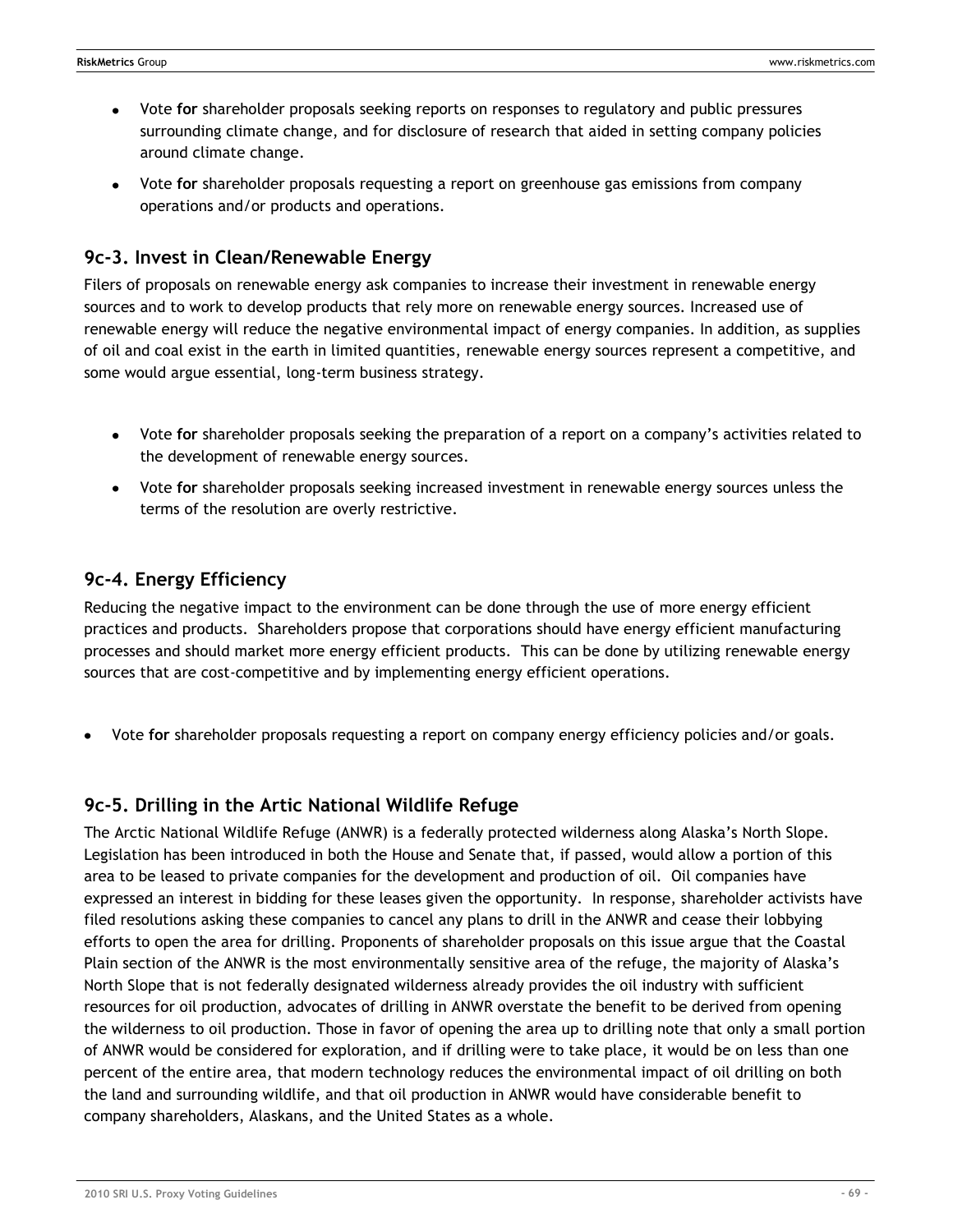- Vote **for** shareholder proposals seeking reports on responses to regulatory and public pressures surrounding climate change, and for disclosure of research that aided in setting company policies around climate change.
- Vote **for** shareholder proposals requesting a report on greenhouse gas emissions from company operations and/or products and operations.

## 9c-3. Invest in Clean/Renewable Energy

Filers of proposals on renewable energy ask companies to increase their investment in renewable energy sources and to work to develop products that rely more on renewable energy sources. Increased use of renewable energy will reduce the negative environmental impact of energy companies. In addition, as supplies of oil and coal exist in the earth in limited quantities, renewable energy sources represent a competitive, and some would argue essential, long-term business strategy.

- Vote **for** shareholder proposals seeking the preparation of a report on a company's activities related to the development of renewable energy sources.
- Vote **for** shareholder proposals seeking increased investment in renewable energy sources unless the terms of the resolution are overly restrictive.

## 9c-4. Energy Efficiency

Reducing the negative impact to the environment can be done through the use of more energy efficient practices and products. Shareholders propose that corporations should have energy efficient manufacturing processes and should market more energy efficient products. This can be done by utilizing renewable energy sources that are cost-competitive and by implementing energy efficient operations.

- Vote **for** shareholder proposals requesting a report on company energy efficiency policies and/or goals.

## 9c-5. Drilling in the Artic National Wildlife Refuge

The Arctic National Wildlife Refuge (ANWR) is a federally protected wilderness along Alaska's North Slope. Legislation has been introduced in both the House and Senate that, if passed, would allow a portion of this area to be leased to private companies for the development and production of oil. Oil companies have expressed an interest in bidding for these leases given the opportunity. In response, shareholder activists have filed resolutions asking these companies to cancel any plans to drill in the ANWR and cease their lobbying efforts to open the area for drilling. Proponents of shareholder proposals on this issue argue that the Coastal Plain section of the ANWR is the most environmentally sensitive area of the refuge, the majority of Alaska's North Slope that is not federally designated wilderness already provides the oil industry with sufficient resources for oil production, advocates of drilling in ANWR overstate the benefit to be derived from opening the wilderness to oil production. Those in favor of opening the area up to drilling note that only a small portion of ANWR would be considered for exploration, and if drilling were to take place, it would be on less than one percent of the entire area, that modern technology reduces the environmental impact of oil drilling on both the land and surrounding wildlife, and that oil production in ANWR would have considerable benefit to company shareholders, Alaskans, and the United States as a whole.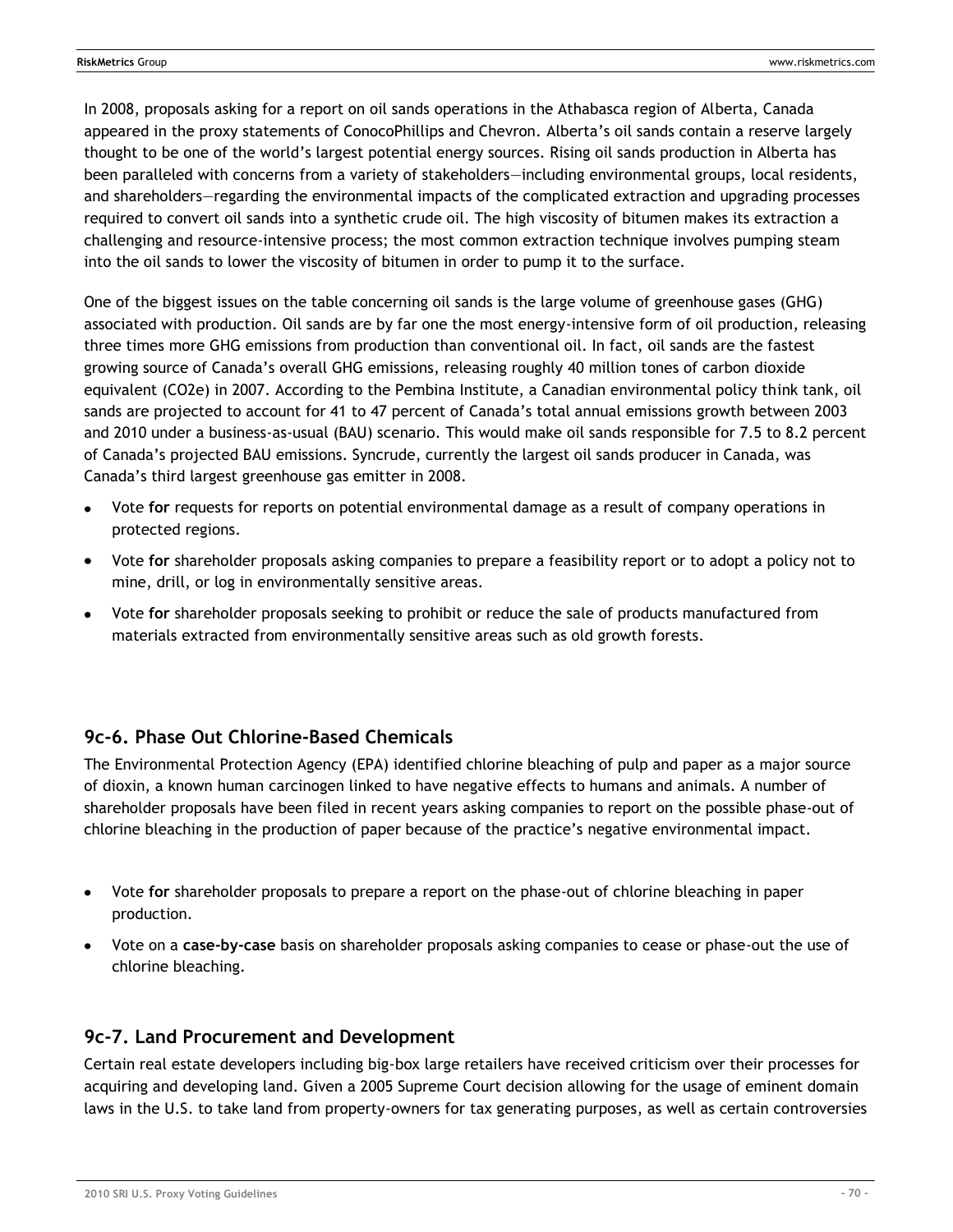In 2008, proposals asking for a report on oil sands operations in the Athabasca region of Alberta, Canada appeared in the proxy statements of ConocoPhillips and Chevron. Alberta's oil sands contain a reserve largely thought to be one of the world's largest potential energy sources. Rising oil sands production in Alberta has been paralleled with concerns from a variety of stakeholders—including environmental groups, local residents, and shareholders—regarding the environmental impacts of the complicated extraction and upgrading processes required to convert oil sands into a synthetic crude oil. The high viscosity of bitumen makes its extraction a challenging and resource-intensive process; the most common extraction technique involves pumping steam into the oil sands to lower the viscosity of bitumen in order to pump it to the surface.

One of the biggest issues on the table concerning oil sands is the large volume of greenhouse gases (GHG) associated with production. Oil sands are by far one the most energy-intensive form of oil production, releasing three times more GHG emissions from production than conventional oil. In fact, oil sands are the fastest growing source of Canada's overall GHG emissions, releasing roughly 40 million tones of carbon dioxide equivalent (CO2e) in 2007. According to the Pembina Institute, a Canadian environmental policy think tank, oil sands are projected to account for 41 to 47 percent of Canada's total annual emissions growth between 2003 and 2010 under a business-as-usual (BAU) scenario. This would make oil sands responsible for 7.5 to 8.2 percent of Canada's projected BAU emissions. Syncrude, currently the largest oil sands producer in Canada, was Canada's third largest greenhouse gas emitter in 2008.

- Vote **for** requests for reports on potential environmental damage as a result of company operations in protected regions.
- Vote **for** shareholder proposals asking companies to prepare a feasibility report or to adopt a policy not to mine, drill, or log in environmentally sensitive areas.
- Vote **for** shareholder proposals seeking to prohibit or reduce the sale of products manufactured from materials extracted from environmentally sensitive areas such as old growth forests.

## 9c-6. Phase Out Chlorine-Based Chemicals

The Environmental Protection Agency (EPA) identified chlorine bleaching of pulp and paper as a major source of dioxin, a known human carcinogen linked to have negative effects to humans and animals. A number of shareholder proposals have been filed in recent years asking companies to report on the possible phase-out of chlorine bleaching in the production of paper because of the practice's negative environmental impact.

- Vote **for** shareholder proposals to prepare a report on the phase-out of chlorine bleaching in paper production.
- Vote on a **case-by-case** basis on shareholder proposals asking companies to cease or phase-out the use of chlorine bleaching.

## 9c-7. Land Procurement and Development

Certain real estate developers including big-box large retailers have received criticism over their processes for acquiring and developing land. Given a 2005 Supreme Court decision allowing for the usage of eminent domain laws in the U.S. to take land from property-owners for tax generating purposes, as well as certain controversies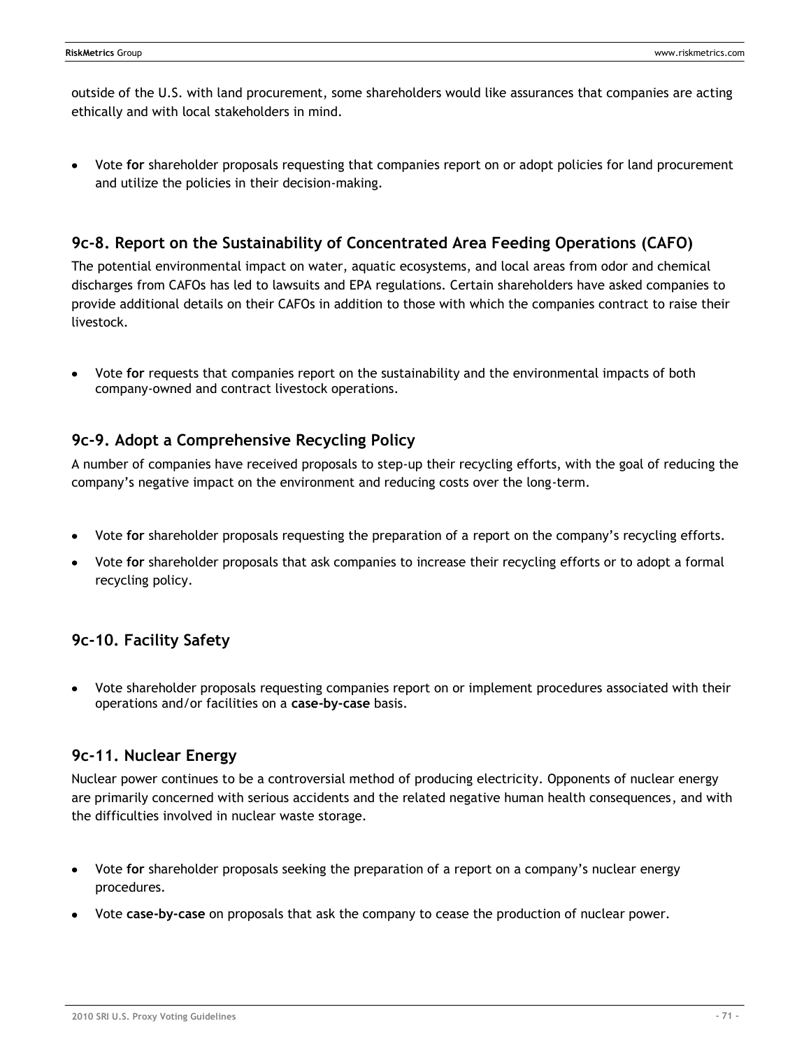outside of the U.S. with land procurement, some shareholders would like assurances that companies are acting ethically and with local stakeholders in mind.

- Vote **for** shareholder proposals requesting that companies report on or adopt policies for land procurement and utilize the policies in their decision-making.

## 9c-8. Report on the Sustainability of Concentrated Area Feeding Operations (CAFO)

The potential environmental impact on water, aquatic ecosystems, and local areas from odor and chemical discharges from CAFOs has led to lawsuits and EPA regulations. Certain shareholders have asked companies to provide additional details on their CAFOs in addition to those with which the companies contract to raise their livestock.

- Vote **for** requests that companies report on the sustainability and the environmental impacts of both company-owned and contract livestock operations.

## 9c-9. Adopt a Comprehensive Recycling Policy

A number of companies have received proposals to step-up their recycling efforts, with the goal of reducing the company's negative impact on the environment and reducing costs over the long-term.

- Vote **for** shareholder proposals requesting the preparation of a report on the company's recycling efforts.
- Vote **for** shareholder proposals that ask companies to increase their recycling efforts or to adopt a formal recycling policy.

## 9c-10. Facility Safety

- Vote shareholder proposals requesting companies report on or implement procedures associated with their operations and/or facilities on a **case-by-case** basis.

## 9c-11. Nuclear Energy

Nuclear power continues to be a controversial method of producing electricity. Opponents of nuclear energy are primarily concerned with serious accidents and the related negative human health consequences, and with the difficulties involved in nuclear waste storage.

- Vote **for** shareholder proposals seeking the preparation of a report on a company's nuclear energy procedures.
- Vote **case-by-case** on proposals that ask the company to cease the production of nuclear power.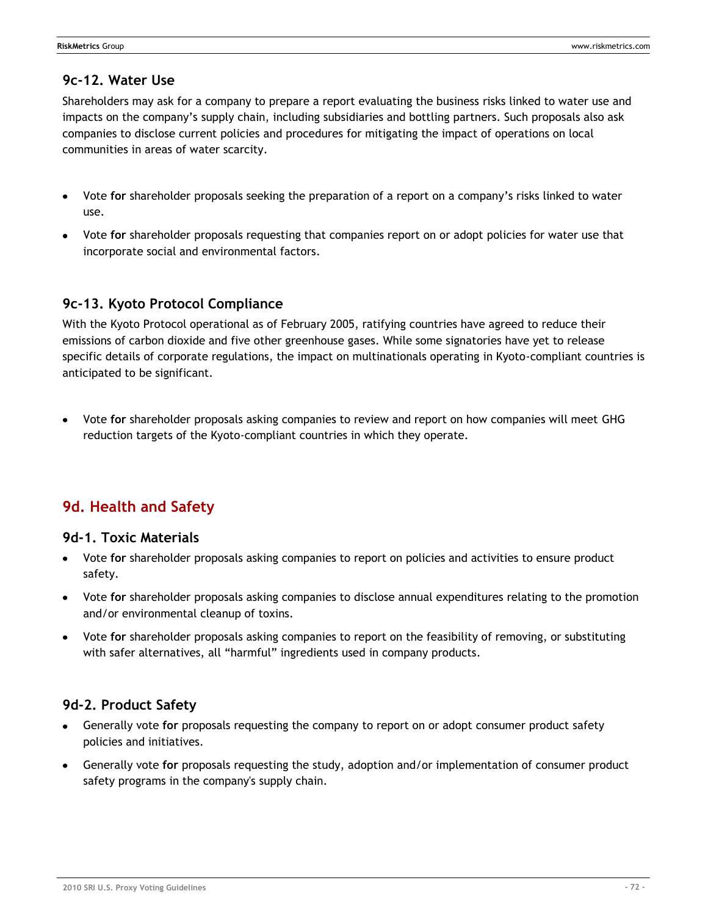### 9c-12. Water Use

Shareholders may ask for a company to prepare a report evaluating the business risks linked to water use and impacts on the company's supply chain, including subsidiaries and bottling partners. Such proposals also ask companies to disclose current policies and procedures for mitigating the impact of operations on local communities in areas of water scarcity.

- Vote **for** shareholder proposals seeking the preparation of a report on a company's risks linked to water use.
- Vote **for** shareholder proposals requesting that companies report on or adopt policies for water use that incorporate social and environmental factors.

### 9c-13. Kyoto Protocol Compliance

With the Kyoto Protocol operational as of February 2005, ratifying countries have agreed to reduce their emissions of carbon dioxide and five other greenhouse gases. While some signatories have yet to release specific details of corporate regulations, the impact on multinationals operating in Kyoto-compliant countries is anticipated to be significant.

- Vote **for** shareholder proposals asking companies to review and report on how companies will meet GHG reduction targets of the Kyoto-compliant countries in which they operate.

## 9d. Health and Safety

### 9d-1. Toxic Materials

- Vote **for** shareholder proposals asking companies to report on policies and activities to ensure product safety.
- Vote **for** shareholder proposals asking companies to disclose annual expenditures relating to the promotion and/or environmental cleanup of toxins.
- Vote **for** shareholder proposals asking companies to report on the feasibility of removing, or substituting with safer alternatives, all "harmful" ingredients used in company products.

### 9d-2. Product Safety

- Generally vote **for** proposals requesting the company to report on or adopt consumer product safety policies and initiatives.
- Generally vote **for** proposals requesting the study, adoption and/or implementation of consumer product safety programs in the company's supply chain.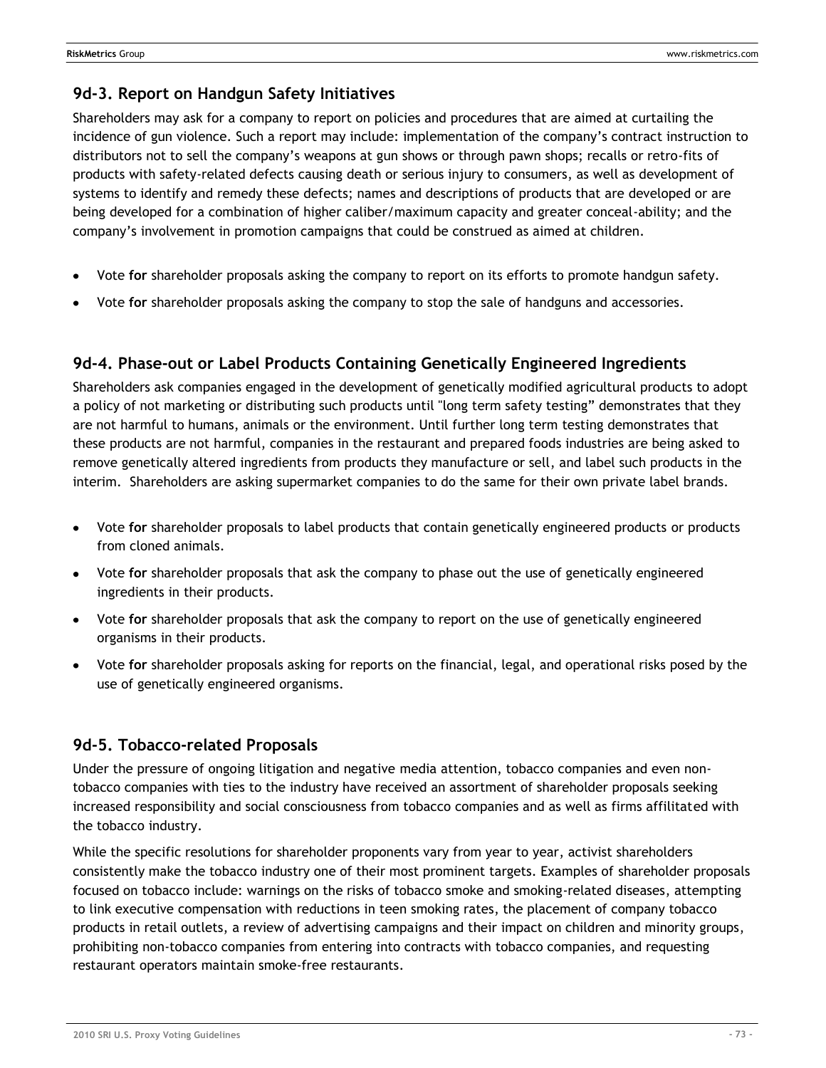## 9d-3. Report on Handgun Safety Initiatives

Shareholders may ask for a company to report on policies and procedures that are aimed at curtailing the incidence of gun violence. Such a report may include: implementation of the company's contract instruction to distributors not to sell the company's weapons at gun shows or through pawn shops; recalls or retro-fits of products with safety-related defects causing death or serious injury to consumers, as well as development of systems to identify and remedy these defects; names and descriptions of products that are developed or are being developed for a combination of higher caliber/maximum capacity and greater conceal-ability; and the company's involvement in promotion campaigns that could be construed as aimed at children.

- Vote **for** shareholder proposals asking the company to report on its efforts to promote handgun safety.
- Vote **for** shareholder proposals asking the company to stop the sale of handguns and accessories.

## 9d-4. Phase-out or Label Products Containing Genetically Engineered Ingredients

Shareholders ask companies engaged in the development of genetically modified agricultural products to adopt a policy of not marketing or distributing such products until "long term safety testing" demonstrates that they are not harmful to humans, animals or the environment. Until further long term testing demonstrates that these products are not harmful, companies in the restaurant and prepared foods industries are being asked to remove genetically altered ingredients from products they manufacture or sell, and label such products in the interim. Shareholders are asking supermarket companies to do the same for their own private label brands.

- Vote **for** shareholder proposals to label products that contain genetically engineered products or products from cloned animals.
- Vote **for** shareholder proposals that ask the company to phase out the use of genetically engineered ingredients in their products.
- Vote **for** shareholder proposals that ask the company to report on the use of genetically engineered organisms in their products.
- Vote **for** shareholder proposals asking for reports on the financial, legal, and operational risks posed by the use of genetically engineered organisms.

## 9d-5. Tobacco-related Proposals

Under the pressure of ongoing litigation and negative media attention, tobacco companies and even non-tobacco companies with ties to the industry have received an assortment of shareholder proposals seeking increased responsibility and social consciousness from tobacco companies and as well as firms affilitated with the tobacco industry.

While the specific resolutions for shareholder proponents vary from year to year, activist shareholders consistently make the tobacco industry one of their most prominent targets. Examples of shareholder proposals focused on tobacco include: warnings on the risks of tobacco smoke and smoking-related diseases, attempting to link executive compensation with reductions in teen smoking rates, the placement of company tobacco products in retail outlets, a review of advertising campaigns and their impact on children and minority groups, prohibiting non-tobacco companies from entering into contracts with tobacco companies, and requesting restaurant operators maintain smoke-free restaurants.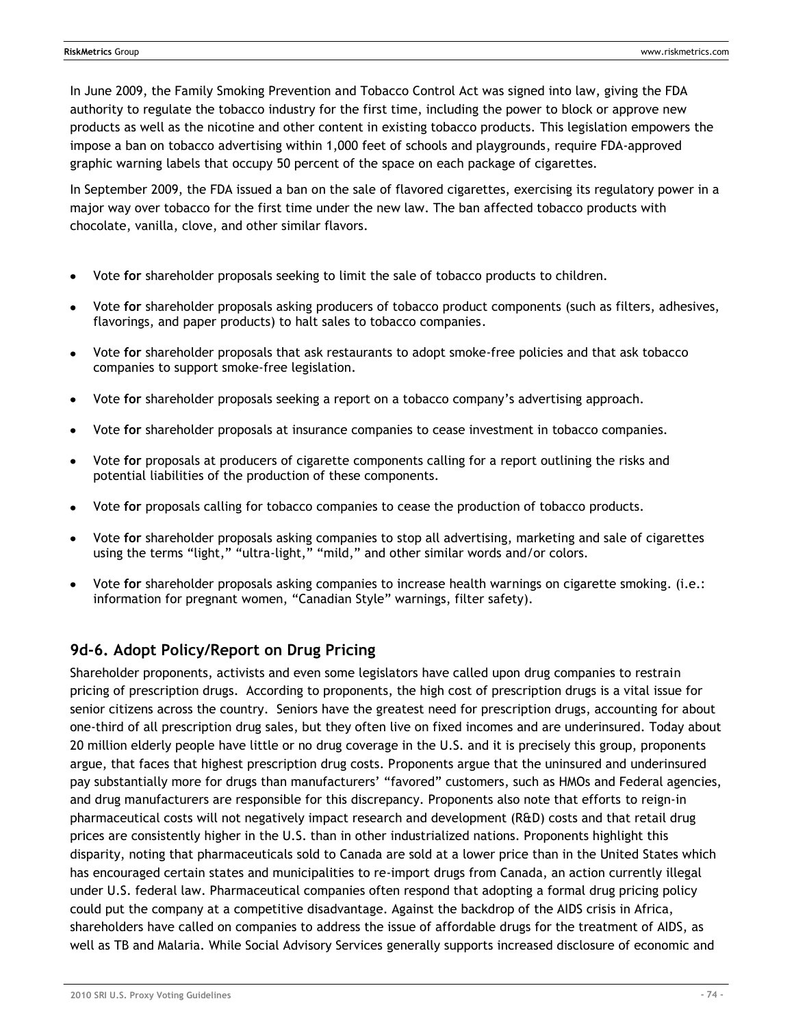In June 2009, the Family Smoking Prevention and Tobacco Control Act was signed into law, giving the FDA authority to regulate the tobacco industry for the first time, including the power to block or approve new products as well as the nicotine and other content in existing tobacco products. This legislation empowers the impose a ban on tobacco advertising within 1,000 feet of schools and playgrounds, require FDA-approved graphic warning labels that occupy 50 percent of the space on each package of cigarettes.

In September 2009, the FDA issued a ban on the sale of flavored cigarettes, exercising its regulatory power in a major way over tobacco for the first time under the new law. The ban affected tobacco products with chocolate, vanilla, clove, and other similar flavors.

- Vote **for** shareholder proposals seeking to limit the sale of tobacco products to children.
- Vote **for** shareholder proposals asking producers of tobacco product components (such as filters, adhesives, flavorings, and paper products) to halt sales to tobacco companies.
- Vote **for** shareholder proposals that ask restaurants to adopt smoke-free policies and that ask tobacco companies to support smoke-free legislation.
- Vote **for** shareholder proposals seeking a report on a tobacco company's advertising approach.
- Vote **for** shareholder proposals at insurance companies to cease investment in tobacco companies.
- Vote **for** proposals at producers of cigarette components calling for a report outlining the risks and potential liabilities of the production of these components.
- Vote **for** proposals calling for tobacco companies to cease the production of tobacco products.
- Vote **for** shareholder proposals asking companies to stop all advertising, marketing and sale of cigarettes using the terms "light," "ultra-light," "mild," and other similar words and/or colors.
- Vote **for** shareholder proposals asking companies to increase health warnings on cigarette smoking. (i.e.: information for pregnant women, "Canadian Style" warnings, filter safety).

## 9d-6. Adopt Policy/Report on Drug Pricing

Shareholder proponents, activists and even some legislators have called upon drug companies to restrain pricing of prescription drugs. According to proponents, the high cost of prescription drugs is a vital issue for senior citizens across the country. Seniors have the greatest need for prescription drugs, accounting for about one-third of all prescription drug sales, but they often live on fixed incomes and are underinsured. Today about 20 million elderly people have little or no drug coverage in the U.S. and it is precisely this group, proponents argue, that faces that highest prescription drug costs. Proponents argue that the uninsured and underinsured pay substantially more for drugs than manufacturers' "favored" customers, such as HMOs and Federal agencies, and drug manufacturers are responsible for this discrepancy. Proponents also note that efforts to reign-in pharmaceutical costs will not negatively impact research and development (R&D) costs and that retail drug prices are consistently higher in the U.S. than in other industrialized nations. Proponents highlight this disparity, noting that pharmaceuticals sold to Canada are sold at a lower price than in the United States which has encouraged certain states and municipalities to re-import drugs from Canada, an action currently illegal under U.S. federal law. Pharmaceutical companies often respond that adopting a formal drug pricing policy could put the company at a competitive disadvantage. Against the backdrop of the AIDS crisis in Africa, shareholders have called on companies to address the issue of affordable drugs for the treatment of AIDS, as well as TB and Malaria. While Social Advisory Services generally supports increased disclosure of economic and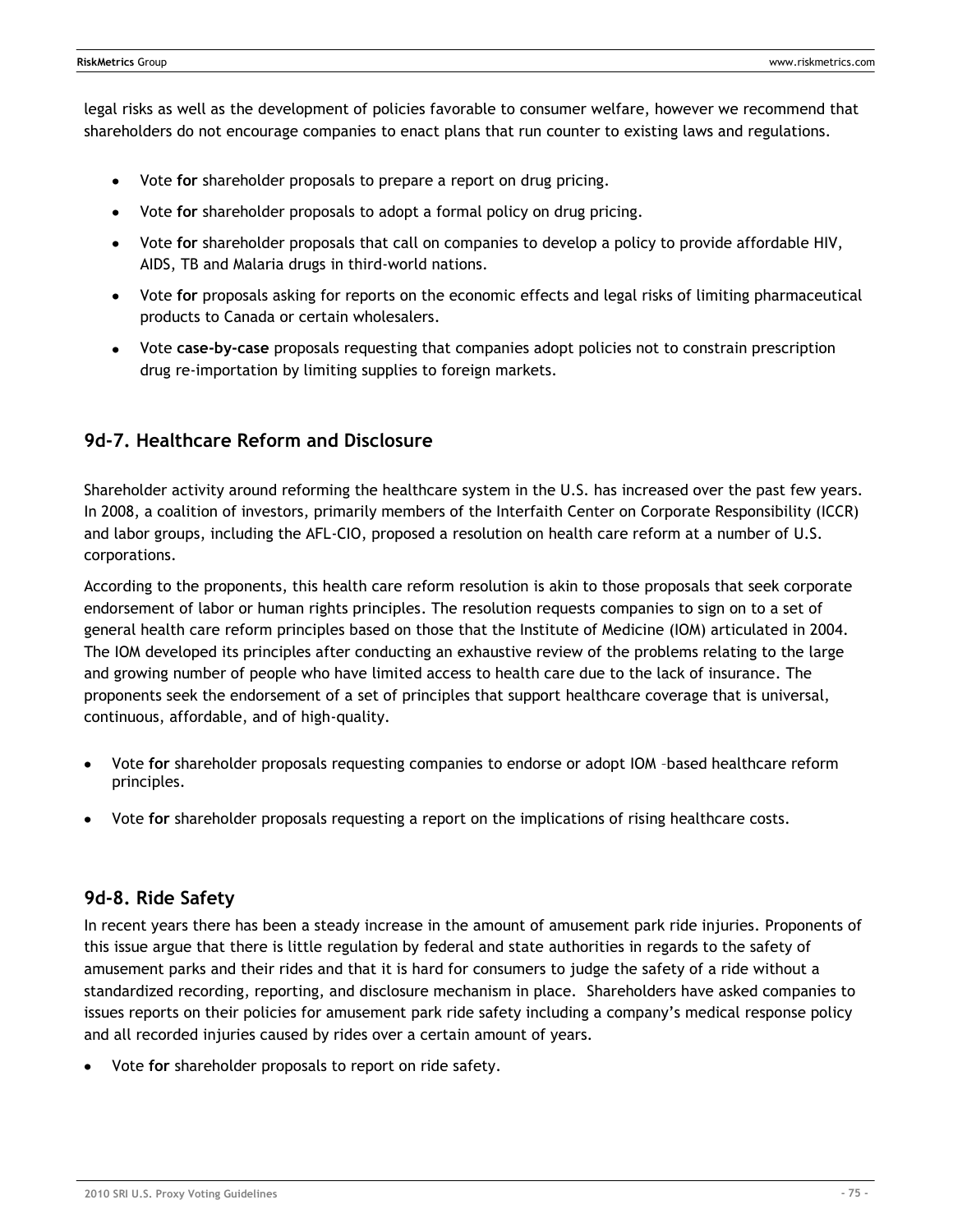legal risks as well as the development of policies favorable to consumer welfare, however we recommend that shareholders do not encourage companies to enact plans that run counter to existing laws and regulations.

- Vote **for** shareholder proposals to prepare a report on drug pricing.
- Vote **for** shareholder proposals to adopt a formal policy on drug pricing.
- Vote **for** shareholder proposals that call on companies to develop a policy to provide affordable HIV, AIDS, TB and Malaria drugs in third-world nations.
- Vote **for** proposals asking for reports on the economic effects and legal risks of limiting pharmaceutical products to Canada or certain wholesalers.
- Vote **case-by-case** proposals requesting that companies adopt policies not to constrain prescription drug re-importation by limiting supplies to foreign markets.

## 9d-7. Healthcare Reform and Disclosure

Shareholder activity around reforming the healthcare system in the U.S. has increased over the past few years. In 2008, a coalition of investors, primarily members of the Interfaith Center on Corporate Responsibility (ICCR) and labor groups, including the AFL-CIO, proposed a resolution on health care reform at a number of U.S. corporations.

According to the proponents, this health care reform resolution is akin to those proposals that seek corporate endorsement of labor or human rights principles. The resolution requests companies to sign on to a set of general health care reform principles based on those that the Institute of Medicine (IOM) articulated in 2004. The IOM developed its principles after conducting an exhaustive review of the problems relating to the large and growing number of people who have limited access to health care due to the lack of insurance. The proponents seek the endorsement of a set of principles that support healthcare coverage that is universal, continuous, affordable, and of high-quality.

- Vote **for** shareholder proposals requesting companies to endorse or adopt IOM –based healthcare reform principles.
- Vote **for** shareholder proposals requesting a report on the implications of rising healthcare costs.

## 9d-8. Ride Safety

In recent years there has been a steady increase in the amount of amusement park ride injuries. Proponents of this issue argue that there is little regulation by federal and state authorities in regards to the safety of amusement parks and their rides and that it is hard for consumers to judge the safety of a ride without a standardized recording, reporting, and disclosure mechanism in place. Shareholders have asked companies to issues reports on their policies for amusement park ride safety including a company's medical response policy and all recorded injuries caused by rides over a certain amount of years.

- Vote **for** shareholder proposals to report on ride safety.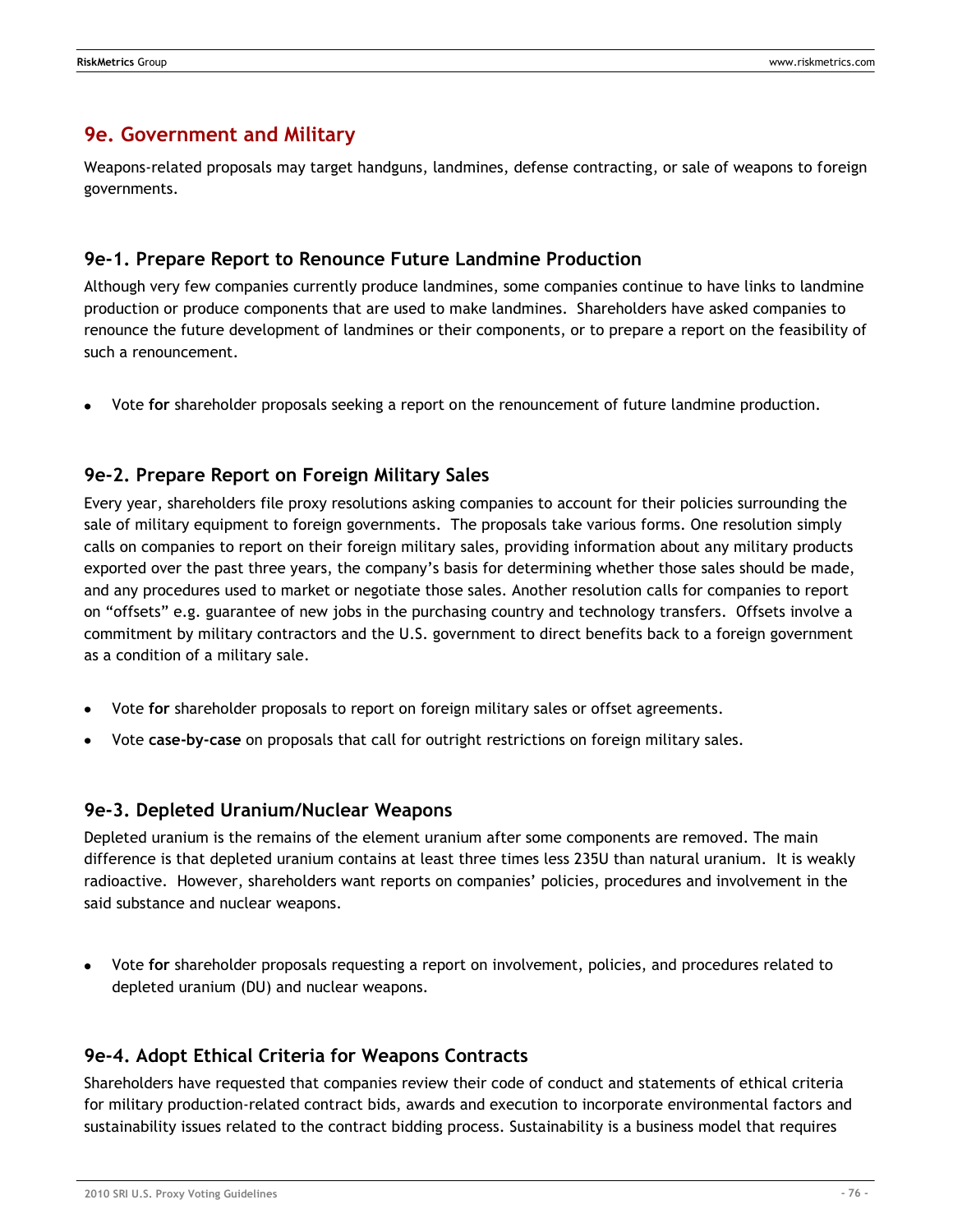## 9e. Government and Military

Weapons-related proposals may target handguns, landmines, defense contracting, or sale of weapons to foreign governments.

### 9e-1. Prepare Report to Renounce Future Landmine Production

Although very few companies currently produce landmines, some companies continue to have links to landmine production or produce components that are used to make landmines. Shareholders have asked companies to renounce the future development of landmines or their components, or to prepare a report on the feasibility of such a renouncement.

- Vote **for** shareholder proposals seeking a report on the renouncement of future landmine production.

### 9e-2. Prepare Report on Foreign Military Sales

Every year, shareholders file proxy resolutions asking companies to account for their policies surrounding the sale of military equipment to foreign governments. The proposals take various forms. One resolution simply calls on companies to report on their foreign military sales, providing information about any military products exported over the past three years, the company's basis for determining whether those sales should be made, and any procedures used to market or negotiate those sales. Another resolution calls for companies to report on "offsets" e.g. guarantee of new jobs in the purchasing country and technology transfers. Offsets involve a commitment by military contractors and the U.S. government to direct benefits back to a foreign government as a condition of a military sale.

- Vote **for** shareholder proposals to report on foreign military sales or offset agreements.
- Vote **case-by-case** on proposals that call for outright restrictions on foreign military sales.

### 9e-3. Depleted Uranium/Nuclear Weapons

Depleted uranium is the remains of the element uranium after some components are removed. The main difference is that depleted uranium contains at least three times less 235U than natural uranium. It is weakly radioactive. However, shareholders want reports on companies' policies, procedures and involvement in the said substance and nuclear weapons.

- Vote **for** shareholder proposals requesting a report on involvement, policies, and procedures related to depleted uranium (DU) and nuclear weapons.

### 9e-4. Adopt Ethical Criteria for Weapons Contracts

Shareholders have requested that companies review their code of conduct and statements of ethical criteria for military production-related contract bids, awards and execution to incorporate environmental factors and sustainability issues related to the contract bidding process. Sustainability is a business model that requires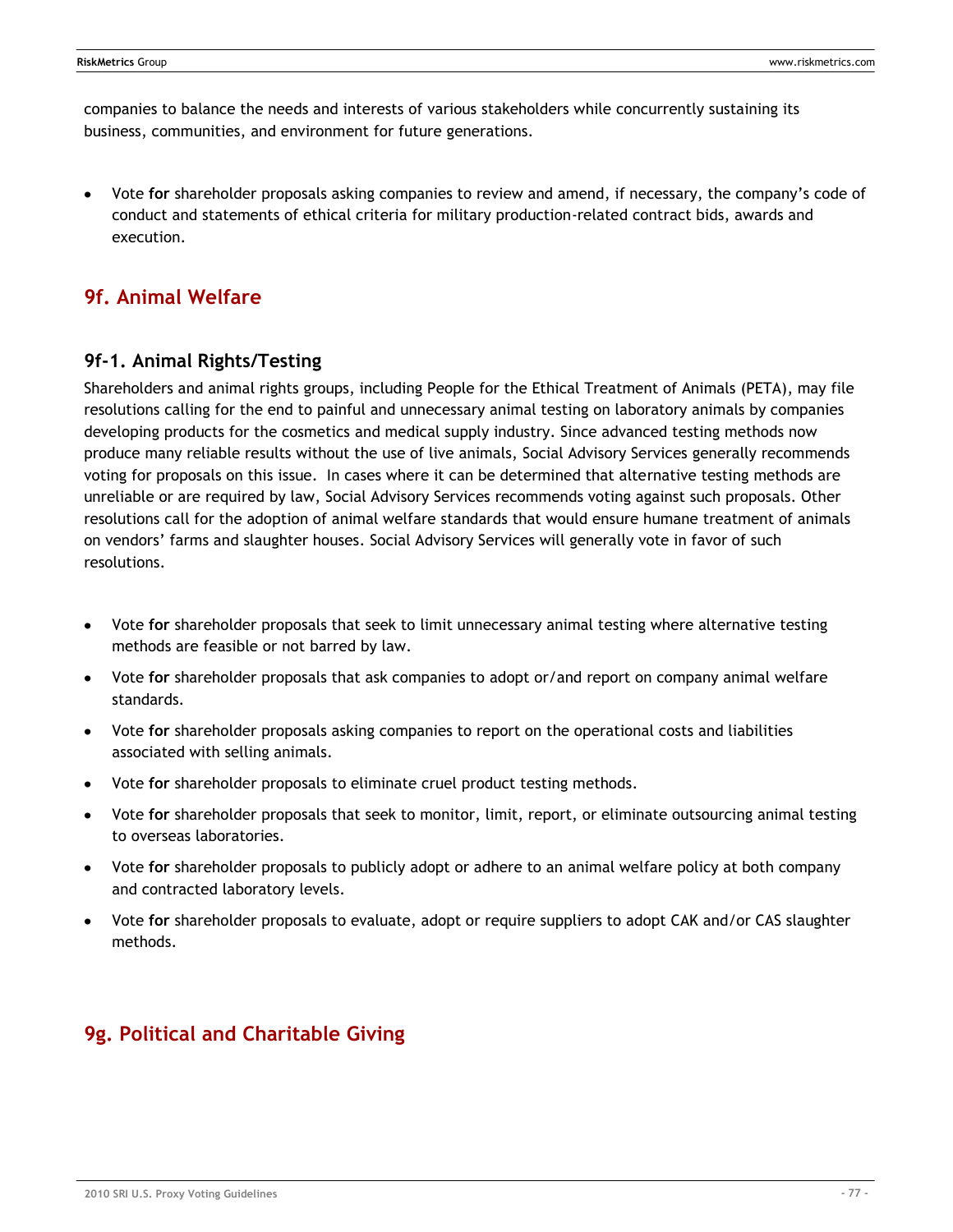companies to balance the needs and interests of various stakeholders while concurrently sustaining its business, communities, and environment for future generations.

- Vote **for** shareholder proposals asking companies to review and amend, if necessary, the company's code of conduct and statements of ethical criteria for military production-related contract bids, awards and execution.

## 9f. Animal Welfare

### 9f-1. Animal Rights/Testing

Shareholders and animal rights groups, including People for the Ethical Treatment of Animals (PETA), may file resolutions calling for the end to painful and unnecessary animal testing on laboratory animals by companies developing products for the cosmetics and medical supply industry. Since advanced testing methods now produce many reliable results without the use of live animals, Social Advisory Services generally recommends voting for proposals on this issue. In cases where it can be determined that alternative testing methods are unreliable or are required by law, Social Advisory Services recommends voting against such proposals. Other resolutions call for the adoption of animal welfare standards that would ensure humane treatment of animals on vendors' farms and slaughter houses. Social Advisory Services will generally vote in favor of such resolutions.

- Vote **for** shareholder proposals that seek to limit unnecessary animal testing where alternative testing methods are feasible or not barred by law.
- Vote **for** shareholder proposals that ask companies to adopt or/and report on company animal welfare standards.
- Vote **for** shareholder proposals asking companies to report on the operational costs and liabilities associated with selling animals.
- Vote **for** shareholder proposals to eliminate cruel product testing methods.
- Vote **for** shareholder proposals that seek to monitor, limit, report, or eliminate outsourcing animal testing to overseas laboratories.
- Vote **for** shareholder proposals to publicly adopt or adhere to an animal welfare policy at both company and contracted laboratory levels.
- Vote **for** shareholder proposals to evaluate, adopt or require suppliers to adopt CAK and/or CAS slaughter methods.

## 9g. Political and Charitable Giving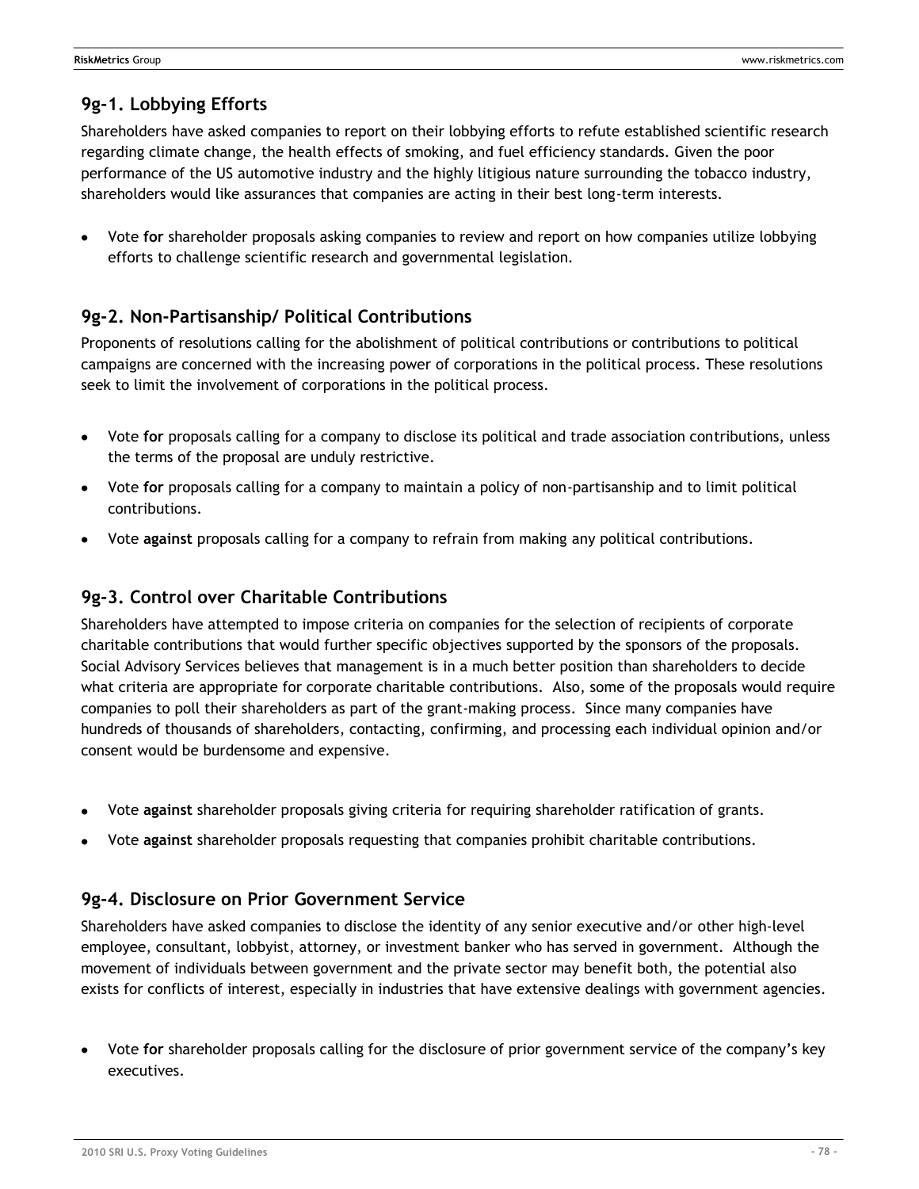## 9g-1. Lobbying Efforts

Shareholders have asked companies to report on their lobbying efforts to refute established scientific research regarding climate change, the health effects of smoking, and fuel efficiency standards. Given the poor performance of the US automotive industry and the highly litigious nature surrounding the tobacco industry, shareholders would like assurances that companies are acting in their best long-term interests.

- Vote **for** shareholder proposals asking companies to review and report on how companies utilize lobbying efforts to challenge scientific research and governmental legislation.

## 9g-2. Non-Partisanship/ Political Contributions

Proponents of resolutions calling for the abolishment of political contributions or contributions to political campaigns are concerned with the increasing power of corporations in the political process. These resolutions seek to limit the involvement of corporations in the political process.

- Vote **for** proposals calling for a company to disclose its political and trade association contributions, unless the terms of the proposal are unduly restrictive.
- Vote **for** proposals calling for a company to maintain a policy of non-partisanship and to limit political contributions.
- Vote **against** proposals calling for a company to refrain from making any political contributions.

## 9g-3. Control over Charitable Contributions

Shareholders have attempted to impose criteria on companies for the selection of recipients of corporate charitable contributions that would further specific objectives supported by the sponsors of the proposals. Social Advisory Services believes that management is in a much better position than shareholders to decide what criteria are appropriate for corporate charitable contributions. Also, some of the proposals would require companies to poll their shareholders as part of the grant-making process. Since many companies have hundreds of thousands of shareholders, contacting, confirming, and processing each individual opinion and/or consent would be burdensome and expensive.

- Vote **against** shareholder proposals giving criteria for requiring shareholder ratification of grants.
- Vote **against** shareholder proposals requesting that companies prohibit charitable contributions.

## 9g-4. Disclosure on Prior Government Service

Shareholders have asked companies to disclose the identity of any senior executive and/or other high-level employee, consultant, lobbyist, attorney, or investment banker who has served in government. Although the movement of individuals between government and the private sector may benefit both, the potential also exists for conflicts of interest, especially in industries that have extensive dealings with government agencies.

- Vote **for** shareholder proposals calling for the disclosure of prior government service of the company's key executives.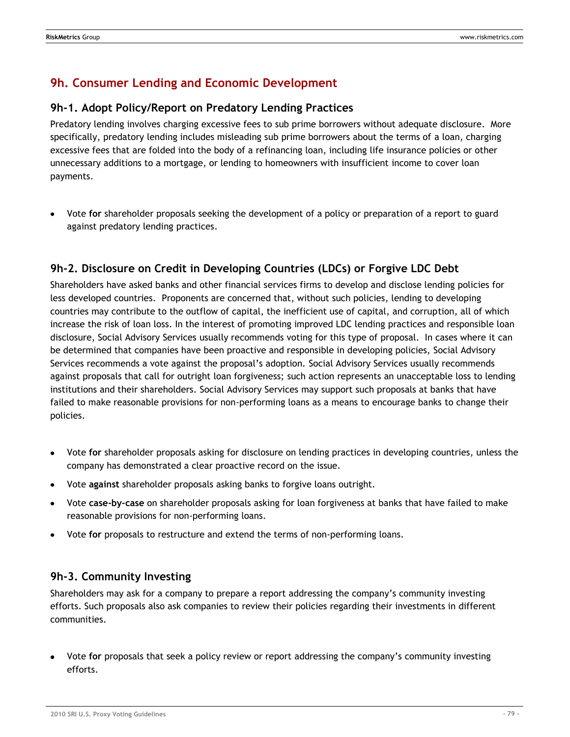## 9h. Consumer Lending and Economic Development

### 9h-1. Adopt Policy/Report on Predatory Lending Practices

Predatory lending involves charging excessive fees to sub prime borrowers without adequate disclosure. More specifically, predatory lending includes misleading sub prime borrowers about the terms of a loan, charging excessive fees that are folded into the body of a refinancing loan, including life insurance policies or other unnecessary additions to a mortgage, or lending to homeowners with insufficient income to cover loan payments.

- Vote **for** shareholder proposals seeking the development of a policy or preparation of a report to guard against predatory lending practices.

### 9h-2. Disclosure on Credit in Developing Countries (LDCs) or Forgive LDC Debt

Shareholders have asked banks and other financial services firms to develop and disclose lending policies for less developed countries. Proponents are concerned that, without such policies, lending to developing countries may contribute to the outflow of capital, the inefficient use of capital, and corruption, all of which increase the risk of loan loss. In the interest of promoting improved LDC lending practices and responsible loan disclosure, Social Advisory Services usually recommends voting for this type of proposal. In cases where it can be determined that companies have been proactive and responsible in developing policies, Social Advisory Services recommends a vote against the proposal's adoption. Social Advisory Services usually recommends against proposals that call for outright loan forgiveness; such action represents an unacceptable loss to lending institutions and their shareholders. Social Advisory Services may support such proposals at banks that have failed to make reasonable provisions for non-performing loans as a means to encourage banks to change their policies.

- Vote **for** shareholder proposals asking for disclosure on lending practices in developing countries, unless the company has demonstrated a clear proactive record on the issue.
- Vote **against** shareholder proposals asking banks to forgive loans outright.
- Vote **case-by-case** on shareholder proposals asking for loan forgiveness at banks that have failed to make reasonable provisions for non-performing loans.
- Vote **for** proposals to restructure and extend the terms of non-performing loans.

### 9h-3. Community Investing

Shareholders may ask for a company to prepare a report addressing the company's community investing efforts. Such proposals also ask companies to review their policies regarding their investments in different communities.

- Vote **for** proposals that seek a policy review or report addressing the company's community investing efforts.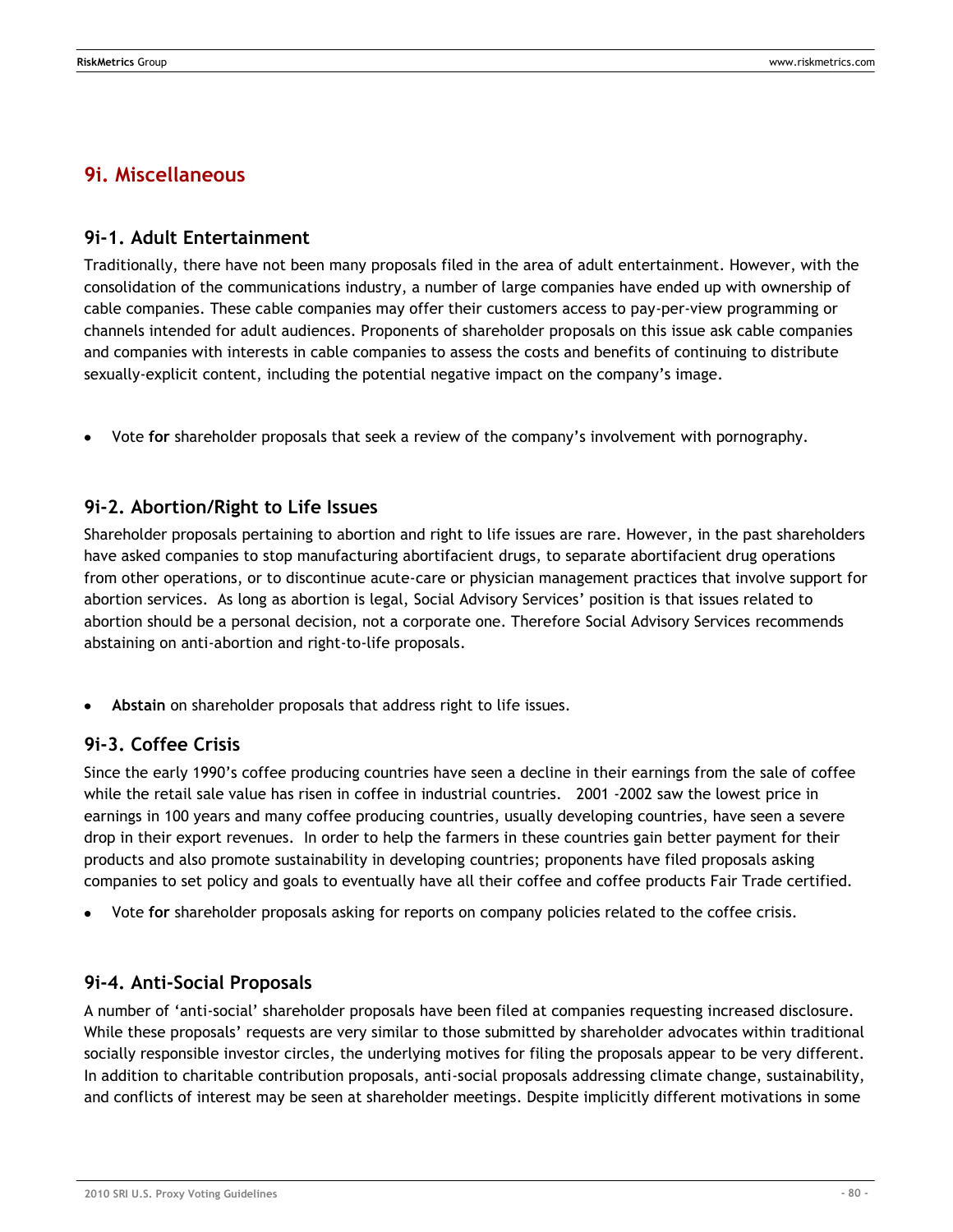## 9i. Miscellaneous

### 9i-1. Adult Entertainment

Traditionally, there have not been many proposals filed in the area of adult entertainment. However, with the consolidation of the communications industry, a number of large companies have ended up with ownership of cable companies. These cable companies may offer their customers access to pay-per-view programming or channels intended for adult audiences. Proponents of shareholder proposals on this issue ask cable companies and companies with interests in cable companies to assess the costs and benefits of continuing to distribute sexually-explicit content, including the potential negative impact on the company's image.

- Vote **for** shareholder proposals that seek a review of the company's involvement with pornography.

### 9i-2. Abortion/Right to Life Issues

Shareholder proposals pertaining to abortion and right to life issues are rare. However, in the past shareholders have asked companies to stop manufacturing abortifacient drugs, to separate abortifacient drug operations from other operations, or to discontinue acute-care or physician management practices that involve support for abortion services. As long as abortion is legal, Social Advisory Services' position is that issues related to abortion should be a personal decision, not a corporate one. Therefore Social Advisory Services recommends abstaining on anti-abortion and right-to-life proposals.

- **Abstain** on shareholder proposals that address right to life issues.

### 9i-3. Coffee Crisis

Since the early 1990's coffee producing countries have seen a decline in their earnings from the sale of coffee while the retail sale value has risen in coffee in industrial countries. 2001 -2002 saw the lowest price in earnings in 100 years and many coffee producing countries, usually developing countries, have seen a severe drop in their export revenues. In order to help the farmers in these countries gain better payment for their products and also promote sustainability in developing countries; proponents have filed proposals asking companies to set policy and goals to eventually have all their coffee and coffee products Fair Trade certified.

- Vote **for** shareholder proposals asking for reports on company policies related to the coffee crisis.

### 9i-4. Anti-Social Proposals

A number of 'anti-social' shareholder proposals have been filed at companies requesting increased disclosure. While these proposals' requests are very similar to those submitted by shareholder advocates within traditional socially responsible investor circles, the underlying motives for filing the proposals appear to be very different. In addition to charitable contribution proposals, anti-social proposals addressing climate change, sustainability, and conflicts of interest may be seen at shareholder meetings. Despite implicitly different motivations in some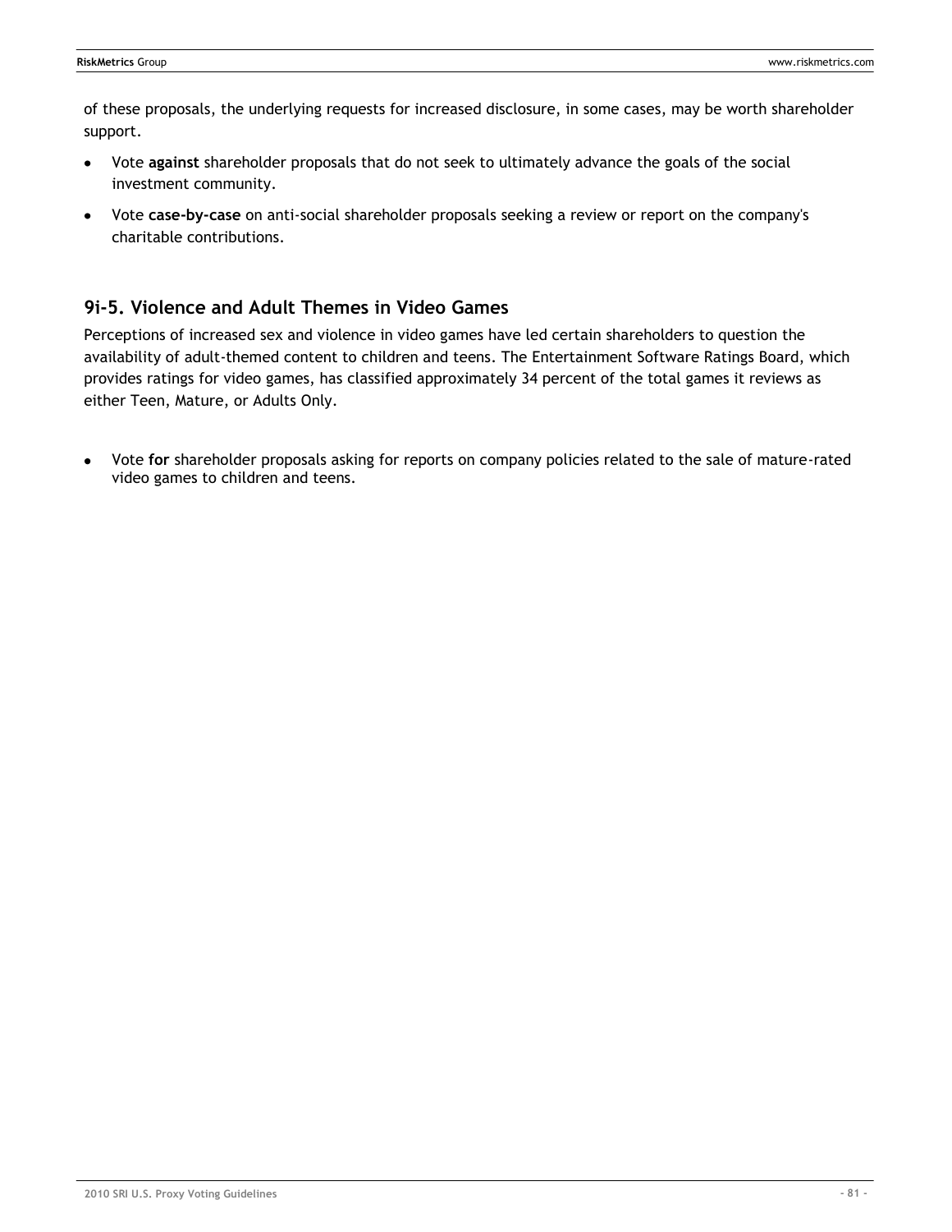of these proposals, the underlying requests for increased disclosure, in some cases, may be worth shareholder support.

- Vote **against** shareholder proposals that do not seek to ultimately advance the goals of the social investment community.
- Vote **case-by-case** on anti-social shareholder proposals seeking a review or report on the company's charitable contributions.

## 9i-5. Violence and Adult Themes in Video Games

Perceptions of increased sex and violence in video games have led certain shareholders to question the availability of adult-themed content to children and teens. The Entertainment Software Ratings Board, which provides ratings for video games, has classified approximately 34 percent of the total games it reviews as either Teen, Mature, or Adults Only.

- Vote **for** shareholder proposals asking for reports on company policies related to the sale of mature-rated video games to children and teens.